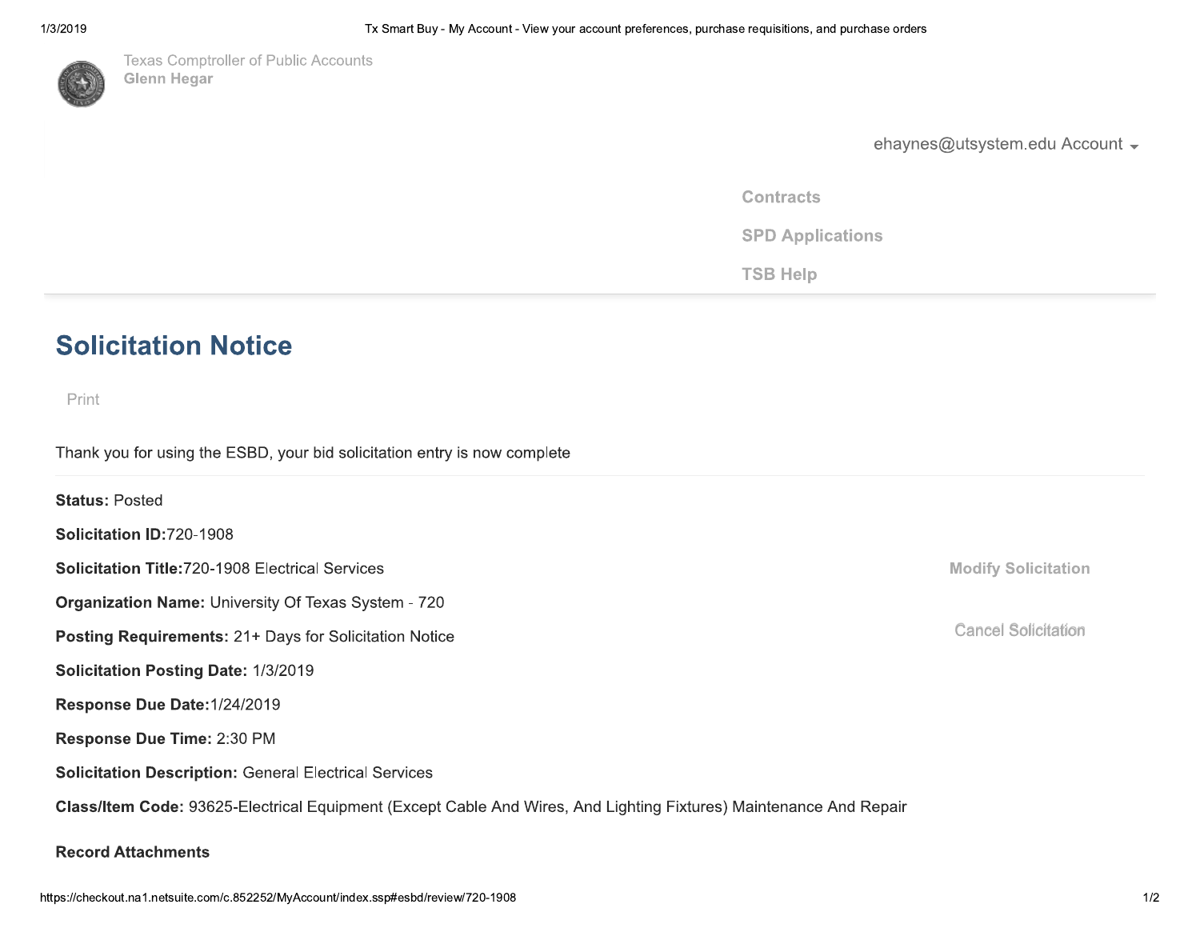Texas Comptroller of Public Accounts
**Glenn Hegar**

ehaynes@utsystem.edu Account

Contracts

SPD Applications

TSB Help

# Solicitation Notice

Print

Thank you for using the ESBD, your bid solicitation entry is now complete

**Status:** Posted

**Solicitation ID:** 720-1908

**Solicitation Title:** 720-1908 Electrical Services

Modify Solicitation

**Organization Name:** University Of Texas System - 720

Cancel Solicitation

**Posting Requirements:** 21+ Days for Solicitation Notice

**Solicitation Posting Date:** 1/3/2019

**Response Due Date:** 1/24/2019

**Response Due Time:** 2:30 PM

**Solicitation Description:** General Electrical Services

**Class/Item Code:** 93625-Electrical Equipment (Except Cable And Wires, And Lighting Fixtures) Maintenance And Repair

**Record Attachments**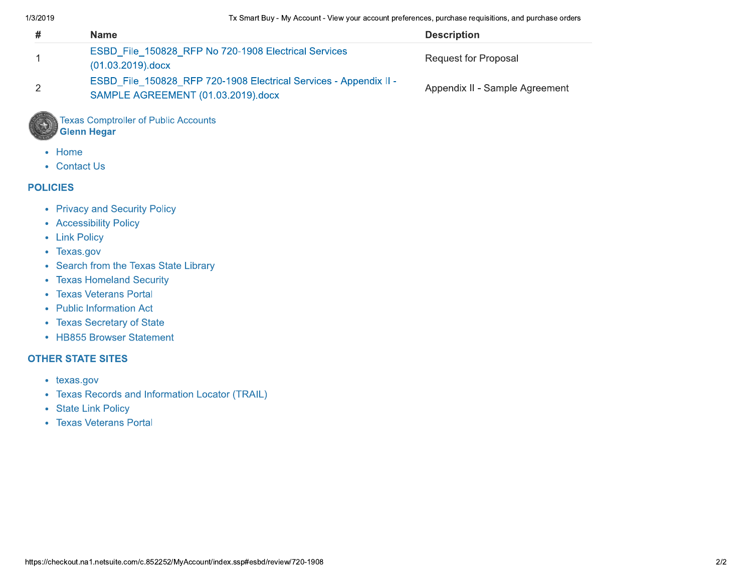| # | Name | Description |
|---|---|---|
| 1 | ESBD_File_150828_RFP No 720-1908 Electrical Services (01.03.2019).docx | Request for Proposal |
| 2 | ESBD_File_150828_RFP 720-1908 Electrical Services - Appendix II - SAMPLE AGREEMENT (01.03.2019).docx | Appendix II - Sample Agreement |

Texas Comptroller of Public Accounts
**Glenn Hegar**

- Home
- Contact Us

## POLICIES

- Privacy and Security Policy
- Accessibility Policy
- Link Policy
- Texas.gov
- Search from the Texas State Library
- Texas Homeland Security
- Texas Veterans Portal
- Public Information Act
- Texas Secretary of State
- HB855 Browser Statement

## OTHER STATE SITES

- texas.gov
- Texas Records and Information Locator (TRAIL)
- State Link Policy
- Texas Veterans Portal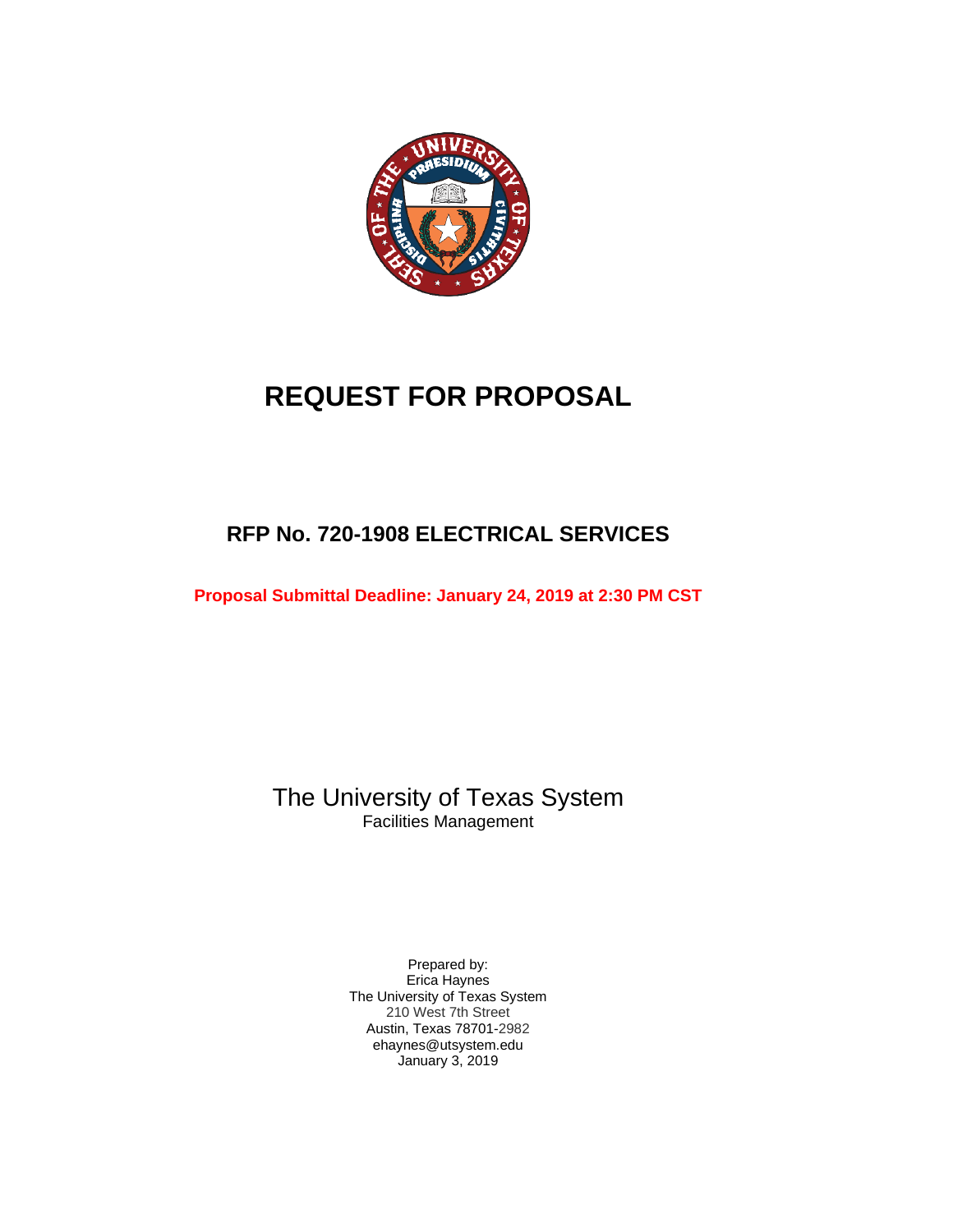# REQUEST FOR PROPOSAL

## RFP No. 720-1908 ELECTRICAL SERVICES

**Proposal Submittal Deadline: January 24, 2019 at 2:30 PM CST**

The University of Texas System
Facilities Management

Prepared by:
Erica Haynes
The University of Texas System
210 West 7th Street
Austin, Texas 78701-2982
ehaynes@utsystem.edu
January 3, 2019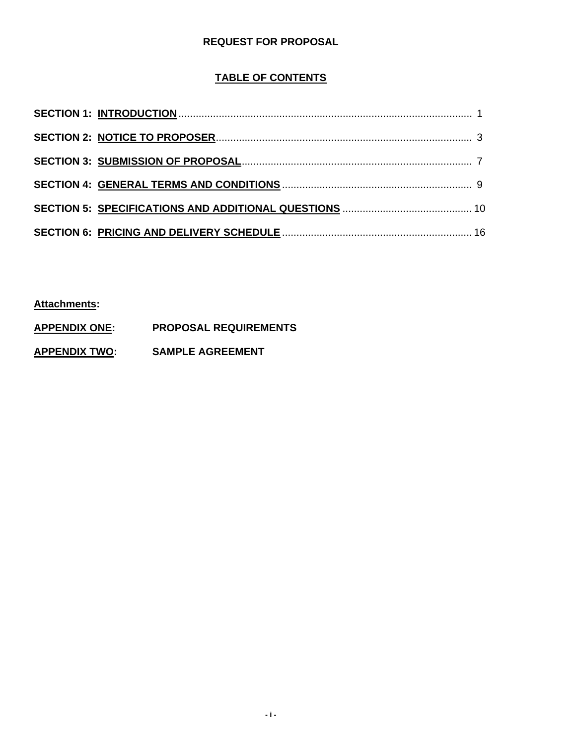# REQUEST FOR PROPOSAL

## TABLE OF CONTENTS

**SECTION 1: INTRODUCTION** .......................................................... 1

**SECTION 2: NOTICE TO PROPOSER** .......................................................... 3

**SECTION 3: SUBMISSION OF PROPOSAL** .......................................................... 7

**SECTION 4: GENERAL TERMS AND CONDITIONS** .......................................................... 9

**SECTION 5: SPECIFICATIONS AND ADDITIONAL QUESTIONS** .......................................................... 10

**SECTION 6: PRICING AND DELIVERY SCHEDULE** .......................................................... 16

**Attachments:**

**APPENDIX ONE:** **PROPOSAL REQUIREMENTS**

**APPENDIX TWO:** **SAMPLE AGREEMENT**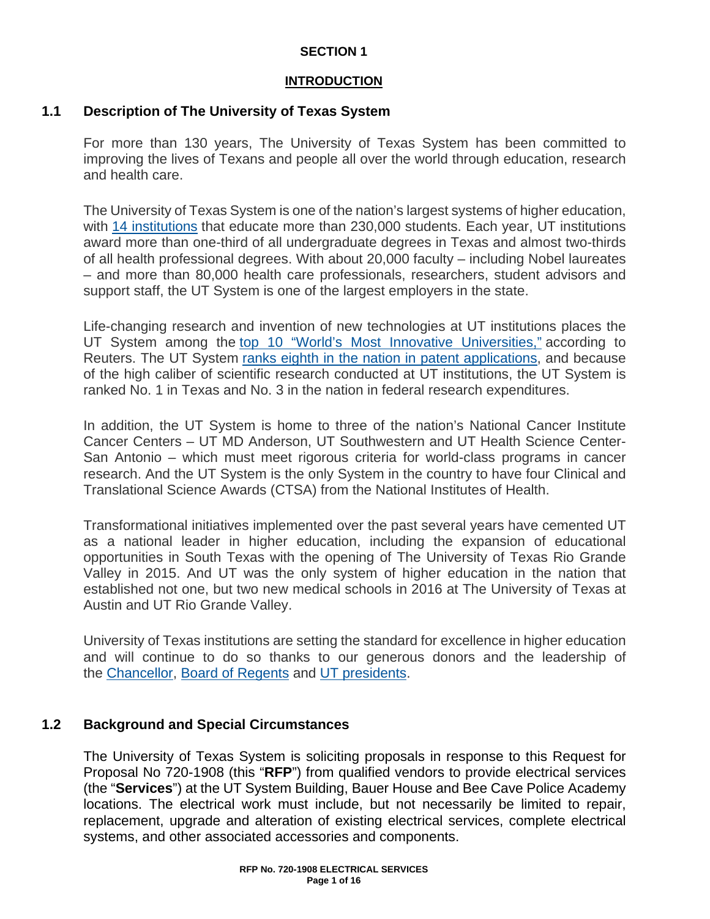# SECTION 1

## INTRODUCTION

### 1.1 Description of The University of Texas System

For more than 130 years, The University of Texas System has been committed to improving the lives of Texans and people all over the world through education, research and health care.

The University of Texas System is one of the nation's largest systems of higher education, with 14 institutions that educate more than 230,000 students. Each year, UT institutions award more than one-third of all undergraduate degrees in Texas and almost two-thirds of all health professional degrees. With about 20,000 faculty – including Nobel laureates – and more than 80,000 health care professionals, researchers, student advisors and support staff, the UT System is one of the largest employers in the state.

Life-changing research and invention of new technologies at UT institutions places the UT System among the top 10 "World's Most Innovative Universities," according to Reuters. The UT System ranks eighth in the nation in patent applications, and because of the high caliber of scientific research conducted at UT institutions, the UT System is ranked No. 1 in Texas and No. 3 in the nation in federal research expenditures.

In addition, the UT System is home to three of the nation's National Cancer Institute Cancer Centers – UT MD Anderson, UT Southwestern and UT Health Science Center-San Antonio – which must meet rigorous criteria for world-class programs in cancer research. And the UT System is the only System in the country to have four Clinical and Translational Science Awards (CTSA) from the National Institutes of Health.

Transformational initiatives implemented over the past several years have cemented UT as a national leader in higher education, including the expansion of educational opportunities in South Texas with the opening of The University of Texas Rio Grande Valley in 2015. And UT was the only system of higher education in the nation that established not one, but two new medical schools in 2016 at The University of Texas at Austin and UT Rio Grande Valley.

University of Texas institutions are setting the standard for excellence in higher education and will continue to do so thanks to our generous donors and the leadership of the Chancellor, Board of Regents and UT presidents.

### 1.2 Background and Special Circumstances

The University of Texas System is soliciting proposals in response to this Request for Proposal No 720-1908 (this "**RFP**") from qualified vendors to provide electrical services (the "**Services**") at the UT System Building, Bauer House and Bee Cave Police Academy locations. The electrical work must include, but not necessarily be limited to repair, replacement, upgrade and alteration of existing electrical services, complete electrical systems, and other associated accessories and components.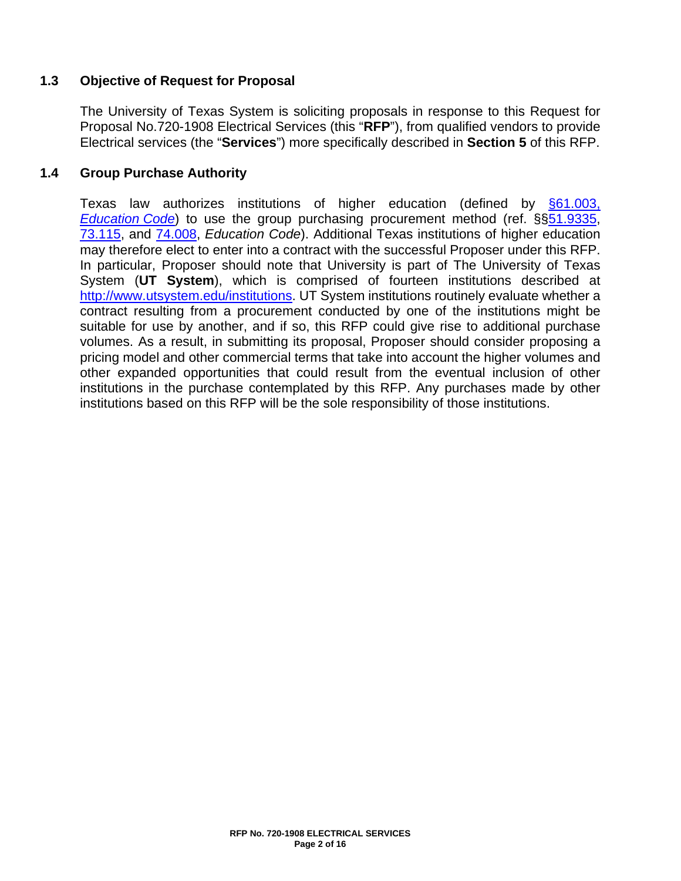### 1.3 Objective of Request for Proposal

The University of Texas System is soliciting proposals in response to this Request for Proposal No.720-1908 Electrical Services (this "**RFP**"), from qualified vendors to provide Electrical services (the "**Services**") more specifically described in **Section 5** of this RFP.

### 1.4 Group Purchase Authority

Texas law authorizes institutions of higher education (defined by §61.003, *Education Code*) to use the group purchasing procurement method (ref. §§51.9335, 73.115, and 74.008, *Education Code*). Additional Texas institutions of higher education may therefore elect to enter into a contract with the successful Proposer under this RFP. In particular, Proposer should note that University is part of The University of Texas System (**UT System**), which is comprised of fourteen institutions described at http://www.utsystem.edu/institutions. UT System institutions routinely evaluate whether a contract resulting from a procurement conducted by one of the institutions might be suitable for use by another, and if so, this RFP could give rise to additional purchase volumes. As a result, in submitting its proposal, Proposer should consider proposing a pricing model and other commercial terms that take into account the higher volumes and other expanded opportunities that could result from the eventual inclusion of other institutions in the purchase contemplated by this RFP. Any purchases made by other institutions based on this RFP will be the sole responsibility of those institutions.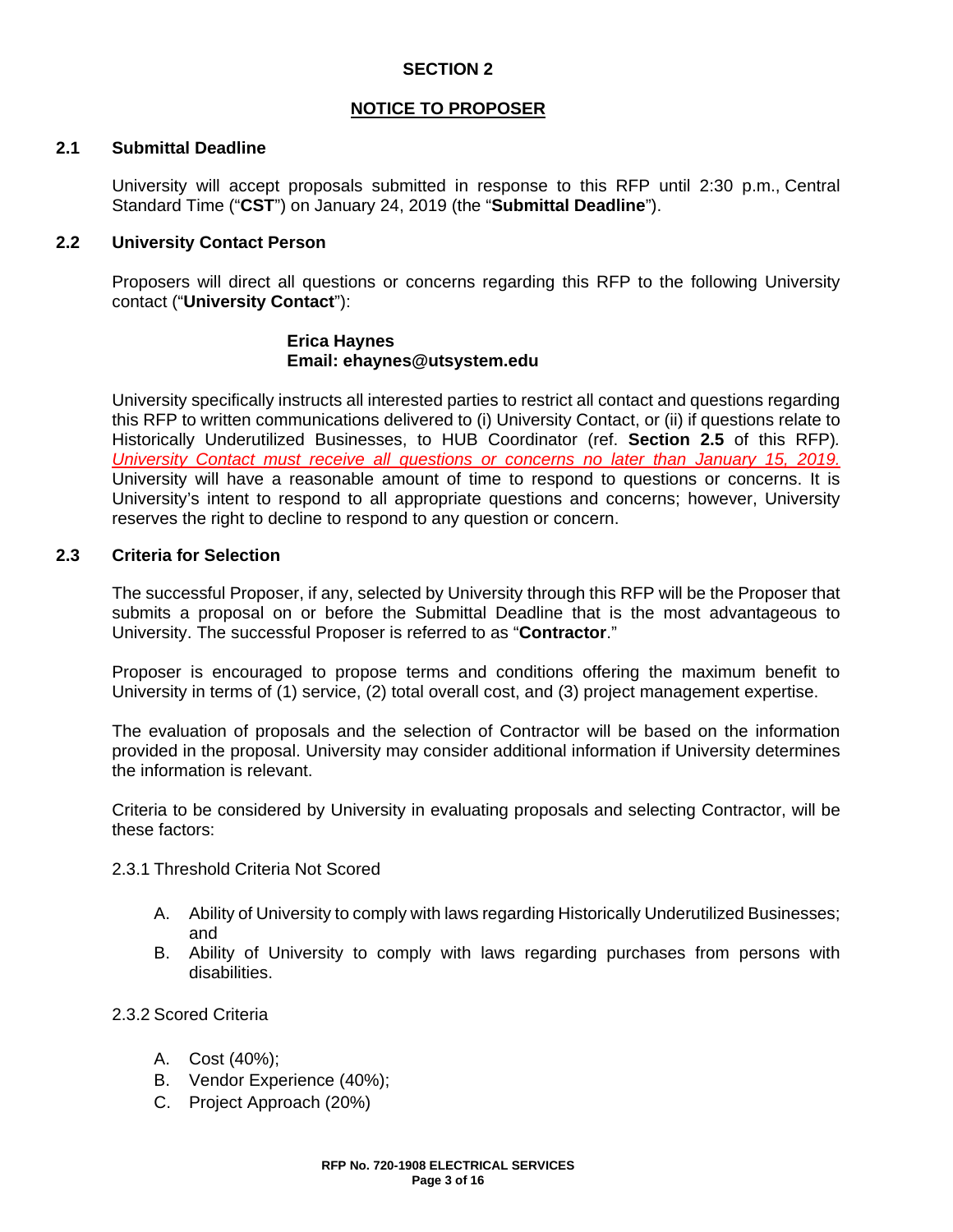# SECTION 2

## NOTICE TO PROPOSER

### 2.1 Submittal Deadline

University will accept proposals submitted in response to this RFP until 2:30 p.m., Central Standard Time ("**CST**") on January 24, 2019 (the "**Submittal Deadline**").

### 2.2 University Contact Person

Proposers will direct all questions or concerns regarding this RFP to the following University contact ("**University Contact**"):

**Erica Haynes**
**Email: ehaynes@utsystem.edu**

University specifically instructs all interested parties to restrict all contact and questions regarding this RFP to written communications delivered to (i) University Contact, or (ii) if questions relate to Historically Underutilized Businesses, to HUB Coordinator (ref. **Section 2.5** of this RFP). *University Contact must receive all questions or concerns no later than January 15, 2019.* University will have a reasonable amount of time to respond to questions or concerns. It is University's intent to respond to all appropriate questions and concerns; however, University reserves the right to decline to respond to any question or concern.

### 2.3 Criteria for Selection

The successful Proposer, if any, selected by University through this RFP will be the Proposer that submits a proposal on or before the Submittal Deadline that is the most advantageous to University. The successful Proposer is referred to as "**Contractor**."

Proposer is encouraged to propose terms and conditions offering the maximum benefit to University in terms of (1) service, (2) total overall cost, and (3) project management expertise.

The evaluation of proposals and the selection of Contractor will be based on the information provided in the proposal. University may consider additional information if University determines the information is relevant.

Criteria to be considered by University in evaluating proposals and selecting Contractor, will be these factors:

2.3.1 Threshold Criteria Not Scored

A. Ability of University to comply with laws regarding Historically Underutilized Businesses; and
B. Ability of University to comply with laws regarding purchases from persons with disabilities.

2.3.2 Scored Criteria

A. Cost (40%);
B. Vendor Experience (40%);
C. Project Approach (20%)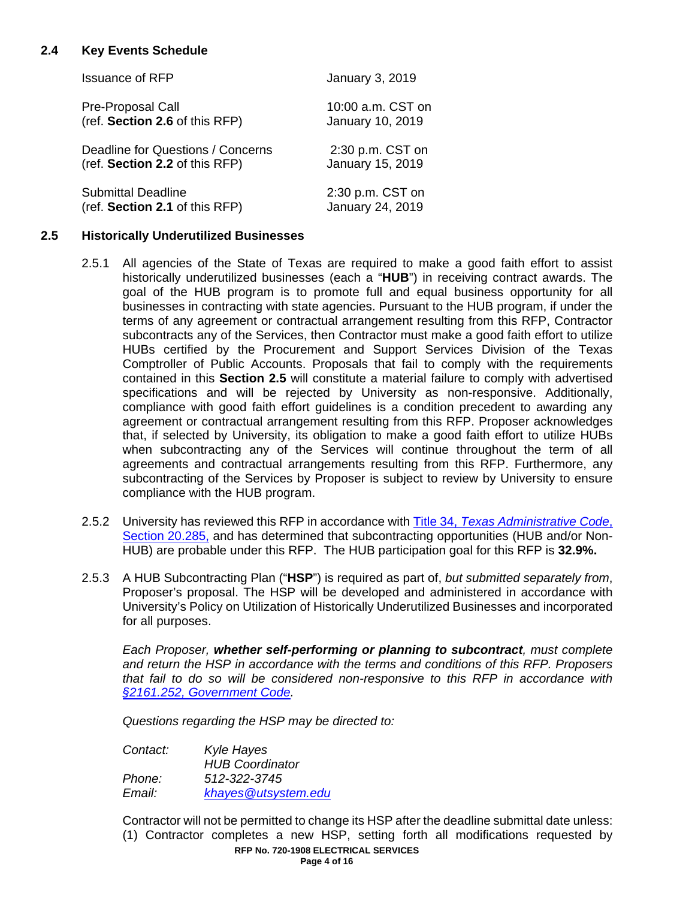### 2.4 Key Events Schedule

| | |
|---|---|
| Issuance of RFP | January 3, 2019 |
| Pre-Proposal Call (ref. **Section 2.6** of this RFP) | 10:00 a.m. CST on January 10, 2019 |
| Deadline for Questions / Concerns (ref. **Section 2.2** of this RFP) | 2:30 p.m. CST on January 15, 2019 |
| Submittal Deadline (ref. **Section 2.1** of this RFP) | 2:30 p.m. CST on January 24, 2019 |

### 2.5 Historically Underutilized Businesses

2.5.1 All agencies of the State of Texas are required to make a good faith effort to assist historically underutilized businesses (each a "**HUB**") in receiving contract awards. The goal of the HUB program is to promote full and equal business opportunity for all businesses in contracting with state agencies. Pursuant to the HUB program, if under the terms of any agreement or contractual arrangement resulting from this RFP, Contractor subcontracts any of the Services, then Contractor must make a good faith effort to utilize HUBs certified by the Procurement and Support Services Division of the Texas Comptroller of Public Accounts. Proposals that fail to comply with the requirements contained in this **Section 2.5** will constitute a material failure to comply with advertised specifications and will be rejected by University as non-responsive. Additionally, compliance with good faith effort guidelines is a condition precedent to awarding any agreement or contractual arrangement resulting from this RFP. Proposer acknowledges that, if selected by University, its obligation to make a good faith effort to utilize HUBs when subcontracting any of the Services will continue throughout the term of all agreements and contractual arrangements resulting from this RFP. Furthermore, any subcontracting of the Services by Proposer is subject to review by University to ensure compliance with the HUB program.

2.5.2 University has reviewed this RFP in accordance with Title 34, *Texas Administrative Code*, Section 20.285, and has determined that subcontracting opportunities (HUB and/or Non-HUB) are probable under this RFP. The HUB participation goal for this RFP is **32.9%.**

2.5.3 A HUB Subcontracting Plan ("**HSP**") is required as part of, *but submitted separately from*, Proposer's proposal. The HSP will be developed and administered in accordance with University's Policy on Utilization of Historically Underutilized Businesses and incorporated for all purposes.

*Each Proposer,* ***whether self-performing or planning to subcontract****, must complete and return the HSP in accordance with the terms and conditions of this RFP. Proposers that fail to do so will be considered non-responsive to this RFP in accordance with §2161.252, Government Code.*

*Questions regarding the HSP may be directed to:*

| | |
|---|---|
| *Contact:* | *Kyle Hayes* |
| | *HUB Coordinator* |
| *Phone:* | *512-322-3745* |
| *Email:* | *khayes@utsystem.edu* |

Contractor will not be permitted to change its HSP after the deadline submittal date unless: (1) Contractor completes a new HSP, setting forth all modifications requested by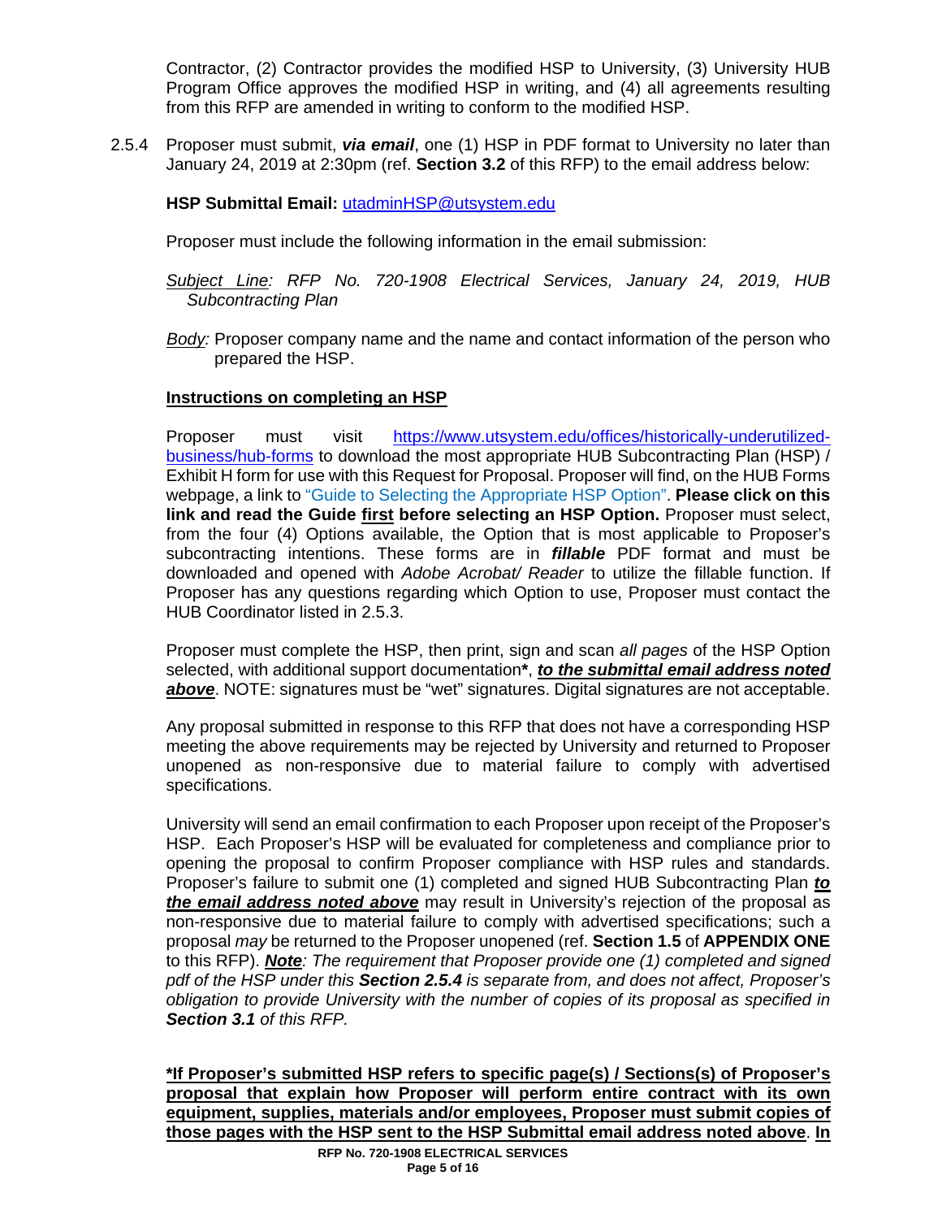Contractor, (2) Contractor provides the modified HSP to University, (3) University HUB Program Office approves the modified HSP in writing, and (4) all agreements resulting from this RFP are amended in writing to conform to the modified HSP.

2.5.4 Proposer must submit, ***via email***, one (1) HSP in PDF format to University no later than January 24, 2019 at 2:30pm (ref. **Section 3.2** of this RFP) to the email address below:

**HSP Submittal Email:** utadminHSP@utsystem.edu

Proposer must include the following information in the email submission:

*Subject Line: RFP No. 720-1908 Electrical Services, January 24, 2019, HUB Subcontracting Plan*

*Body:* Proposer company name and the name and contact information of the person who prepared the HSP.

**Instructions on completing an HSP**

Proposer must visit https://www.utsystem.edu/offices/historically-underutilized-business/hub-forms to download the most appropriate HUB Subcontracting Plan (HSP) / Exhibit H form for use with this Request for Proposal. Proposer will find, on the HUB Forms webpage, a link to "Guide to Selecting the Appropriate HSP Option". **Please click on this link and read the Guide first before selecting an HSP Option.** Proposer must select, from the four (4) Options available, the Option that is most applicable to Proposer's subcontracting intentions. These forms are in ***fillable*** PDF format and must be downloaded and opened with *Adobe Acrobat/ Reader* to utilize the fillable function. If Proposer has any questions regarding which Option to use, Proposer must contact the HUB Coordinator listed in 2.5.3.

Proposer must complete the HSP, then print, sign and scan *all pages* of the HSP Option selected, with additional support documentation**\***, ***to the submittal email address noted above***. NOTE: signatures must be "wet" signatures. Digital signatures are not acceptable.

Any proposal submitted in response to this RFP that does not have a corresponding HSP meeting the above requirements may be rejected by University and returned to Proposer unopened as non-responsive due to material failure to comply with advertised specifications.

University will send an email confirmation to each Proposer upon receipt of the Proposer's HSP. Each Proposer's HSP will be evaluated for completeness and compliance prior to opening the proposal to confirm Proposer compliance with HSP rules and standards. Proposer's failure to submit one (1) completed and signed HUB Subcontracting Plan ***to the email address noted above*** may result in University's rejection of the proposal as non-responsive due to material failure to comply with advertised specifications; such a proposal *may* be returned to the Proposer unopened (ref. **Section 1.5** of **APPENDIX ONE** to this RFP). ***Note****: The requirement that Proposer provide one (1) completed and signed pdf of the HSP under this* ***Section 2.5.4*** *is separate from, and does not affect, Proposer's obligation to provide University with the number of copies of its proposal as specified in* ***Section 3.1*** *of this RFP.*

**\*If Proposer's submitted HSP refers to specific page(s) / Sections(s) of Proposer's proposal that explain how Proposer will perform entire contract with its own equipment, supplies, materials and/or employees, Proposer must submit copies of those pages with the HSP sent to the HSP Submittal email address noted above. In**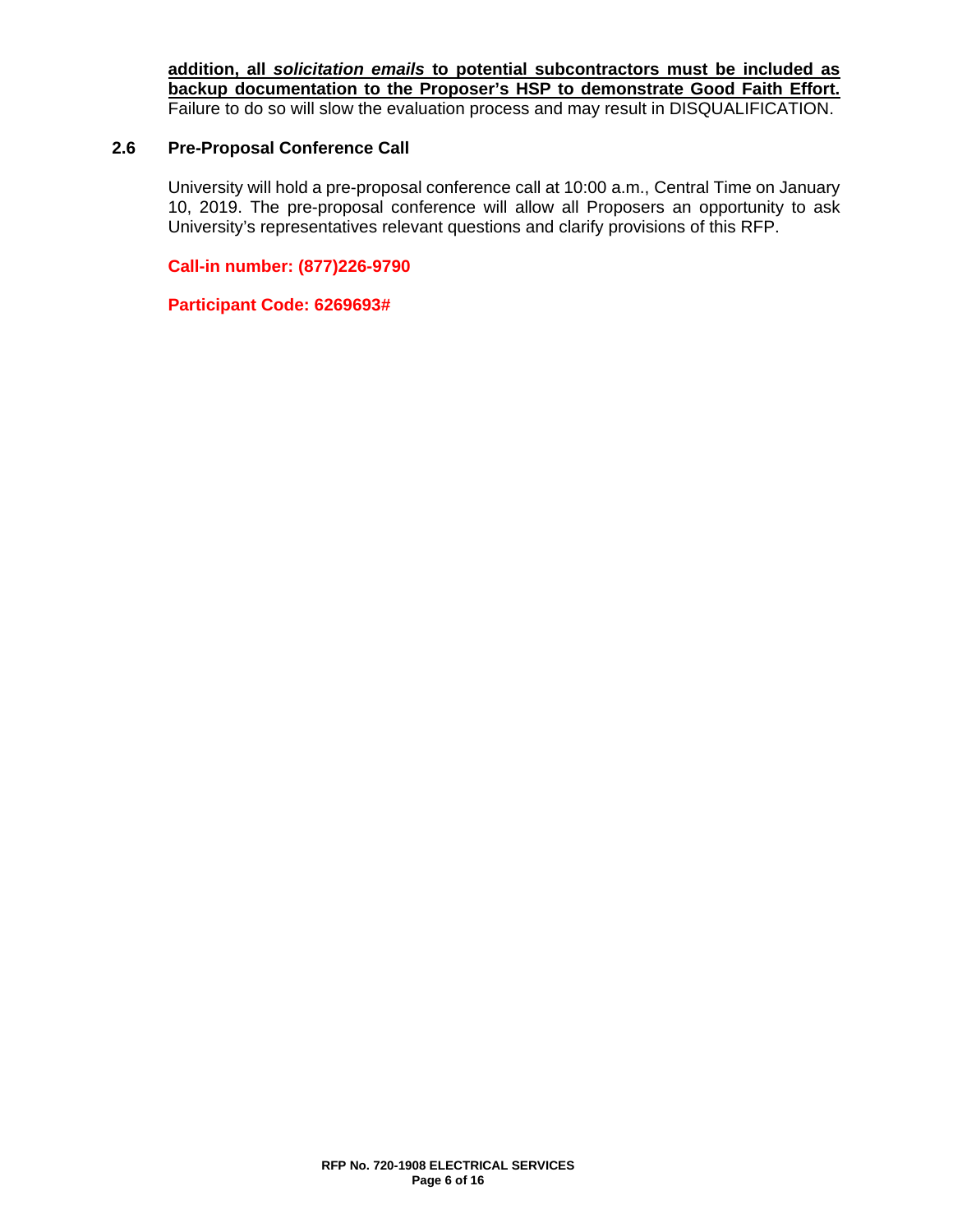**addition, all *solicitation emails* to potential subcontractors must be included as backup documentation to the Proposer's HSP to demonstrate Good Faith Effort.** Failure to do so will slow the evaluation process and may result in DISQUALIFICATION.

### 2.6 Pre-Proposal Conference Call

University will hold a pre-proposal conference call at 10:00 a.m., Central Time on January 10, 2019. The pre-proposal conference will allow all Proposers an opportunity to ask University's representatives relevant questions and clarify provisions of this RFP.

**Call-in number: (877)226-9790**

**Participant Code: 6269693#**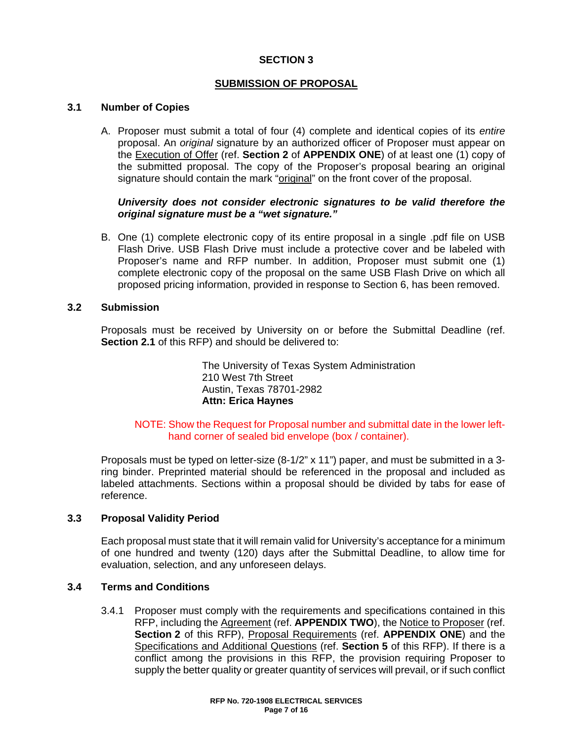# SECTION 3

## SUBMISSION OF PROPOSAL

### 3.1 Number of Copies

A. Proposer must submit a total of four (4) complete and identical copies of its *entire* proposal. An *original* signature by an authorized officer of Proposer must appear on the Execution of Offer (ref. **Section 2** of **APPENDIX ONE**) of at least one (1) copy of the submitted proposal. The copy of the Proposer's proposal bearing an original signature should contain the mark "original" on the front cover of the proposal.

***University does not consider electronic signatures to be valid therefore the original signature must be a "wet signature."***

B. One (1) complete electronic copy of its entire proposal in a single .pdf file on USB Flash Drive. USB Flash Drive must include a protective cover and be labeled with Proposer's name and RFP number. In addition, Proposer must submit one (1) complete electronic copy of the proposal on the same USB Flash Drive on which all proposed pricing information, provided in response to Section 6, has been removed.

### 3.2 Submission

Proposals must be received by University on or before the Submittal Deadline (ref. **Section 2.1** of this RFP) and should be delivered to:

The University of Texas System Administration
210 West 7th Street
Austin, Texas 78701-2982
**Attn: Erica Haynes**

NOTE: Show the Request for Proposal number and submittal date in the lower left-hand corner of sealed bid envelope (box / container).

Proposals must be typed on letter-size (8-1/2" x 11") paper, and must be submitted in a 3-ring binder. Preprinted material should be referenced in the proposal and included as labeled attachments. Sections within a proposal should be divided by tabs for ease of reference.

### 3.3 Proposal Validity Period

Each proposal must state that it will remain valid for University's acceptance for a minimum of one hundred and twenty (120) days after the Submittal Deadline, to allow time for evaluation, selection, and any unforeseen delays.

### 3.4 Terms and Conditions

3.4.1 Proposer must comply with the requirements and specifications contained in this RFP, including the Agreement (ref. **APPENDIX TWO**), the Notice to Proposer (ref. **Section 2** of this RFP), Proposal Requirements (ref. **APPENDIX ONE**) and the Specifications and Additional Questions (ref. **Section 5** of this RFP). If there is a conflict among the provisions in this RFP, the provision requiring Proposer to supply the better quality or greater quantity of services will prevail, or if such conflict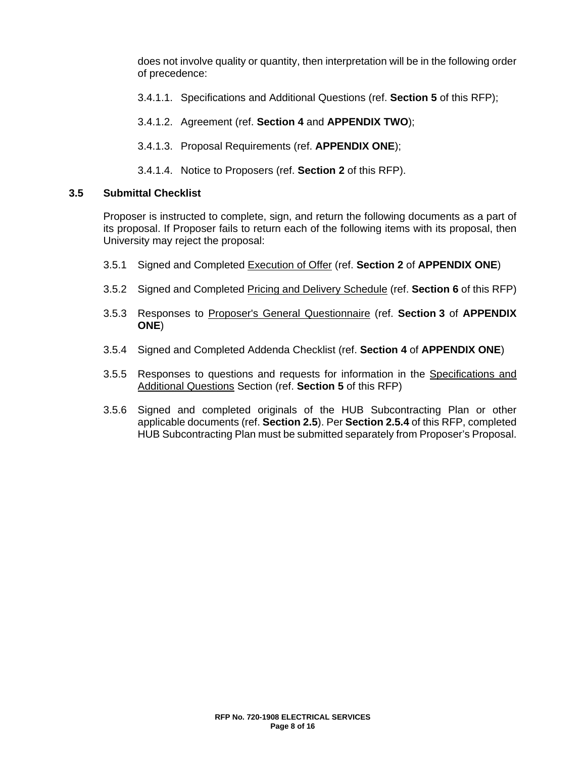does not involve quality or quantity, then interpretation will be in the following order of precedence:

3.4.1.1. Specifications and Additional Questions (ref. **Section 5** of this RFP);

3.4.1.2. Agreement (ref. **Section 4** and **APPENDIX TWO**);

3.4.1.3. Proposal Requirements (ref. **APPENDIX ONE**);

3.4.1.4. Notice to Proposers (ref. **Section 2** of this RFP).

### 3.5 Submittal Checklist

Proposer is instructed to complete, sign, and return the following documents as a part of its proposal. If Proposer fails to return each of the following items with its proposal, then University may reject the proposal:

3.5.1 Signed and Completed <u>Execution of Offer</u> (ref. **Section 2** of **APPENDIX ONE**)

3.5.2 Signed and Completed <u>Pricing and Delivery Schedule</u> (ref. **Section 6** of this RFP)

3.5.3 Responses to <u>Proposer's General Questionnaire</u> (ref. **Section 3** of **APPENDIX ONE**)

3.5.4 Signed and Completed Addenda Checklist (ref. **Section 4** of **APPENDIX ONE**)

3.5.5 Responses to questions and requests for information in the <u>Specifications and Additional Questions</u> Section (ref. **Section 5** of this RFP)

3.5.6 Signed and completed originals of the HUB Subcontracting Plan or other applicable documents (ref. **Section 2.5**). Per **Section 2.5.4** of this RFP, completed HUB Subcontracting Plan must be submitted separately from Proposer's Proposal.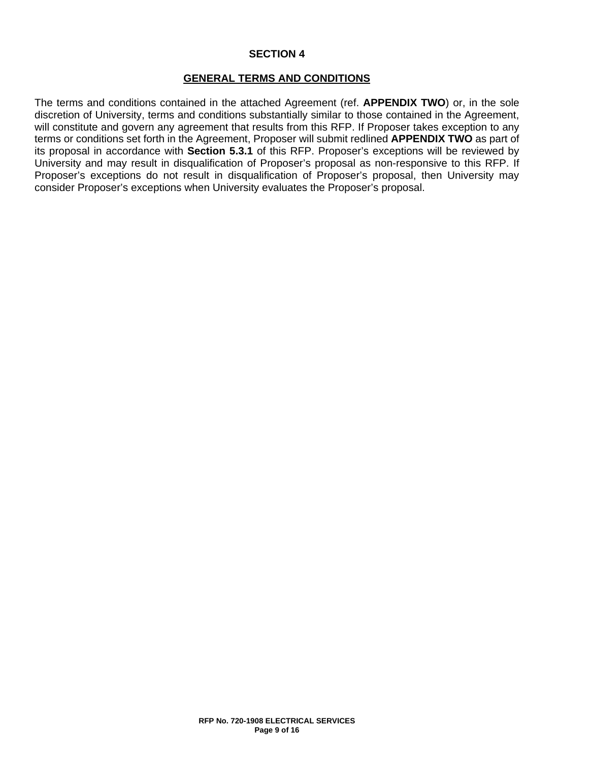# SECTION 4

## GENERAL TERMS AND CONDITIONS

The terms and conditions contained in the attached Agreement (ref. **APPENDIX TWO**) or, in the sole discretion of University, terms and conditions substantially similar to those contained in the Agreement, will constitute and govern any agreement that results from this RFP. If Proposer takes exception to any terms or conditions set forth in the Agreement, Proposer will submit redlined **APPENDIX TWO** as part of its proposal in accordance with **Section 5.3.1** of this RFP. Proposer's exceptions will be reviewed by University and may result in disqualification of Proposer's proposal as non-responsive to this RFP. If Proposer's exceptions do not result in disqualification of Proposer's proposal, then University may consider Proposer's exceptions when University evaluates the Proposer's proposal.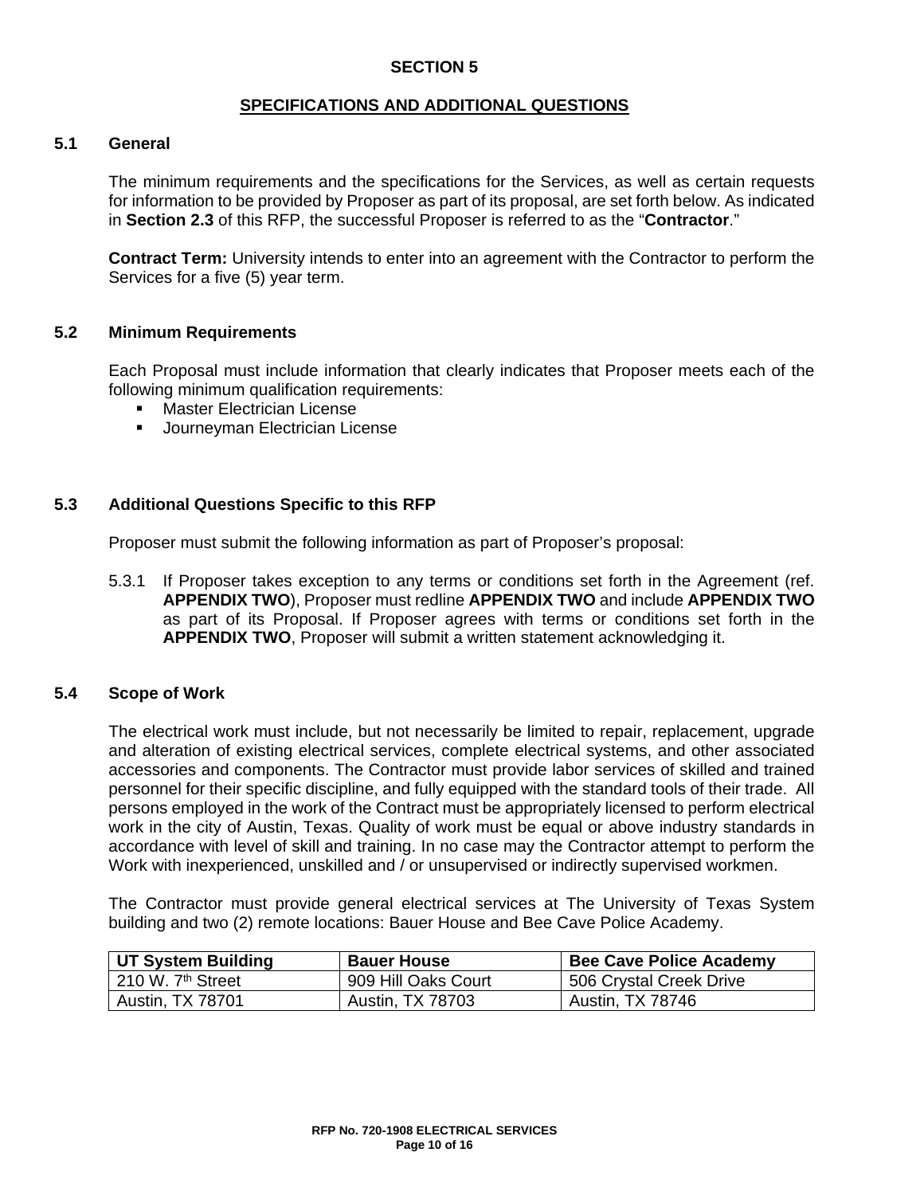# SECTION 5

## SPECIFICATIONS AND ADDITIONAL QUESTIONS

### 5.1 General

The minimum requirements and the specifications for the Services, as well as certain requests for information to be provided by Proposer as part of its proposal, are set forth below. As indicated in **Section 2.3** of this RFP, the successful Proposer is referred to as the "**Contractor**."

**Contract Term:** University intends to enter into an agreement with the Contractor to perform the Services for a five (5) year term.

### 5.2 Minimum Requirements

Each Proposal must include information that clearly indicates that Proposer meets each of the following minimum qualification requirements:

- Master Electrician License
- Journeyman Electrician License

### 5.3 Additional Questions Specific to this RFP

Proposer must submit the following information as part of Proposer's proposal:

5.3.1 If Proposer takes exception to any terms or conditions set forth in the Agreement (ref. **APPENDIX TWO**), Proposer must redline **APPENDIX TWO** and include **APPENDIX TWO** as part of its Proposal. If Proposer agrees with terms or conditions set forth in the **APPENDIX TWO**, Proposer will submit a written statement acknowledging it.

### 5.4 Scope of Work

The electrical work must include, but not necessarily be limited to repair, replacement, upgrade and alteration of existing electrical services, complete electrical systems, and other associated accessories and components. The Contractor must provide labor services of skilled and trained personnel for their specific discipline, and fully equipped with the standard tools of their trade. All persons employed in the work of the Contract must be appropriately licensed to perform electrical work in the city of Austin, Texas. Quality of work must be equal or above industry standards in accordance with level of skill and training. In no case may the Contractor attempt to perform the Work with inexperienced, unskilled and / or unsupervised or indirectly supervised workmen.

The Contractor must provide general electrical services at The University of Texas System building and two (2) remote locations: Bauer House and Bee Cave Police Academy.

| UT System Building | Bauer House | Bee Cave Police Academy |
| --- | --- | --- |
| 210 W. 7th Street | 909 Hill Oaks Court | 506 Crystal Creek Drive |
| Austin, TX 78701 | Austin, TX 78703 | Austin, TX 78746 |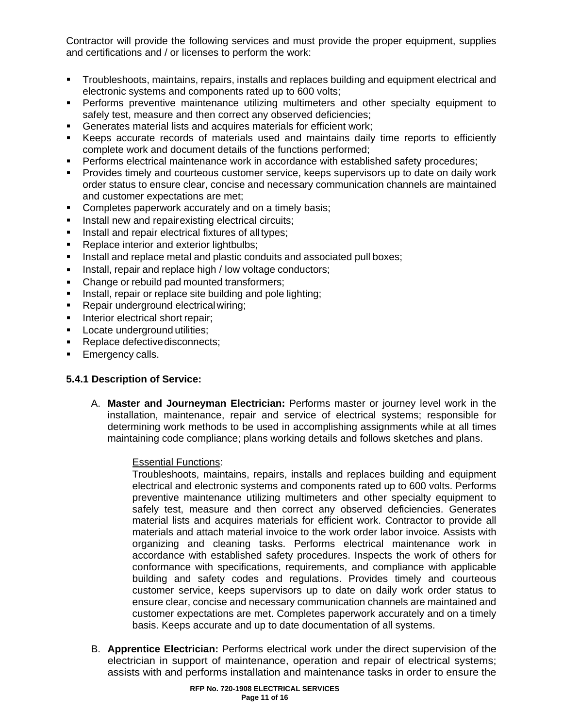Contractor will provide the following services and must provide the proper equipment, supplies and certifications and / or licenses to perform the work:

- Troubleshoots, maintains, repairs, installs and replaces building and equipment electrical and electronic systems and components rated up to 600 volts;
- Performs preventive maintenance utilizing multimeters and other specialty equipment to safely test, measure and then correct any observed deficiencies;
- Generates material lists and acquires materials for efficient work;
- Keeps accurate records of materials used and maintains daily time reports to efficiently complete work and document details of the functions performed;
- Performs electrical maintenance work in accordance with established safety procedures;
- Provides timely and courteous customer service, keeps supervisors up to date on daily work order status to ensure clear, concise and necessary communication channels are maintained and customer expectations are met;
- Completes paperwork accurately and on a timely basis;
- Install new and repair existing electrical circuits;
- Install and repair electrical fixtures of all types;
- Replace interior and exterior lightbulbs;
- Install and replace metal and plastic conduits and associated pull boxes;
- Install, repair and replace high / low voltage conductors;
- Change or rebuild pad mounted transformers;
- Install, repair or replace site building and pole lighting;
- Repair underground electrical wiring;
- Interior electrical short repair;
- Locate underground utilities;
- Replace defective disconnects;
- Emergency calls.

### 5.4.1 Description of Service:

A. **Master and Journeyman Electrician:** Performs master or journey level work in the installation, maintenance, repair and service of electrical systems; responsible for determining work methods to be used in accomplishing assignments while at all times maintaining code compliance; plans working details and follows sketches and plans.

   Essential Functions:
   Troubleshoots, maintains, repairs, installs and replaces building and equipment electrical and electronic systems and components rated up to 600 volts. Performs preventive maintenance utilizing multimeters and other specialty equipment to safely test, measure and then correct any observed deficiencies. Generates material lists and acquires materials for efficient work. Contractor to provide all materials and attach material invoice to the work order labor invoice. Assists with organizing and cleaning tasks. Performs electrical maintenance work in accordance with established safety procedures. Inspects the work of others for conformance with specifications, requirements, and compliance with applicable building and safety codes and regulations. Provides timely and courteous customer service, keeps supervisors up to date on daily work order status to ensure clear, concise and necessary communication channels are maintained and customer expectations are met. Completes paperwork accurately and on a timely basis. Keeps accurate and up to date documentation of all systems.

B. **Apprentice Electrician:** Performs electrical work under the direct supervision of the electrician in support of maintenance, operation and repair of electrical systems; assists with and performs installation and maintenance tasks in order to ensure the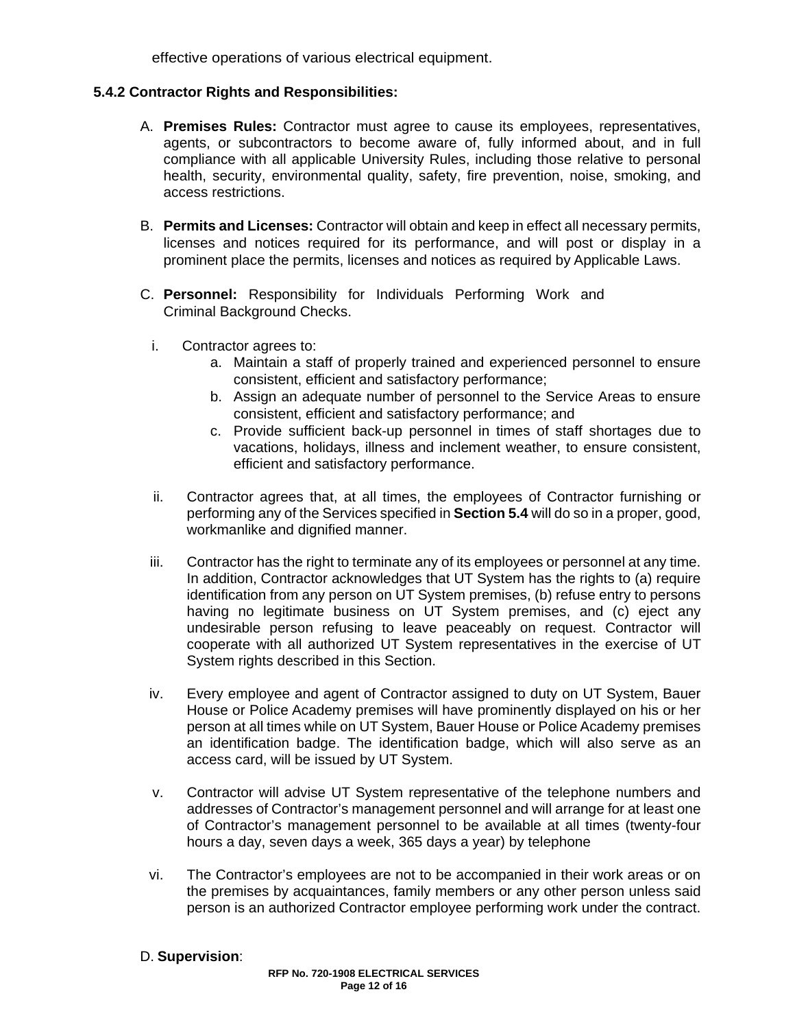effective operations of various electrical equipment.

### 5.4.2 Contractor Rights and Responsibilities:

A. **Premises Rules:** Contractor must agree to cause its employees, representatives, agents, or subcontractors to become aware of, fully informed about, and in full compliance with all applicable University Rules, including those relative to personal health, security, environmental quality, safety, fire prevention, noise, smoking, and access restrictions.

B. **Permits and Licenses:** Contractor will obtain and keep in effect all necessary permits, licenses and notices required for its performance, and will post or display in a prominent place the permits, licenses and notices as required by Applicable Laws.

C. **Personnel:** Responsibility for Individuals Performing Work and Criminal Background Checks.

i. Contractor agrees to:

   a. Maintain a staff of properly trained and experienced personnel to ensure consistent, efficient and satisfactory performance;
   b. Assign an adequate number of personnel to the Service Areas to ensure consistent, efficient and satisfactory performance; and
   c. Provide sufficient back-up personnel in times of staff shortages due to vacations, holidays, illness and inclement weather, to ensure consistent, efficient and satisfactory performance.

ii. Contractor agrees that, at all times, the employees of Contractor furnishing or performing any of the Services specified in **Section 5.4** will do so in a proper, good, workmanlike and dignified manner.

iii. Contractor has the right to terminate any of its employees or personnel at any time. In addition, Contractor acknowledges that UT System has the rights to (a) require identification from any person on UT System premises, (b) refuse entry to persons having no legitimate business on UT System premises, and (c) eject any undesirable person refusing to leave peaceably on request. Contractor will cooperate with all authorized UT System representatives in the exercise of UT System rights described in this Section.

iv. Every employee and agent of Contractor assigned to duty on UT System, Bauer House or Police Academy premises will have prominently displayed on his or her person at all times while on UT System, Bauer House or Police Academy premises an identification badge. The identification badge, which will also serve as an access card, will be issued by UT System.

v. Contractor will advise UT System representative of the telephone numbers and addresses of Contractor's management personnel and will arrange for at least one of Contractor's management personnel to be available at all times (twenty-four hours a day, seven days a week, 365 days a year) by telephone

vi. The Contractor's employees are not to be accompanied in their work areas or on the premises by acquaintances, family members or any other person unless said person is an authorized Contractor employee performing work under the contract.

D. **Supervision**: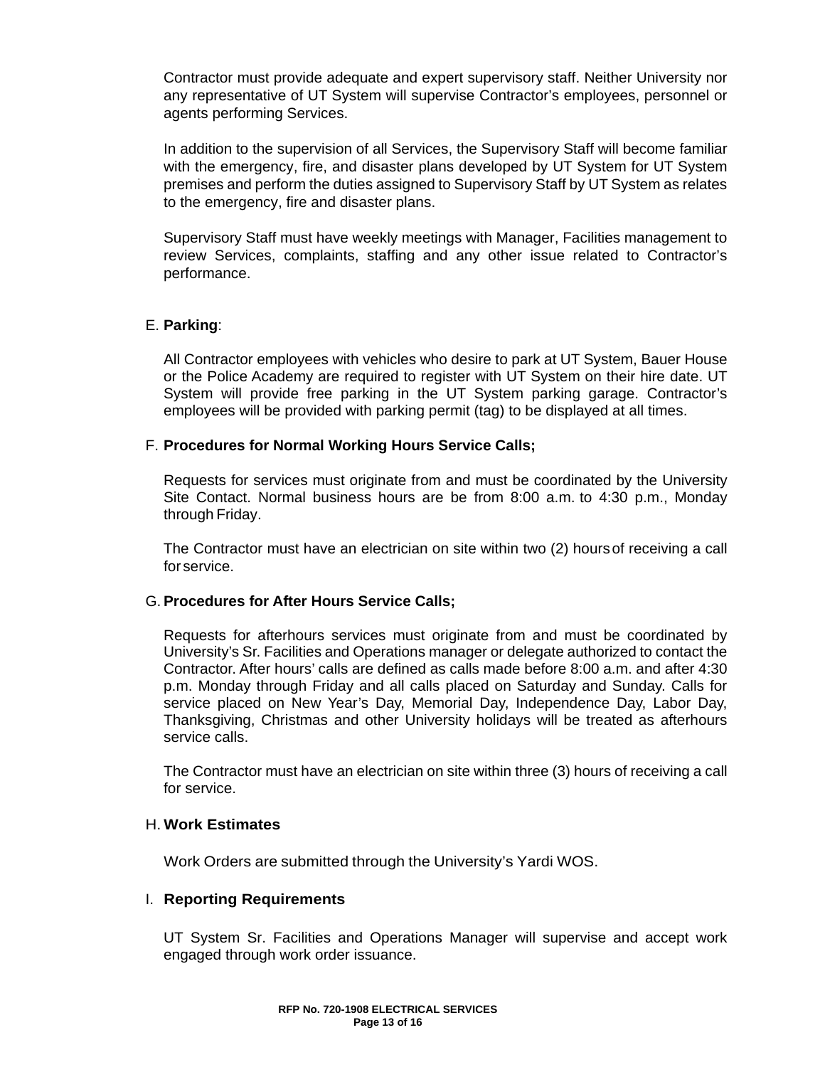Contractor must provide adequate and expert supervisory staff. Neither University nor any representative of UT System will supervise Contractor's employees, personnel or agents performing Services.

In addition to the supervision of all Services, the Supervisory Staff will become familiar with the emergency, fire, and disaster plans developed by UT System for UT System premises and perform the duties assigned to Supervisory Staff by UT System as relates to the emergency, fire and disaster plans.

Supervisory Staff must have weekly meetings with Manager, Facilities management to review Services, complaints, staffing and any other issue related to Contractor's performance.

E. **Parking**:

All Contractor employees with vehicles who desire to park at UT System, Bauer House or the Police Academy are required to register with UT System on their hire date. UT System will provide free parking in the UT System parking garage. Contractor's employees will be provided with parking permit (tag) to be displayed at all times.

F. **Procedures for Normal Working Hours Service Calls;**

Requests for services must originate from and must be coordinated by the University Site Contact. Normal business hours are be from 8:00 a.m. to 4:30 p.m., Monday through Friday.

The Contractor must have an electrician on site within two (2) hours of receiving a call for service.

G. **Procedures for After Hours Service Calls;**

Requests for afterhours services must originate from and must be coordinated by University's Sr. Facilities and Operations manager or delegate authorized to contact the Contractor. After hours' calls are defined as calls made before 8:00 a.m. and after 4:30 p.m. Monday through Friday and all calls placed on Saturday and Sunday. Calls for service placed on New Year's Day, Memorial Day, Independence Day, Labor Day, Thanksgiving, Christmas and other University holidays will be treated as afterhours service calls.

The Contractor must have an electrician on site within three (3) hours of receiving a call for service.

H. **Work Estimates**

Work Orders are submitted through the University's Yardi WOS.

I. **Reporting Requirements**

UT System Sr. Facilities and Operations Manager will supervise and accept work engaged through work order issuance.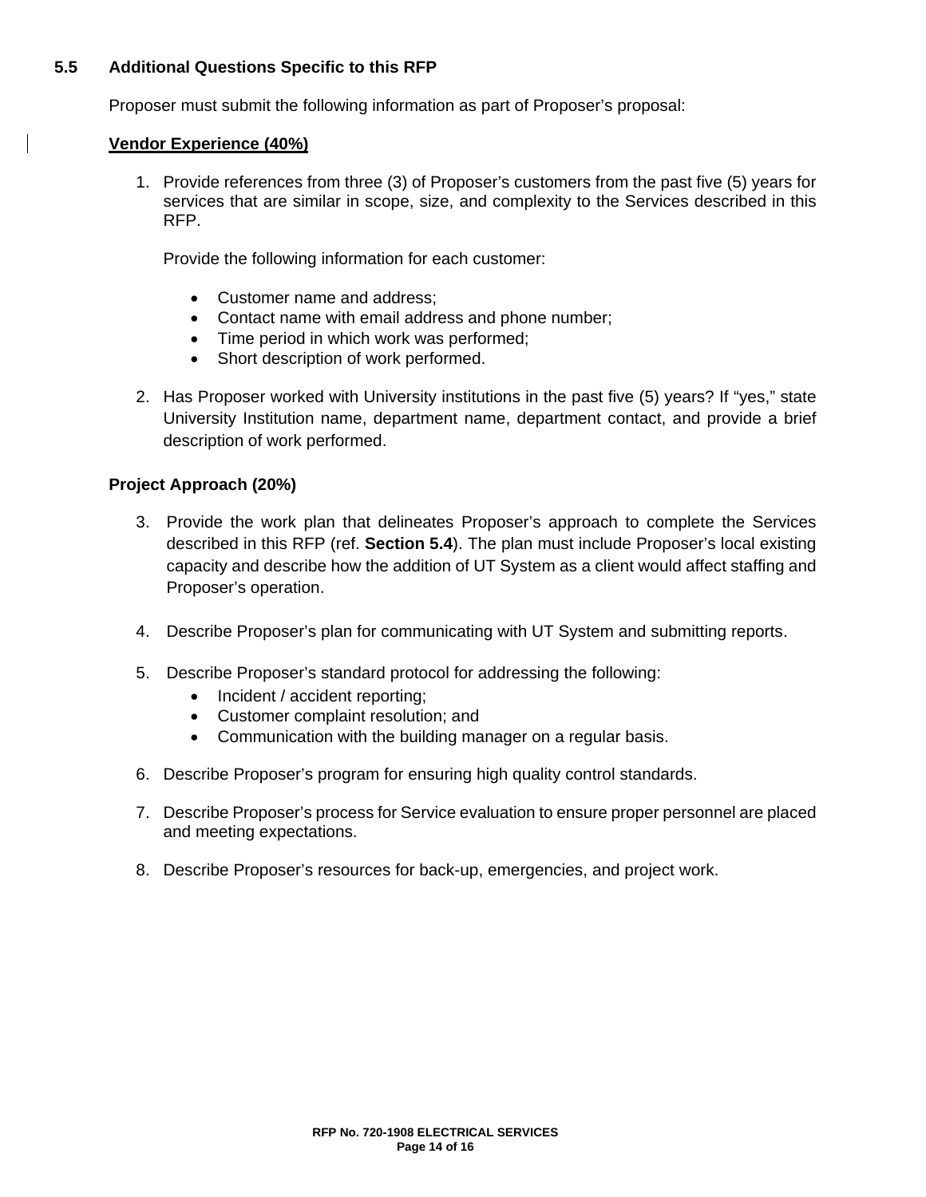### 5.5 Additional Questions Specific to this RFP

Proposer must submit the following information as part of Proposer's proposal:

**Vendor Experience (40%)**

1. Provide references from three (3) of Proposer's customers from the past five (5) years for services that are similar in scope, size, and complexity to the Services described in this RFP.

   Provide the following information for each customer:

   - Customer name and address;
   - Contact name with email address and phone number;
   - Time period in which work was performed;
   - Short description of work performed.

2. Has Proposer worked with University institutions in the past five (5) years? If "yes," state University Institution name, department name, department contact, and provide a brief description of work performed.

**Project Approach (20%)**

3. Provide the work plan that delineates Proposer's approach to complete the Services described in this RFP (ref. **Section 5.4**). The plan must include Proposer's local existing capacity and describe how the addition of UT System as a client would affect staffing and Proposer's operation.

4. Describe Proposer's plan for communicating with UT System and submitting reports.

5. Describe Proposer's standard protocol for addressing the following:
   - Incident / accident reporting;
   - Customer complaint resolution; and
   - Communication with the building manager on a regular basis.

6. Describe Proposer's program for ensuring high quality control standards.

7. Describe Proposer's process for Service evaluation to ensure proper personnel are placed and meeting expectations.

8. Describe Proposer's resources for back-up, emergencies, and project work.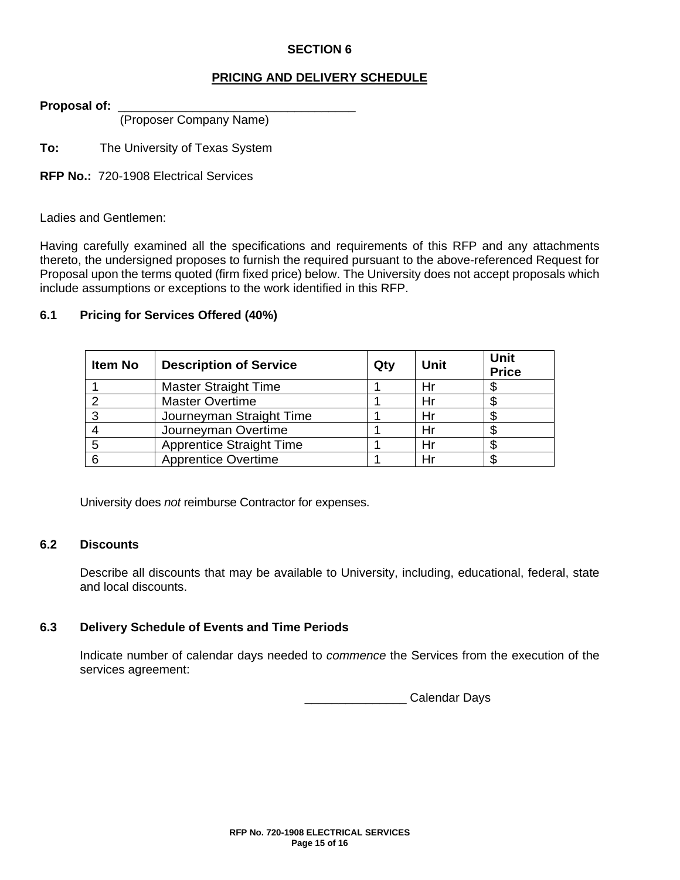# SECTION 6

## PRICING AND DELIVERY SCHEDULE

**Proposal of:** ___________________________________
(Proposer Company Name)

**To:** The University of Texas System

**RFP No.:** 720-1908 Electrical Services

Ladies and Gentlemen:

Having carefully examined all the specifications and requirements of this RFP and any attachments thereto, the undersigned proposes to furnish the required pursuant to the above-referenced Request for Proposal upon the terms quoted (firm fixed price) below. The University does not accept proposals which include assumptions or exceptions to the work identified in this RFP.

### 6.1 Pricing for Services Offered (40%)

| Item No | Description of Service | Qty | Unit | Unit Price |
|---|---|---|---|---|
| 1 | Master Straight Time | 1 | Hr | $ |
| 2 | Master Overtime | 1 | Hr | $ |
| 3 | Journeyman Straight Time | 1 | Hr | $ |
| 4 | Journeyman Overtime | 1 | Hr | $ |
| 5 | Apprentice Straight Time | 1 | Hr | $ |
| 6 | Apprentice Overtime | 1 | Hr | $ |

University does *not* reimburse Contractor for expenses.

### 6.2 Discounts

Describe all discounts that may be available to University, including, educational, federal, state and local discounts.

### 6.3 Delivery Schedule of Events and Time Periods

Indicate number of calendar days needed to *commence* the Services from the execution of the services agreement:

_______________ Calendar Days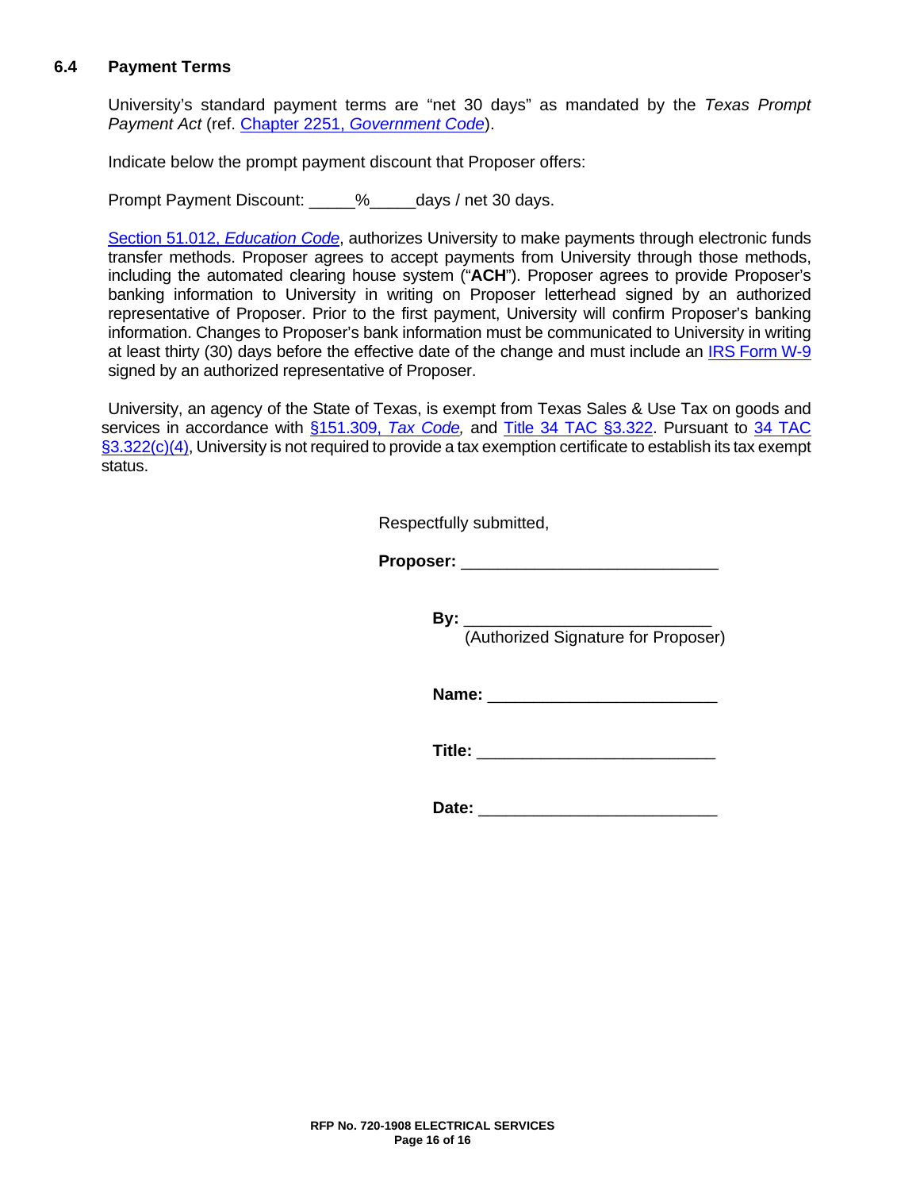### 6.4 Payment Terms

University's standard payment terms are "net 30 days" as mandated by the *Texas Prompt Payment Act* (ref. Chapter 2251, *Government Code*).

Indicate below the prompt payment discount that Proposer offers:

Prompt Payment Discount: _____%_____days / net 30 days.

Section 51.012, *Education Code*, authorizes University to make payments through electronic funds transfer methods. Proposer agrees to accept payments from University through those methods, including the automated clearing house system ("**ACH**"). Proposer agrees to provide Proposer's banking information to University in writing on Proposer letterhead signed by an authorized representative of Proposer. Prior to the first payment, University will confirm Proposer's banking information. Changes to Proposer's bank information must be communicated to University in writing at least thirty (30) days before the effective date of the change and must include an IRS Form W-9 signed by an authorized representative of Proposer.

University, an agency of the State of Texas, is exempt from Texas Sales & Use Tax on goods and services in accordance with §151.309, *Tax Code*, and Title 34 TAC §3.322. Pursuant to 34 TAC §3.322(c)(4), University is not required to provide a tax exemption certificate to establish its tax exempt status.

Respectfully submitted,

**Proposer:** ____________________________

**By:** __________________________
(Authorized Signature for Proposer)

**Name:** ________________________

**Title:** _________________________

**Date:** _________________________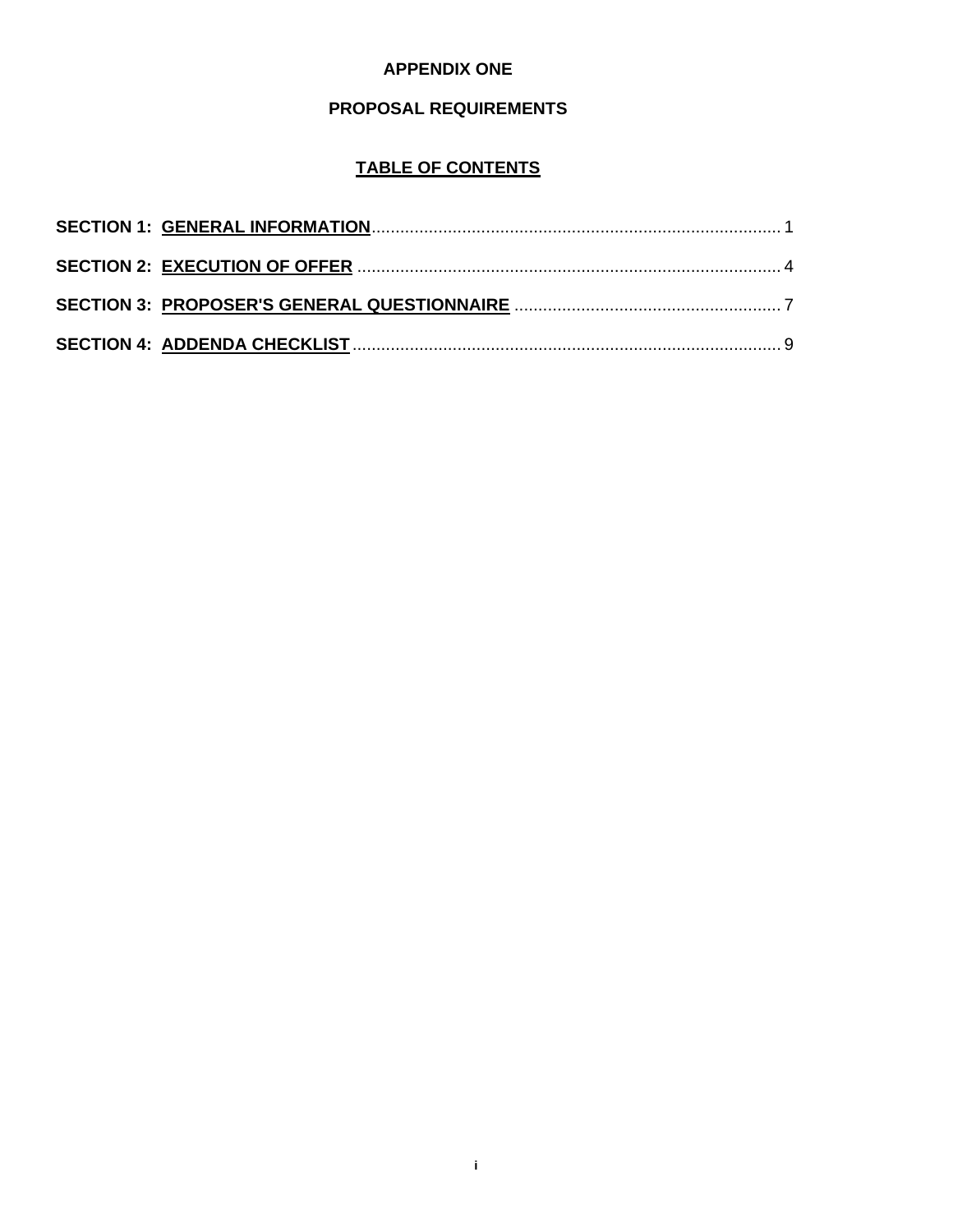**APPENDIX ONE**

**PROPOSAL REQUIREMENTS**

**TABLE OF CONTENTS**

**SECTION 1: GENERAL INFORMATION** ..................................................................................... 1

**SECTION 2: EXECUTION OF OFFER** ........................................................................................ 4

**SECTION 3: PROPOSER'S GENERAL QUESTIONNAIRE** ....................................................... 7

**SECTION 4: ADDENDA CHECKLIST** .......................................................................................... 9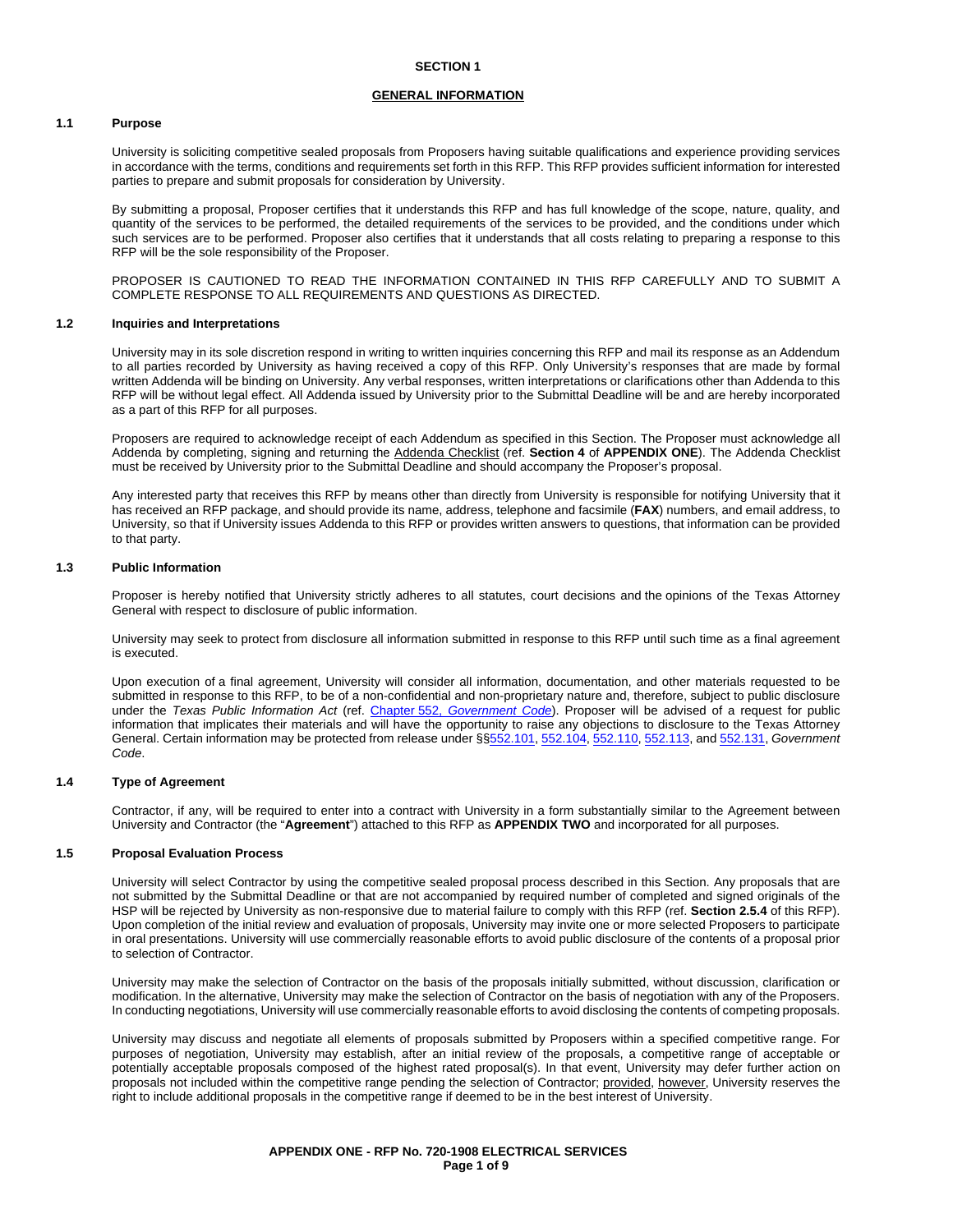# SECTION 1

## GENERAL INFORMATION

### 1.1 Purpose

University is soliciting competitive sealed proposals from Proposers having suitable qualifications and experience providing services in accordance with the terms, conditions and requirements set forth in this RFP. This RFP provides sufficient information for interested parties to prepare and submit proposals for consideration by University.

By submitting a proposal, Proposer certifies that it understands this RFP and has full knowledge of the scope, nature, quality, and quantity of the services to be performed, the detailed requirements of the services to be provided, and the conditions under which such services are to be performed. Proposer also certifies that it understands that all costs relating to preparing a response to this RFP will be the sole responsibility of the Proposer.

PROPOSER IS CAUTIONED TO READ THE INFORMATION CONTAINED IN THIS RFP CAREFULLY AND TO SUBMIT A COMPLETE RESPONSE TO ALL REQUIREMENTS AND QUESTIONS AS DIRECTED.

### 1.2 Inquiries and Interpretations

University may in its sole discretion respond in writing to written inquiries concerning this RFP and mail its response as an Addendum to all parties recorded by University as having received a copy of this RFP. Only University's responses that are made by formal written Addenda will be binding on University. Any verbal responses, written interpretations or clarifications other than Addenda to this RFP will be without legal effect. All Addenda issued by University prior to the Submittal Deadline will be and are hereby incorporated as a part of this RFP for all purposes.

Proposers are required to acknowledge receipt of each Addendum as specified in this Section. The Proposer must acknowledge all Addenda by completing, signing and returning the Addenda Checklist (ref. **Section 4** of **APPENDIX ONE**). The Addenda Checklist must be received by University prior to the Submittal Deadline and should accompany the Proposer's proposal.

Any interested party that receives this RFP by means other than directly from University is responsible for notifying University that it has received an RFP package, and should provide its name, address, telephone and facsimile (**FAX**) numbers, and email address, to University, so that if University issues Addenda to this RFP or provides written answers to questions, that information can be provided to that party.

### 1.3 Public Information

Proposer is hereby notified that University strictly adheres to all statutes, court decisions and the opinions of the Texas Attorney General with respect to disclosure of public information.

University may seek to protect from disclosure all information submitted in response to this RFP until such time as a final agreement is executed.

Upon execution of a final agreement, University will consider all information, documentation, and other materials requested to be submitted in response to this RFP, to be of a non-confidential and non-proprietary nature and, therefore, subject to public disclosure under the *Texas Public Information Act* (ref. Chapter 552, *Government Code*). Proposer will be advised of a request for public information that implicates their materials and will have the opportunity to raise any objections to disclosure to the Texas Attorney General. Certain information may be protected from release under §§552.101, 552.104, 552.110, 552.113, and 552.131, *Government Code*.

### 1.4 Type of Agreement

Contractor, if any, will be required to enter into a contract with University in a form substantially similar to the Agreement between University and Contractor (the "**Agreement**") attached to this RFP as **APPENDIX TWO** and incorporated for all purposes.

### 1.5 Proposal Evaluation Process

University will select Contractor by using the competitive sealed proposal process described in this Section. Any proposals that are not submitted by the Submittal Deadline or that are not accompanied by required number of completed and signed originals of the HSP will be rejected by University as non-responsive due to material failure to comply with this RFP (ref. **Section 2.5.4** of this RFP). Upon completion of the initial review and evaluation of proposals, University may invite one or more selected Proposers to participate in oral presentations. University will use commercially reasonable efforts to avoid public disclosure of the contents of a proposal prior to selection of Contractor.

University may make the selection of Contractor on the basis of the proposals initially submitted, without discussion, clarification or modification. In the alternative, University may make the selection of Contractor on the basis of negotiation with any of the Proposers. In conducting negotiations, University will use commercially reasonable efforts to avoid disclosing the contents of competing proposals.

University may discuss and negotiate all elements of proposals submitted by Proposers within a specified competitive range. For purposes of negotiation, University may establish, after an initial review of the proposals, a competitive range of acceptable or potentially acceptable proposals composed of the highest rated proposal(s). In that event, University may defer further action on proposals not included within the competitive range pending the selection of Contractor; provided, however, University reserves the right to include additional proposals in the competitive range if deemed to be in the best interest of University.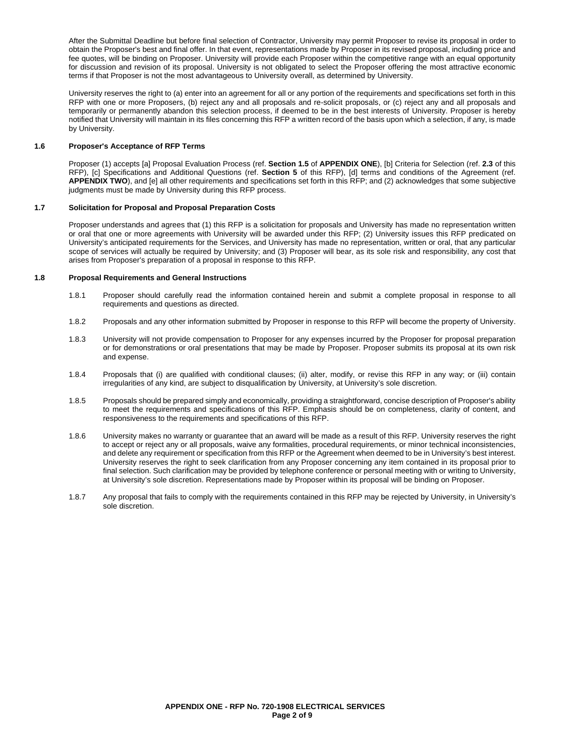After the Submittal Deadline but before final selection of Contractor, University may permit Proposer to revise its proposal in order to obtain the Proposer's best and final offer. In that event, representations made by Proposer in its revised proposal, including price and fee quotes, will be binding on Proposer. University will provide each Proposer within the competitive range with an equal opportunity for discussion and revision of its proposal. University is not obligated to select the Proposer offering the most attractive economic terms if that Proposer is not the most advantageous to University overall, as determined by University.

University reserves the right to (a) enter into an agreement for all or any portion of the requirements and specifications set forth in this RFP with one or more Proposers, (b) reject any and all proposals and re-solicit proposals, or (c) reject any and all proposals and temporarily or permanently abandon this selection process, if deemed to be in the best interests of University. Proposer is hereby notified that University will maintain in its files concerning this RFP a written record of the basis upon which a selection, if any, is made by University.

### 1.6 Proposer's Acceptance of RFP Terms

Proposer (1) accepts [a] Proposal Evaluation Process (ref. **Section 1.5** of **APPENDIX ONE**), [b] Criteria for Selection (ref. **2.3** of this RFP), [c] Specifications and Additional Questions (ref. **Section 5** of this RFP), [d] terms and conditions of the Agreement (ref. **APPENDIX TWO**), and [e] all other requirements and specifications set forth in this RFP; and (2) acknowledges that some subjective judgments must be made by University during this RFP process.

### 1.7 Solicitation for Proposal and Proposal Preparation Costs

Proposer understands and agrees that (1) this RFP is a solicitation for proposals and University has made no representation written or oral that one or more agreements with University will be awarded under this RFP; (2) University issues this RFP predicated on University's anticipated requirements for the Services, and University has made no representation, written or oral, that any particular scope of services will actually be required by University; and (3) Proposer will bear, as its sole risk and responsibility, any cost that arises from Proposer's preparation of a proposal in response to this RFP.

### 1.8 Proposal Requirements and General Instructions

1.8.1 Proposer should carefully read the information contained herein and submit a complete proposal in response to all requirements and questions as directed.

1.8.2 Proposals and any other information submitted by Proposer in response to this RFP will become the property of University.

1.8.3 University will not provide compensation to Proposer for any expenses incurred by the Proposer for proposal preparation or for demonstrations or oral presentations that may be made by Proposer. Proposer submits its proposal at its own risk and expense.

1.8.4 Proposals that (i) are qualified with conditional clauses; (ii) alter, modify, or revise this RFP in any way; or (iii) contain irregularities of any kind, are subject to disqualification by University, at University's sole discretion.

1.8.5 Proposals should be prepared simply and economically, providing a straightforward, concise description of Proposer's ability to meet the requirements and specifications of this RFP. Emphasis should be on completeness, clarity of content, and responsiveness to the requirements and specifications of this RFP.

1.8.6 University makes no warranty or guarantee that an award will be made as a result of this RFP. University reserves the right to accept or reject any or all proposals, waive any formalities, procedural requirements, or minor technical inconsistencies, and delete any requirement or specification from this RFP or the Agreement when deemed to be in University's best interest. University reserves the right to seek clarification from any Proposer concerning any item contained in its proposal prior to final selection. Such clarification may be provided by telephone conference or personal meeting with or writing to University, at University's sole discretion. Representations made by Proposer within its proposal will be binding on Proposer.

1.8.7 Any proposal that fails to comply with the requirements contained in this RFP may be rejected by University, in University's sole discretion.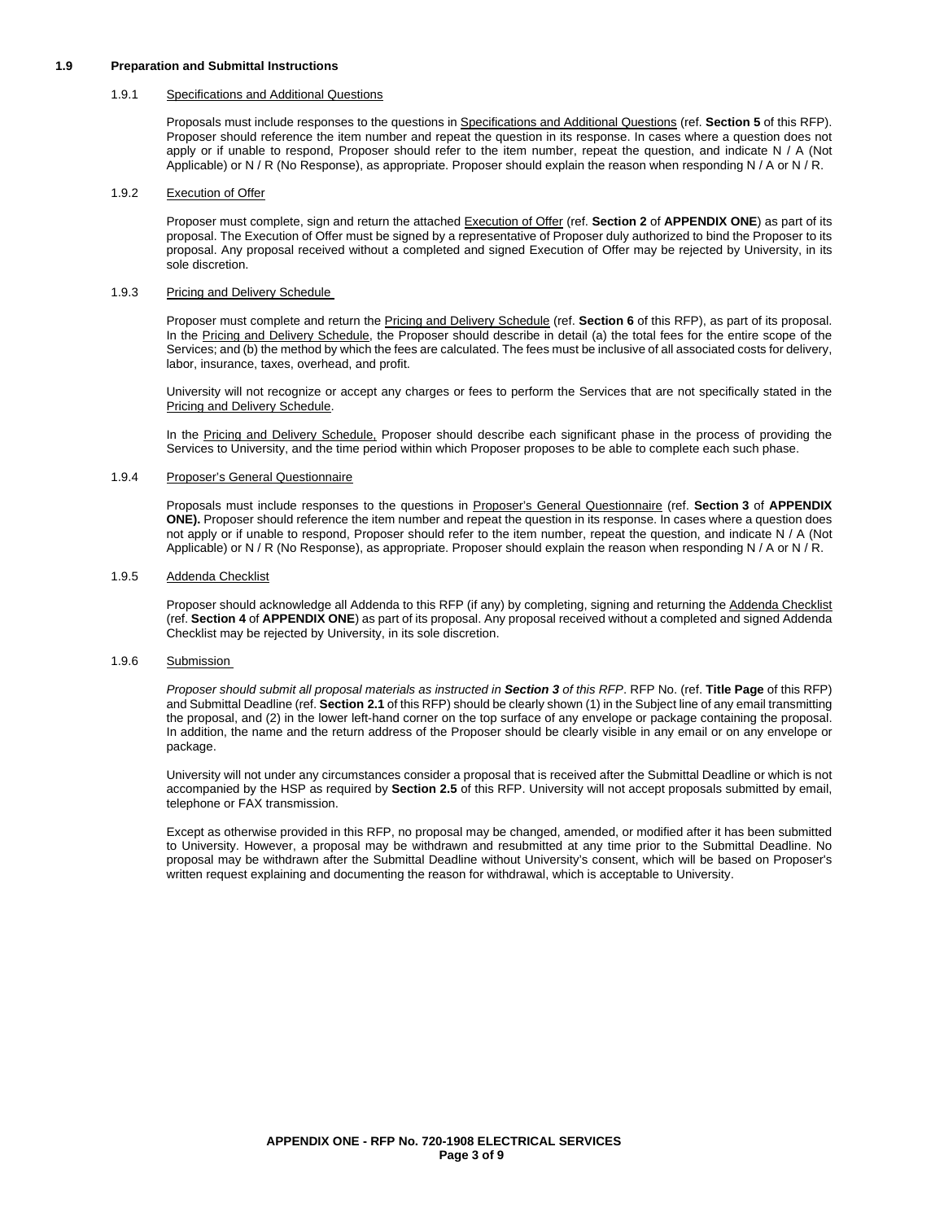## 1.9 Preparation and Submittal Instructions

### 1.9.1 Specifications and Additional Questions

Proposals must include responses to the questions in Specifications and Additional Questions (ref. **Section 5** of this RFP). Proposer should reference the item number and repeat the question in its response. In cases where a question does not apply or if unable to respond, Proposer should refer to the item number, repeat the question, and indicate N / A (Not Applicable) or N / R (No Response), as appropriate. Proposer should explain the reason when responding N / A or N / R.

### 1.9.2 Execution of Offer

Proposer must complete, sign and return the attached Execution of Offer (ref. **Section 2** of **APPENDIX ONE**) as part of its proposal. The Execution of Offer must be signed by a representative of Proposer duly authorized to bind the Proposer to its proposal. Any proposal received without a completed and signed Execution of Offer may be rejected by University, in its sole discretion.

### 1.9.3 Pricing and Delivery Schedule

Proposer must complete and return the Pricing and Delivery Schedule (ref. **Section 6** of this RFP), as part of its proposal. In the Pricing and Delivery Schedule, the Proposer should describe in detail (a) the total fees for the entire scope of the Services; and (b) the method by which the fees are calculated. The fees must be inclusive of all associated costs for delivery, labor, insurance, taxes, overhead, and profit.

University will not recognize or accept any charges or fees to perform the Services that are not specifically stated in the Pricing and Delivery Schedule.

In the Pricing and Delivery Schedule, Proposer should describe each significant phase in the process of providing the Services to University, and the time period within which Proposer proposes to be able to complete each such phase.

### 1.9.4 Proposer's General Questionnaire

Proposals must include responses to the questions in Proposer's General Questionnaire (ref. **Section 3** of **APPENDIX ONE).** Proposer should reference the item number and repeat the question in its response. In cases where a question does not apply or if unable to respond, Proposer should refer to the item number, repeat the question, and indicate N / A (Not Applicable) or N / R (No Response), as appropriate. Proposer should explain the reason when responding N / A or N / R.

### 1.9.5 Addenda Checklist

Proposer should acknowledge all Addenda to this RFP (if any) by completing, signing and returning the Addenda Checklist (ref. **Section 4** of **APPENDIX ONE**) as part of its proposal. Any proposal received without a completed and signed Addenda Checklist may be rejected by University, in its sole discretion.

### 1.9.6 Submission

*Proposer should submit all proposal materials as instructed in **Section 3** of this RFP*. RFP No. (ref. **Title Page** of this RFP) and Submittal Deadline (ref. **Section 2.1** of this RFP) should be clearly shown (1) in the Subject line of any email transmitting the proposal, and (2) in the lower left-hand corner on the top surface of any envelope or package containing the proposal. In addition, the name and the return address of the Proposer should be clearly visible in any email or on any envelope or package.

University will not under any circumstances consider a proposal that is received after the Submittal Deadline or which is not accompanied by the HSP as required by **Section 2.5** of this RFP. University will not accept proposals submitted by email, telephone or FAX transmission.

Except as otherwise provided in this RFP, no proposal may be changed, amended, or modified after it has been submitted to University. However, a proposal may be withdrawn and resubmitted at any time prior to the Submittal Deadline. No proposal may be withdrawn after the Submittal Deadline without University's consent, which will be based on Proposer's written request explaining and documenting the reason for withdrawal, which is acceptable to University.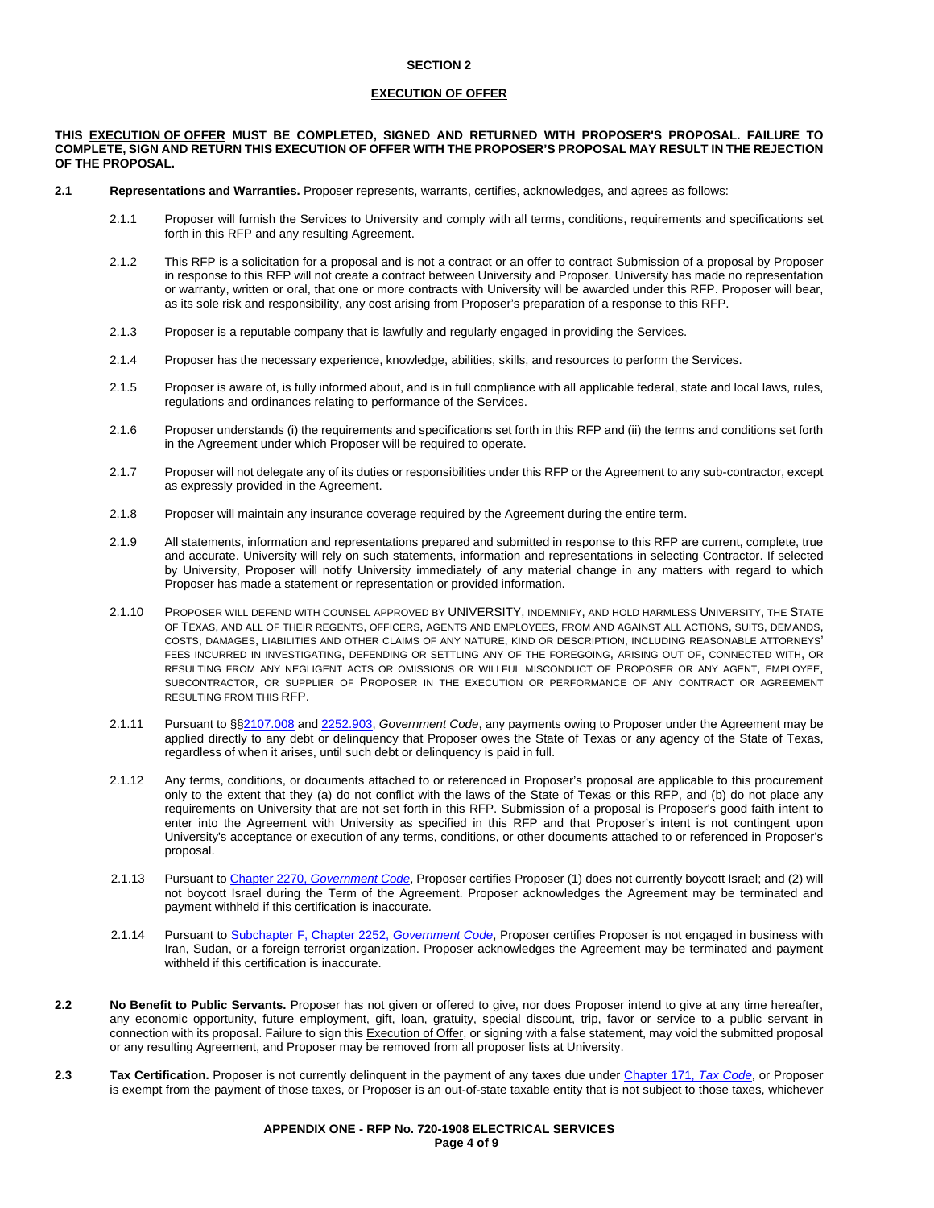## SECTION 2

## EXECUTION OF OFFER

**THIS EXECUTION OF OFFER MUST BE COMPLETED, SIGNED AND RETURNED WITH PROPOSER'S PROPOSAL. FAILURE TO COMPLETE, SIGN AND RETURN THIS EXECUTION OF OFFER WITH THE PROPOSER'S PROPOSAL MAY RESULT IN THE REJECTION OF THE PROPOSAL.**

**2.1 Representations and Warranties.** Proposer represents, warrants, certifies, acknowledges, and agrees as follows:

2.1.1 Proposer will furnish the Services to University and comply with all terms, conditions, requirements and specifications set forth in this RFP and any resulting Agreement.

2.1.2 This RFP is a solicitation for a proposal and is not a contract or an offer to contract Submission of a proposal by Proposer in response to this RFP will not create a contract between University and Proposer. University has made no representation or warranty, written or oral, that one or more contracts with University will be awarded under this RFP. Proposer will bear, as its sole risk and responsibility, any cost arising from Proposer's preparation of a response to this RFP.

2.1.3 Proposer is a reputable company that is lawfully and regularly engaged in providing the Services.

2.1.4 Proposer has the necessary experience, knowledge, abilities, skills, and resources to perform the Services.

2.1.5 Proposer is aware of, is fully informed about, and is in full compliance with all applicable federal, state and local laws, rules, regulations and ordinances relating to performance of the Services.

2.1.6 Proposer understands (i) the requirements and specifications set forth in this RFP and (ii) the terms and conditions set forth in the Agreement under which Proposer will be required to operate.

2.1.7 Proposer will not delegate any of its duties or responsibilities under this RFP or the Agreement to any sub-contractor, except as expressly provided in the Agreement.

2.1.8 Proposer will maintain any insurance coverage required by the Agreement during the entire term.

2.1.9 All statements, information and representations prepared and submitted in response to this RFP are current, complete, true and accurate. University will rely on such statements, information and representations in selecting Contractor. If selected by University, Proposer will notify University immediately of any material change in any matters with regard to which Proposer has made a statement or representation or provided information.

2.1.10 PROPOSER WILL DEFEND WITH COUNSEL APPROVED BY UNIVERSITY, INDEMNIFY, AND HOLD HARMLESS UNIVERSITY, THE STATE OF TEXAS, AND ALL OF THEIR REGENTS, OFFICERS, AGENTS AND EMPLOYEES, FROM AND AGAINST ALL ACTIONS, SUITS, DEMANDS, COSTS, DAMAGES, LIABILITIES AND OTHER CLAIMS OF ANY NATURE, KIND OR DESCRIPTION, INCLUDING REASONABLE ATTORNEYS' FEES INCURRED IN INVESTIGATING, DEFENDING OR SETTLING ANY OF THE FOREGOING, ARISING OUT OF, CONNECTED WITH, OR RESULTING FROM ANY NEGLIGENT ACTS OR OMISSIONS OR WILLFUL MISCONDUCT OF PROPOSER OR ANY AGENT, EMPLOYEE, SUBCONTRACTOR, OR SUPPLIER OF PROPOSER IN THE EXECUTION OR PERFORMANCE OF ANY CONTRACT OR AGREEMENT RESULTING FROM THIS RFP.

2.1.11 Pursuant to §§2107.008 and 2252.903, *Government Code*, any payments owing to Proposer under the Agreement may be applied directly to any debt or delinquency that Proposer owes the State of Texas or any agency of the State of Texas, regardless of when it arises, until such debt or delinquency is paid in full.

2.1.12 Any terms, conditions, or documents attached to or referenced in Proposer's proposal are applicable to this procurement only to the extent that they (a) do not conflict with the laws of the State of Texas or this RFP, and (b) do not place any requirements on University that are not set forth in this RFP. Submission of a proposal is Proposer's good faith intent to enter into the Agreement with University as specified in this RFP and that Proposer's intent is not contingent upon University's acceptance or execution of any terms, conditions, or other documents attached to or referenced in Proposer's proposal.

2.1.13 Pursuant to Chapter 2270, *Government Code*, Proposer certifies Proposer (1) does not currently boycott Israel; and (2) will not boycott Israel during the Term of the Agreement. Proposer acknowledges the Agreement may be terminated and payment withheld if this certification is inaccurate.

2.1.14 Pursuant to Subchapter F, Chapter 2252, *Government Code*, Proposer certifies Proposer is not engaged in business with Iran, Sudan, or a foreign terrorist organization. Proposer acknowledges the Agreement may be terminated and payment withheld if this certification is inaccurate.

**2.2 No Benefit to Public Servants.** Proposer has not given or offered to give, nor does Proposer intend to give at any time hereafter, any economic opportunity, future employment, gift, loan, gratuity, special discount, trip, favor or service to a public servant in connection with its proposal. Failure to sign this Execution of Offer, or signing with a false statement, may void the submitted proposal or any resulting Agreement, and Proposer may be removed from all proposer lists at University.

**2.3 Tax Certification.** Proposer is not currently delinquent in the payment of any taxes due under Chapter 171, *Tax Code*, or Proposer is exempt from the payment of those taxes, or Proposer is an out-of-state taxable entity that is not subject to those taxes, whichever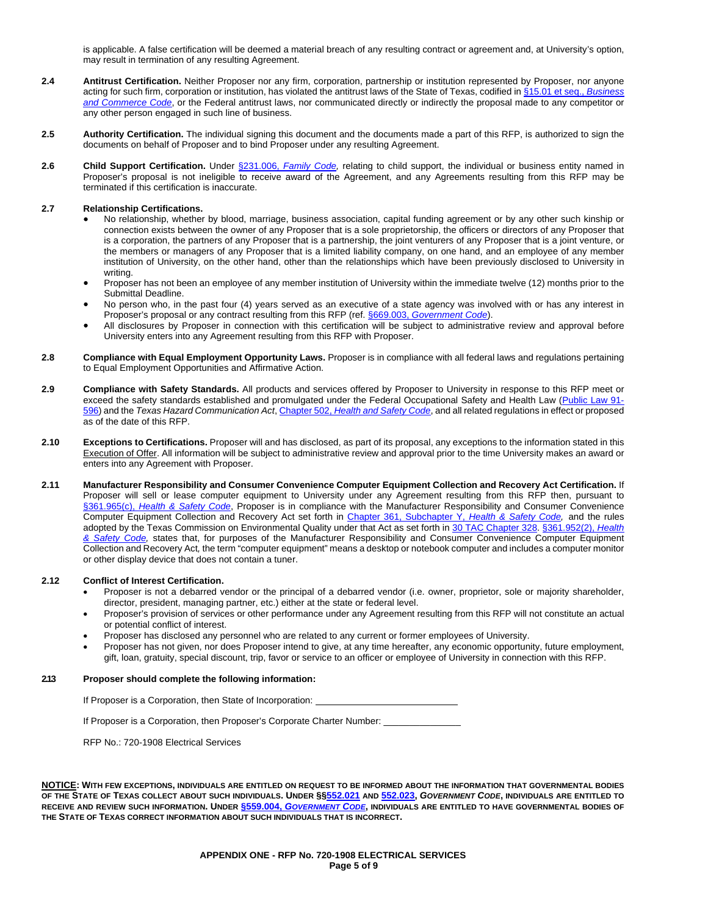is applicable. A false certification will be deemed a material breach of any resulting contract or agreement and, at University's option, may result in termination of any resulting Agreement.

**2.4 Antitrust Certification.** Neither Proposer nor any firm, corporation, partnership or institution represented by Proposer, nor anyone acting for such firm, corporation or institution, has violated the antitrust laws of the State of Texas, codified in §15.01 et seq., *Business and Commerce Code*, or the Federal antitrust laws, nor communicated directly or indirectly the proposal made to any competitor or any other person engaged in such line of business.

**2.5 Authority Certification.** The individual signing this document and the documents made a part of this RFP, is authorized to sign the documents on behalf of Proposer and to bind Proposer under any resulting Agreement.

**2.6 Child Support Certification.** Under §231.006, *Family Code*, relating to child support, the individual or business entity named in Proposer's proposal is not ineligible to receive award of the Agreement, and any Agreements resulting from this RFP may be terminated if this certification is inaccurate.

**2.7 Relationship Certifications.**

- No relationship, whether by blood, marriage, business association, capital funding agreement or by any other such kinship or connection exists between the owner of any Proposer that is a sole proprietorship, the officers or directors of any Proposer that is a corporation, the partners of any Proposer that is a partnership, the joint venturers of any Proposer that is a joint venture, or the members or managers of any Proposer that is a limited liability company, on one hand, and an employee of any member institution of University, on the other hand, other than the relationships which have been previously disclosed to University in writing.
- Proposer has not been an employee of any member institution of University within the immediate twelve (12) months prior to the Submittal Deadline.
- No person who, in the past four (4) years served as an executive of a state agency was involved with or has any interest in Proposer's proposal or any contract resulting from this RFP (ref. §669.003, *Government Code*).
- All disclosures by Proposer in connection with this certification will be subject to administrative review and approval before University enters into any Agreement resulting from this RFP with Proposer.

**2.8 Compliance with Equal Employment Opportunity Laws.** Proposer is in compliance with all federal laws and regulations pertaining to Equal Employment Opportunities and Affirmative Action.

**2.9 Compliance with Safety Standards.** All products and services offered by Proposer to University in response to this RFP meet or exceed the safety standards established and promulgated under the Federal Occupational Safety and Health Law (Public Law 91-596) and the *Texas Hazard Communication Act*, Chapter 502, *Health and Safety Code*, and all related regulations in effect or proposed as of the date of this RFP.

**2.10 Exceptions to Certifications.** Proposer will and has disclosed, as part of its proposal, any exceptions to the information stated in this Execution of Offer. All information will be subject to administrative review and approval prior to the time University makes an award or enters into any Agreement with Proposer.

**2.11 Manufacturer Responsibility and Consumer Convenience Computer Equipment Collection and Recovery Act Certification.** If Proposer will sell or lease computer equipment to University under any Agreement resulting from this RFP then, pursuant to §361.965(c), *Health & Safety Code*, Proposer is in compliance with the Manufacturer Responsibility and Consumer Convenience Computer Equipment Collection and Recovery Act set forth in Chapter 361, Subchapter Y, *Health & Safety Code,* and the rules adopted by the Texas Commission on Environmental Quality under that Act as set forth in 30 TAC Chapter 328. §361.952(2), *Health & Safety Code,* states that, for purposes of the Manufacturer Responsibility and Consumer Convenience Computer Equipment Collection and Recovery Act, the term "computer equipment" means a desktop or notebook computer and includes a computer monitor or other display device that does not contain a tuner.

**2.12 Conflict of Interest Certification.**

- Proposer is not a debarred vendor or the principal of a debarred vendor (i.e. owner, proprietor, sole or majority shareholder, director, president, managing partner, etc.) either at the state or federal level.
- Proposer's provision of services or other performance under any Agreement resulting from this RFP will not constitute an actual or potential conflict of interest.
- Proposer has disclosed any personnel who are related to any current or former employees of University.
- Proposer has not given, nor does Proposer intend to give, at any time hereafter, any economic opportunity, future employment, gift, loan, gratuity, special discount, trip, favor or service to an officer or employee of University in connection with this RFP.

**2.13 Proposer should complete the following information:**

If Proposer is a Corporation, then State of Incorporation: \_\_\_\_\_\_\_\_\_\_\_\_\_\_\_\_\_\_\_\_\_\_\_\_\_\_\_\_

If Proposer is a Corporation, then Proposer's Corporate Charter Number: \_\_\_\_\_\_\_\_\_\_\_\_\_\_\_\_\_\_

RFP No.: 720-1908 Electrical Services

**NOTICE: WITH FEW EXCEPTIONS, INDIVIDUALS ARE ENTITLED ON REQUEST TO BE INFORMED ABOUT THE INFORMATION THAT GOVERNMENTAL BODIES OF THE STATE OF TEXAS COLLECT ABOUT SUCH INDIVIDUALS. UNDER §§552.021 AND 552.023, *GOVERNMENT CODE*, INDIVIDUALS ARE ENTITLED TO RECEIVE AND REVIEW SUCH INFORMATION. UNDER §559.004, *GOVERNMENT CODE*, INDIVIDUALS ARE ENTITLED TO HAVE GOVERNMENTAL BODIES OF THE STATE OF TEXAS CORRECT INFORMATION ABOUT SUCH INDIVIDUALS THAT IS INCORRECT.**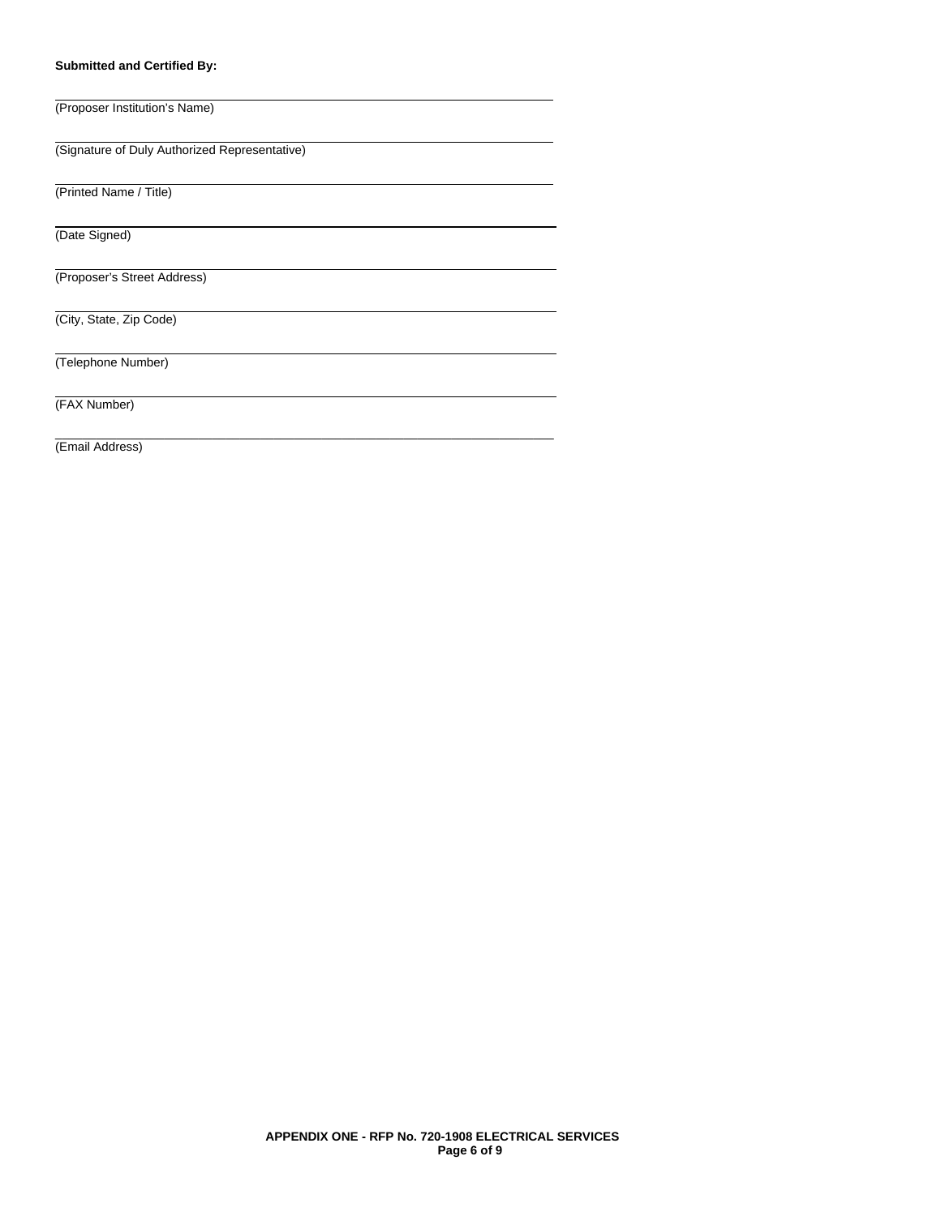**Submitted and Certified By:**

\_\_\_\_\_\_\_\_\_\_\_\_\_\_\_\_\_\_\_\_\_\_\_\_\_\_\_\_\_\_\_\_\_\_\_\_\_\_\_\_\_\_\_\_\_\_\_\_
(Proposer Institution's Name)

\_\_\_\_\_\_\_\_\_\_\_\_\_\_\_\_\_\_\_\_\_\_\_\_\_\_\_\_\_\_\_\_\_\_\_\_\_\_\_\_\_\_\_\_\_\_\_\_
(Signature of Duly Authorized Representative)

\_\_\_\_\_\_\_\_\_\_\_\_\_\_\_\_\_\_\_\_\_\_\_\_\_\_\_\_\_\_\_\_\_\_\_\_\_\_\_\_\_\_\_\_\_\_\_\_
(Printed Name / Title)

\_\_\_\_\_\_\_\_\_\_\_\_\_\_\_\_\_\_\_\_\_\_\_\_\_\_\_\_\_\_\_\_\_\_\_\_\_\_\_\_\_\_\_\_\_\_\_\_
(Date Signed)

\_\_\_\_\_\_\_\_\_\_\_\_\_\_\_\_\_\_\_\_\_\_\_\_\_\_\_\_\_\_\_\_\_\_\_\_\_\_\_\_\_\_\_\_\_\_\_\_
(Proposer's Street Address)

\_\_\_\_\_\_\_\_\_\_\_\_\_\_\_\_\_\_\_\_\_\_\_\_\_\_\_\_\_\_\_\_\_\_\_\_\_\_\_\_\_\_\_\_\_\_\_\_
(City, State, Zip Code)

\_\_\_\_\_\_\_\_\_\_\_\_\_\_\_\_\_\_\_\_\_\_\_\_\_\_\_\_\_\_\_\_\_\_\_\_\_\_\_\_\_\_\_\_\_\_\_\_
(Telephone Number)

\_\_\_\_\_\_\_\_\_\_\_\_\_\_\_\_\_\_\_\_\_\_\_\_\_\_\_\_\_\_\_\_\_\_\_\_\_\_\_\_\_\_\_\_\_\_\_\_
(FAX Number)

\_\_\_\_\_\_\_\_\_\_\_\_\_\_\_\_\_\_\_\_\_\_\_\_\_\_\_\_\_\_\_\_\_\_\_\_\_\_\_\_\_\_\_\_\_\_\_\_
(Email Address)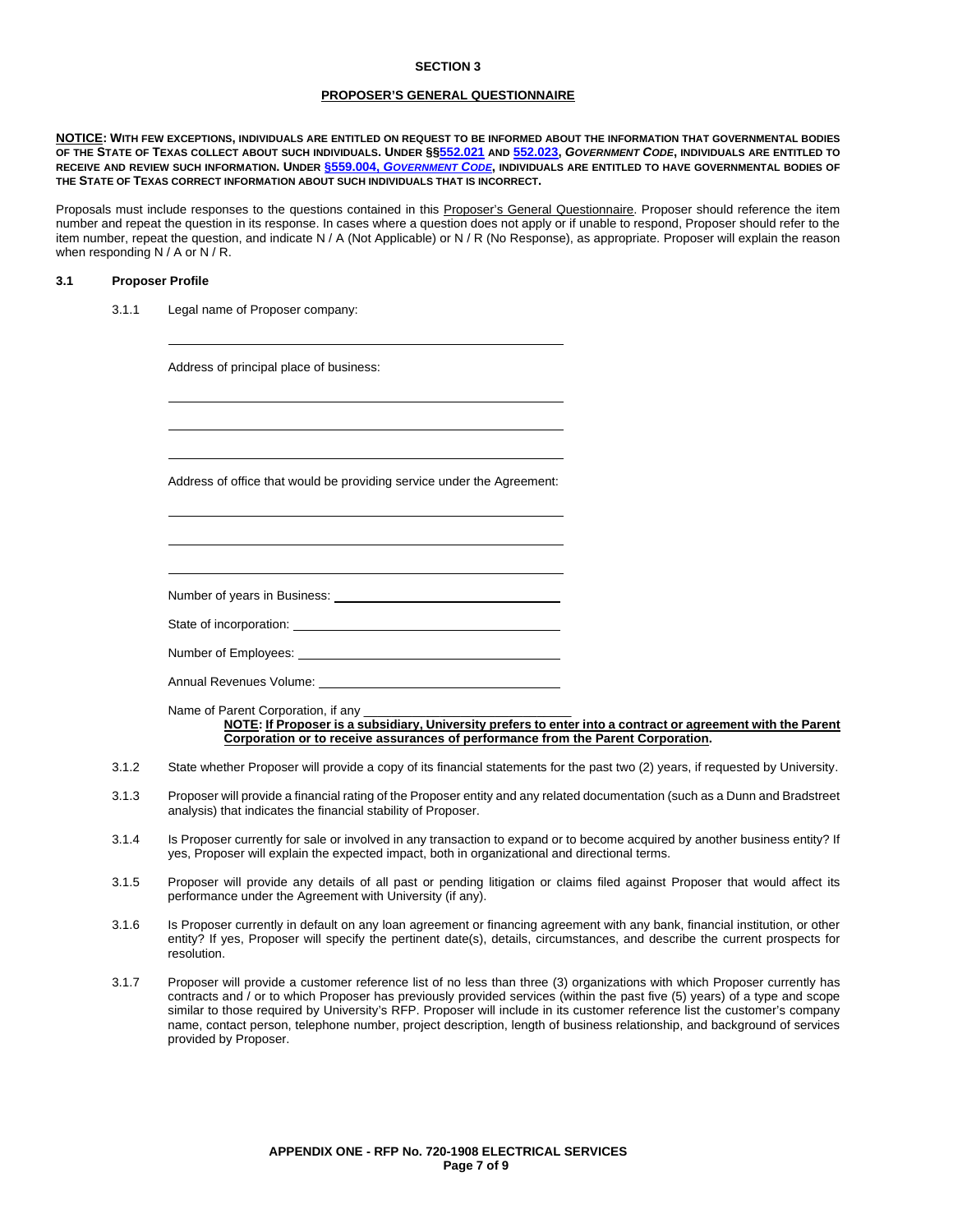## SECTION 3

### PROPOSER'S GENERAL QUESTIONNAIRE

**NOTICE: WITH FEW EXCEPTIONS, INDIVIDUALS ARE ENTITLED ON REQUEST TO BE INFORMED ABOUT THE INFORMATION THAT GOVERNMENTAL BODIES OF THE STATE OF TEXAS COLLECT ABOUT SUCH INDIVIDUALS. UNDER §§552.021 AND 552.023, *GOVERNMENT CODE*, INDIVIDUALS ARE ENTITLED TO RECEIVE AND REVIEW SUCH INFORMATION. UNDER §559.004, *GOVERNMENT CODE*, INDIVIDUALS ARE ENTITLED TO HAVE GOVERNMENTAL BODIES OF THE STATE OF TEXAS CORRECT INFORMATION ABOUT SUCH INDIVIDUALS THAT IS INCORRECT.**

Proposals must include responses to the questions contained in this Proposer's General Questionnaire. Proposer should reference the item number and repeat the question in its response. In cases where a question does not apply or if unable to respond, Proposer should refer to the item number, repeat the question, and indicate N / A (Not Applicable) or N / R (No Response), as appropriate. Proposer will explain the reason when responding N / A or N / R.

**3.1 Proposer Profile**

3.1.1 Legal name of Proposer company:

\_\_\_\_\_\_\_\_\_\_\_\_\_\_\_\_\_\_\_\_\_\_\_\_\_\_\_\_\_\_\_\_\_\_\_\_\_\_\_\_

Address of principal place of business:

\_\_\_\_\_\_\_\_\_\_\_\_\_\_\_\_\_\_\_\_\_\_\_\_\_\_\_\_\_\_\_\_\_\_\_\_\_\_\_\_

\_\_\_\_\_\_\_\_\_\_\_\_\_\_\_\_\_\_\_\_\_\_\_\_\_\_\_\_\_\_\_\_\_\_\_\_\_\_\_\_

\_\_\_\_\_\_\_\_\_\_\_\_\_\_\_\_\_\_\_\_\_\_\_\_\_\_\_\_\_\_\_\_\_\_\_\_\_\_\_\_

Address of office that would be providing service under the Agreement:

\_\_\_\_\_\_\_\_\_\_\_\_\_\_\_\_\_\_\_\_\_\_\_\_\_\_\_\_\_\_\_\_\_\_\_\_\_\_\_\_

\_\_\_\_\_\_\_\_\_\_\_\_\_\_\_\_\_\_\_\_\_\_\_\_\_\_\_\_\_\_\_\_\_\_\_\_\_\_\_\_

\_\_\_\_\_\_\_\_\_\_\_\_\_\_\_\_\_\_\_\_\_\_\_\_\_\_\_\_\_\_\_\_\_\_\_\_\_\_\_\_

Number of years in Business: \_\_\_\_\_\_\_\_\_\_\_\_\_\_\_\_\_\_\_\_\_\_\_\_\_\_\_\_

State of incorporation: \_\_\_\_\_\_\_\_\_\_\_\_\_\_\_\_\_\_\_\_\_\_\_\_\_\_\_\_

Number of Employees: \_\_\_\_\_\_\_\_\_\_\_\_\_\_\_\_\_\_\_\_\_\_\_\_\_\_\_\_

Annual Revenues Volume: \_\_\_\_\_\_\_\_\_\_\_\_\_\_\_\_\_\_\_\_\_\_\_\_\_\_\_\_

Name of Parent Corporation, if any \_\_\_\_\_\_\_\_\_\_\_\_\_\_\_\_\_\_\_\_\_\_\_\_\_\_\_\_

**NOTE: If Proposer is a subsidiary, University prefers to enter into a contract or agreement with the Parent Corporation or to receive assurances of performance from the Parent Corporation.**

3.1.2 State whether Proposer will provide a copy of its financial statements for the past two (2) years, if requested by University.

3.1.3 Proposer will provide a financial rating of the Proposer entity and any related documentation (such as a Dunn and Bradstreet analysis) that indicates the financial stability of Proposer.

3.1.4 Is Proposer currently for sale or involved in any transaction to expand or to become acquired by another business entity? If yes, Proposer will explain the expected impact, both in organizational and directional terms.

3.1.5 Proposer will provide any details of all past or pending litigation or claims filed against Proposer that would affect its performance under the Agreement with University (if any).

3.1.6 Is Proposer currently in default on any loan agreement or financing agreement with any bank, financial institution, or other entity? If yes, Proposer will specify the pertinent date(s), details, circumstances, and describe the current prospects for resolution.

3.1.7 Proposer will provide a customer reference list of no less than three (3) organizations with which Proposer currently has contracts and / or to which Proposer has previously provided services (within the past five (5) years) of a type and scope similar to those required by University's RFP. Proposer will include in its customer reference list the customer's company name, contact person, telephone number, project description, length of business relationship, and background of services provided by Proposer.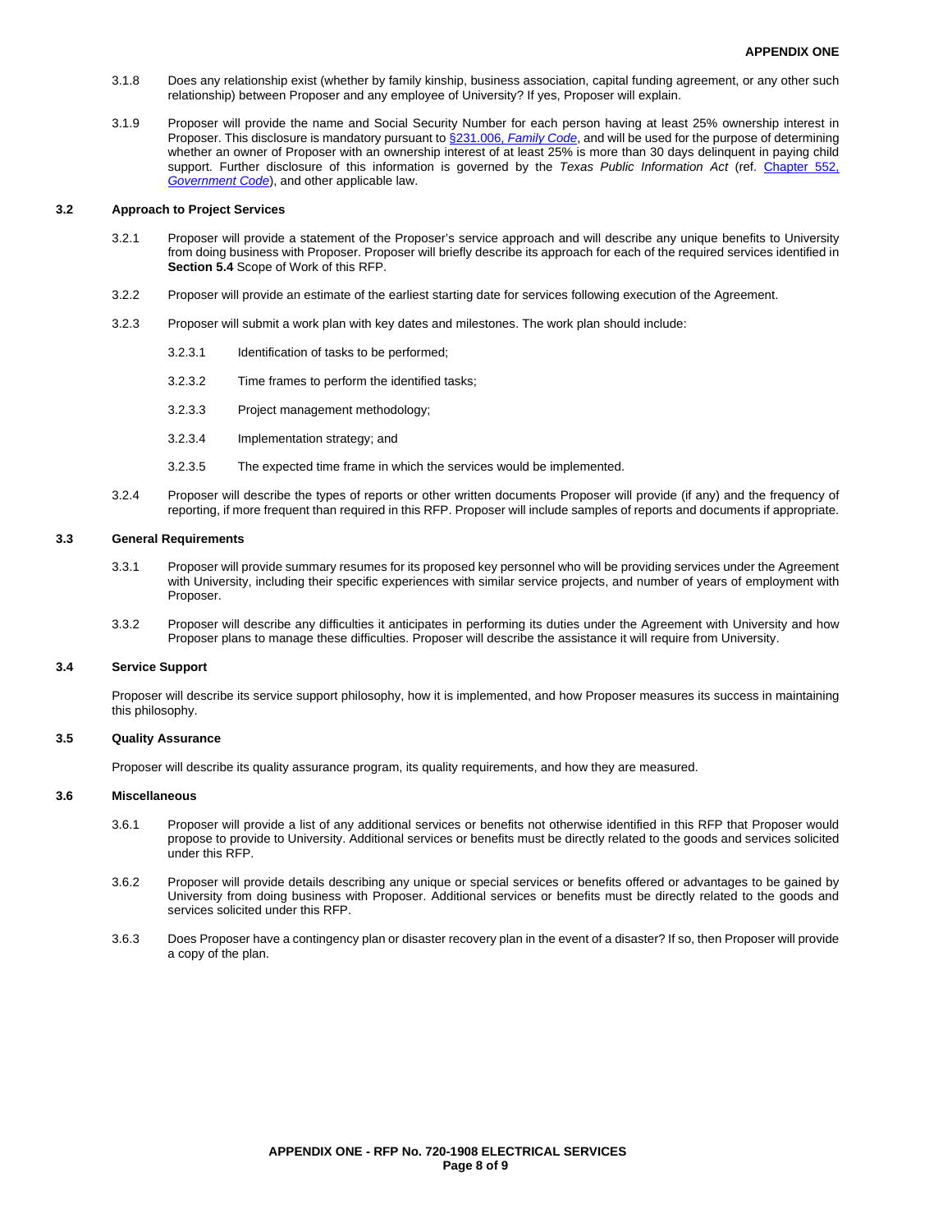3.1.8 Does any relationship exist (whether by family kinship, business association, capital funding agreement, or any other such relationship) between Proposer and any employee of University? If yes, Proposer will explain.

3.1.9 Proposer will provide the name and Social Security Number for each person having at least 25% ownership interest in Proposer. This disclosure is mandatory pursuant to [§231.006, *Family Code*], and will be used for the purpose of determining whether an owner of Proposer with an ownership interest of at least 25% is more than 30 days delinquent in paying child support. Further disclosure of this information is governed by the *Texas Public Information Act* (ref. [Chapter 552, *Government Code*]), and other applicable law.

### 3.2 Approach to Project Services

3.2.1 Proposer will provide a statement of the Proposer's service approach and will describe any unique benefits to University from doing business with Proposer. Proposer will briefly describe its approach for each of the required services identified in **Section 5.4** Scope of Work of this RFP.

3.2.2 Proposer will provide an estimate of the earliest starting date for services following execution of the Agreement.

3.2.3 Proposer will submit a work plan with key dates and milestones. The work plan should include:

3.2.3.1 Identification of tasks to be performed;

3.2.3.2 Time frames to perform the identified tasks;

3.2.3.3 Project management methodology;

3.2.3.4 Implementation strategy; and

3.2.3.5 The expected time frame in which the services would be implemented.

3.2.4 Proposer will describe the types of reports or other written documents Proposer will provide (if any) and the frequency of reporting, if more frequent than required in this RFP. Proposer will include samples of reports and documents if appropriate.

### 3.3 General Requirements

3.3.1 Proposer will provide summary resumes for its proposed key personnel who will be providing services under the Agreement with University, including their specific experiences with similar service projects, and number of years of employment with Proposer.

3.3.2 Proposer will describe any difficulties it anticipates in performing its duties under the Agreement with University and how Proposer plans to manage these difficulties. Proposer will describe the assistance it will require from University.

### 3.4 Service Support

Proposer will describe its service support philosophy, how it is implemented, and how Proposer measures its success in maintaining this philosophy.

### 3.5 Quality Assurance

Proposer will describe its quality assurance program, its quality requirements, and how they are measured.

### 3.6 Miscellaneous

3.6.1 Proposer will provide a list of any additional services or benefits not otherwise identified in this RFP that Proposer would propose to provide to University. Additional services or benefits must be directly related to the goods and services solicited under this RFP.

3.6.2 Proposer will provide details describing any unique or special services or benefits offered or advantages to be gained by University from doing business with Proposer. Additional services or benefits must be directly related to the goods and services solicited under this RFP.

3.6.3 Does Proposer have a contingency plan or disaster recovery plan in the event of a disaster? If so, then Proposer will provide a copy of the plan.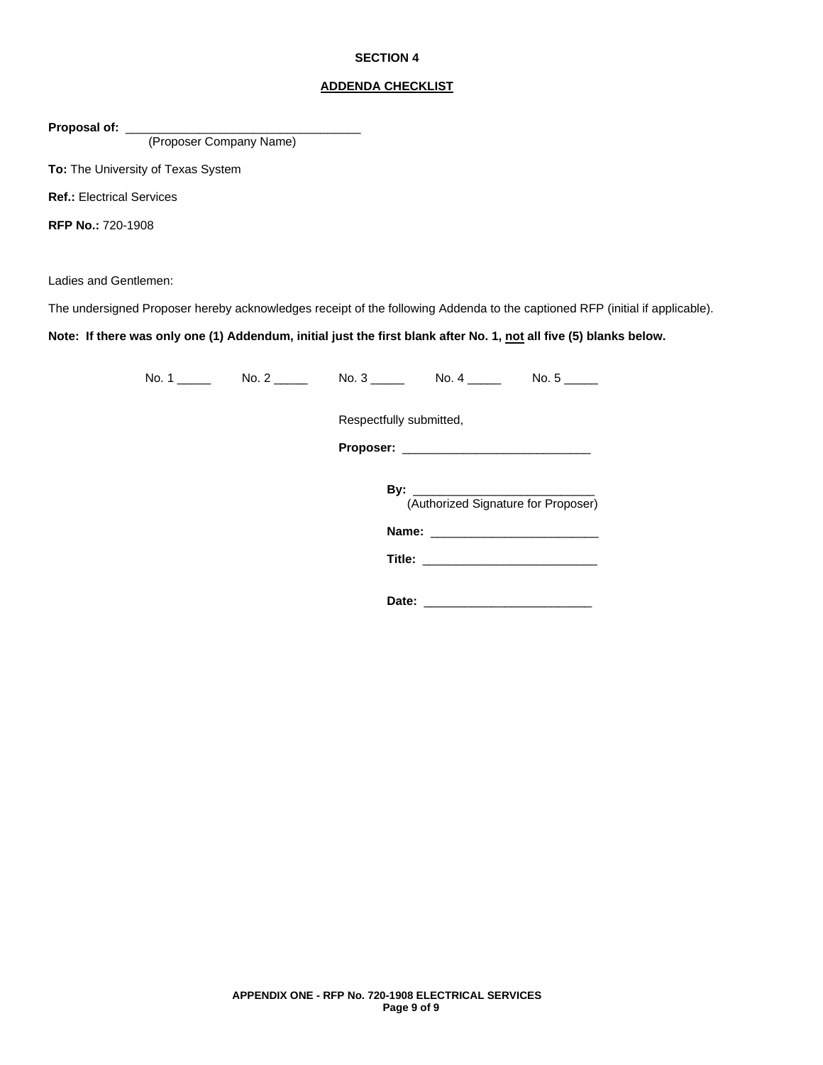# SECTION 4

## ADDENDA CHECKLIST

**Proposal of:** ___________________________________
(Proposer Company Name)

**To:** The University of Texas System

**Ref.:** Electrical Services

**RFP No.:** 720-1908

Ladies and Gentlemen:

The undersigned Proposer hereby acknowledges receipt of the following Addenda to the captioned RFP (initial if applicable).

**Note: If there was only one (1) Addendum, initial just the first blank after No. 1, not all five (5) blanks below.**

No. 1 _____ No. 2 _____ No. 3 _____ No. 4 _____ No. 5 _____

Respectfully submitted,

**Proposer:** ____________________________

**By:** ___________________________
(Authorized Signature for Proposer)

**Name:** _________________________

**Title:** __________________________

**Date:** _________________________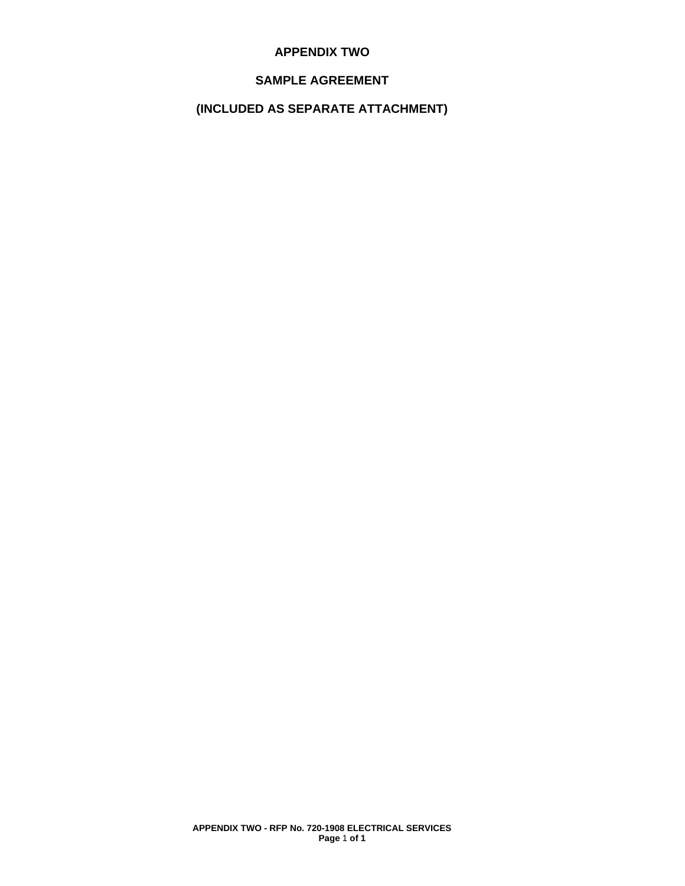# APPENDIX TWO

## SAMPLE AGREEMENT

## (INCLUDED AS SEPARATE ATTACHMENT)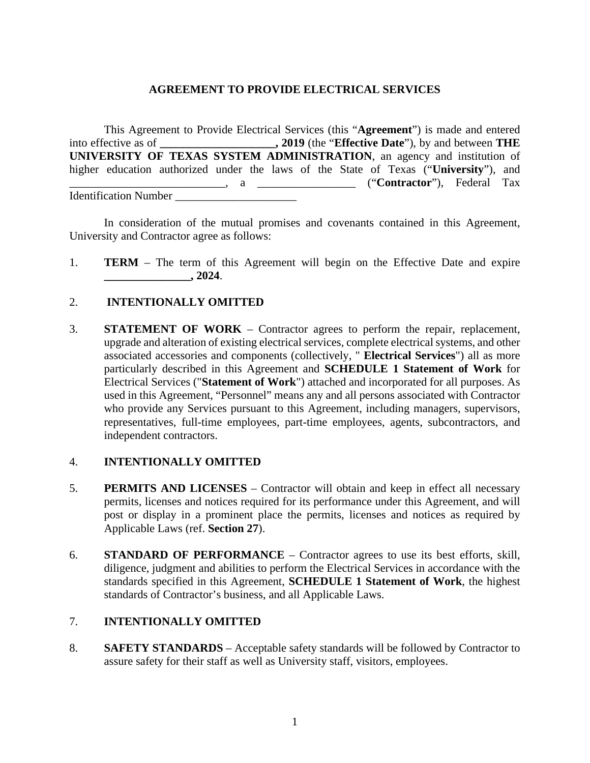**AGREEMENT TO PROVIDE ELECTRICAL SERVICES**

This Agreement to Provide Electrical Services (this "**Agreement**") is made and entered into effective as of **____________________, 2019** (the "**Effective Date**"), by and between **THE UNIVERSITY OF TEXAS SYSTEM ADMINISTRATION**, an agency and institution of higher education authorized under the laws of the State of Texas ("**University**"), and ___________________________, a _________________ ("**Contractor**"), Federal Tax Identification Number _____________________

In consideration of the mutual promises and covenants contained in this Agreement, University and Contractor agree as follows:

1. **TERM** – The term of this Agreement will begin on the Effective Date and expire **_______________, 2024**.

2. **INTENTIONALLY OMITTED**

3. **STATEMENT OF WORK** – Contractor agrees to perform the repair, replacement, upgrade and alteration of existing electrical services, complete electrical systems, and other associated accessories and components (collectively, " **Electrical Services**") all as more particularly described in this Agreement and **SCHEDULE 1 Statement of Work** for Electrical Services ("**Statement of Work**") attached and incorporated for all purposes. As used in this Agreement, "Personnel" means any and all persons associated with Contractor who provide any Services pursuant to this Agreement, including managers, supervisors, representatives, full-time employees, part-time employees, agents, subcontractors, and independent contractors.

4. **INTENTIONALLY OMITTED**

5. **PERMITS AND LICENSES** – Contractor will obtain and keep in effect all necessary permits, licenses and notices required for its performance under this Agreement, and will post or display in a prominent place the permits, licenses and notices as required by Applicable Laws (ref. **Section 27**).

6. **STANDARD OF PERFORMANCE** – Contractor agrees to use its best efforts, skill, diligence, judgment and abilities to perform the Electrical Services in accordance with the standards specified in this Agreement, **SCHEDULE 1 Statement of Work**, the highest standards of Contractor's business, and all Applicable Laws.

7. **INTENTIONALLY OMITTED**

8. **SAFETY STANDARDS** – Acceptable safety standards will be followed by Contractor to assure safety for their staff as well as University staff, visitors, employees.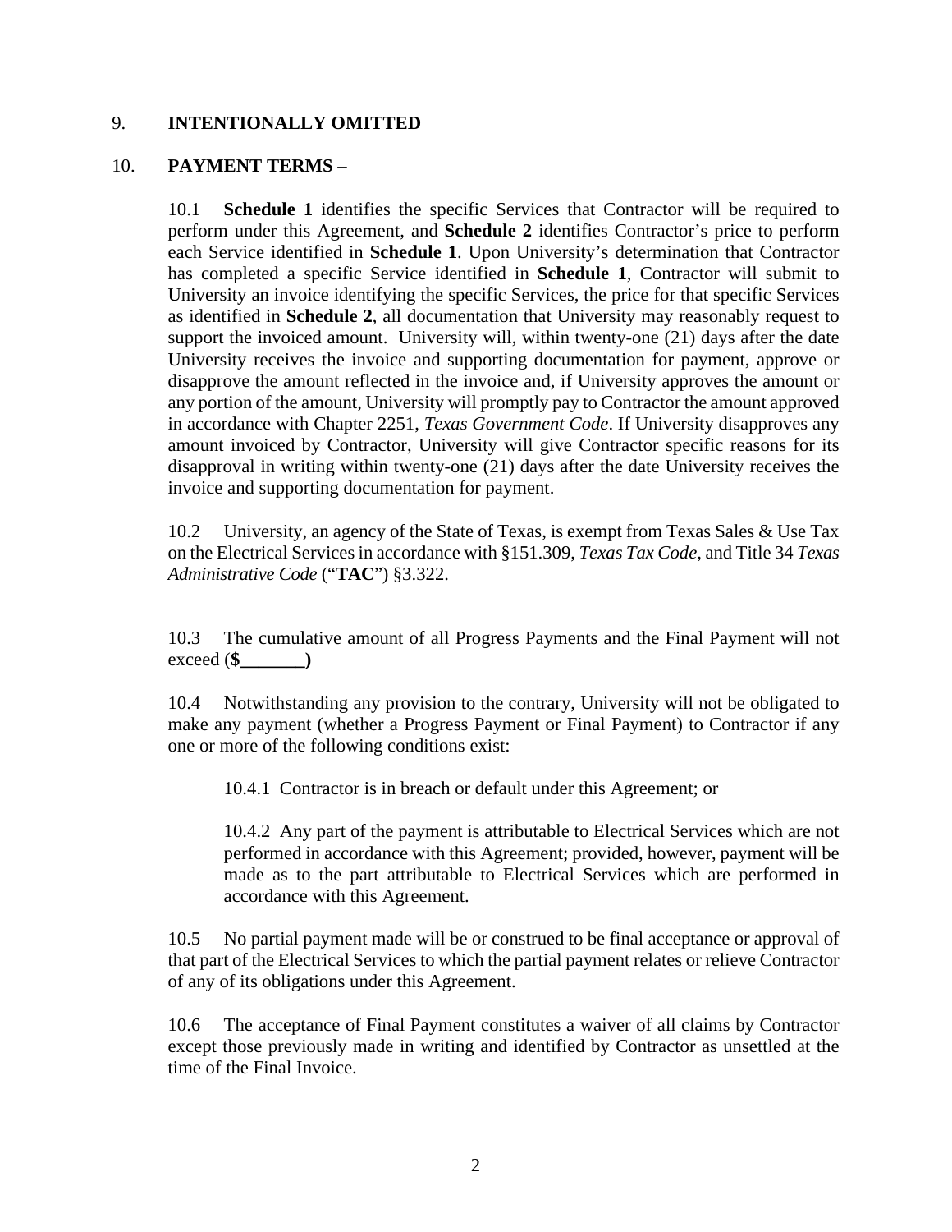9. **INTENTIONALLY OMITTED**

10. **PAYMENT TERMS** –

10.1 **Schedule 1** identifies the specific Services that Contractor will be required to perform under this Agreement, and **Schedule 2** identifies Contractor's price to perform each Service identified in **Schedule 1**. Upon University's determination that Contractor has completed a specific Service identified in **Schedule 1**, Contractor will submit to University an invoice identifying the specific Services, the price for that specific Services as identified in **Schedule 2**, all documentation that University may reasonably request to support the invoiced amount. University will, within twenty-one (21) days after the date University receives the invoice and supporting documentation for payment, approve or disapprove the amount reflected in the invoice and, if University approves the amount or any portion of the amount, University will promptly pay to Contractor the amount approved in accordance with Chapter 2251, *Texas Government Code*. If University disapproves any amount invoiced by Contractor, University will give Contractor specific reasons for its disapproval in writing within twenty-one (21) days after the date University receives the invoice and supporting documentation for payment.

10.2 University, an agency of the State of Texas, is exempt from Texas Sales & Use Tax on the Electrical Services in accordance with §151.309, *Texas Tax Code*, and Title 34 *Texas Administrative Code* ("**TAC**") §3.322.

10.3 The cumulative amount of all Progress Payments and the Final Payment will not exceed (**$_______)**

10.4 Notwithstanding any provision to the contrary, University will not be obligated to make any payment (whether a Progress Payment or Final Payment) to Contractor if any one or more of the following conditions exist:

10.4.1 Contractor is in breach or default under this Agreement; or

10.4.2 Any part of the payment is attributable to Electrical Services which are not performed in accordance with this Agreement; provided, however, payment will be made as to the part attributable to Electrical Services which are performed in accordance with this Agreement.

10.5 No partial payment made will be or construed to be final acceptance or approval of that part of the Electrical Services to which the partial payment relates or relieve Contractor of any of its obligations under this Agreement.

10.6 The acceptance of Final Payment constitutes a waiver of all claims by Contractor except those previously made in writing and identified by Contractor as unsettled at the time of the Final Invoice.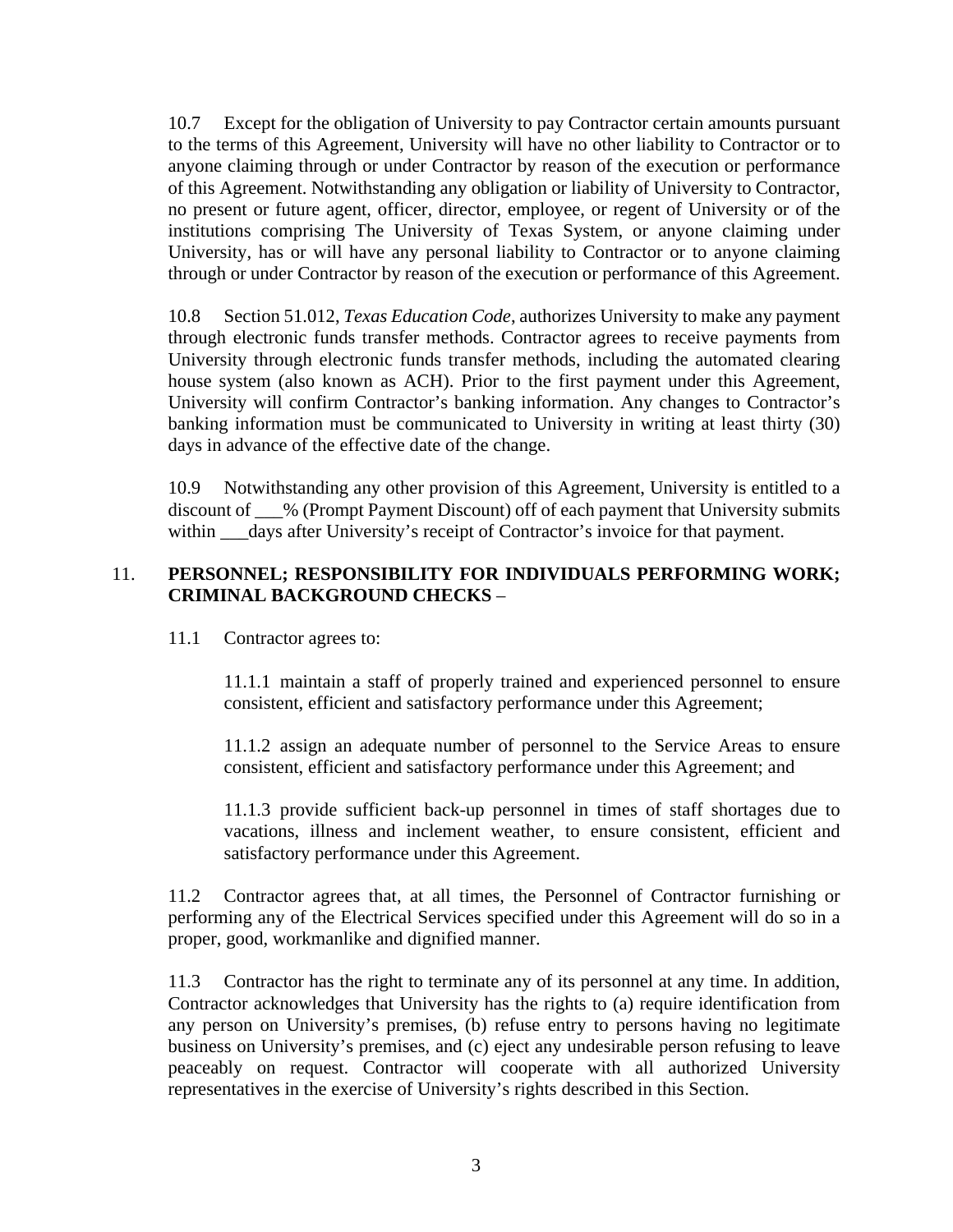10.7 Except for the obligation of University to pay Contractor certain amounts pursuant to the terms of this Agreement, University will have no other liability to Contractor or to anyone claiming through or under Contractor by reason of the execution or performance of this Agreement. Notwithstanding any obligation or liability of University to Contractor, no present or future agent, officer, director, employee, or regent of University or of the institutions comprising The University of Texas System, or anyone claiming under University, has or will have any personal liability to Contractor or to anyone claiming through or under Contractor by reason of the execution or performance of this Agreement.

10.8 Section 51.012, *Texas Education Code*, authorizes University to make any payment through electronic funds transfer methods. Contractor agrees to receive payments from University through electronic funds transfer methods, including the automated clearing house system (also known as ACH). Prior to the first payment under this Agreement, University will confirm Contractor's banking information. Any changes to Contractor's banking information must be communicated to University in writing at least thirty (30) days in advance of the effective date of the change.

10.9 Notwithstanding any other provision of this Agreement, University is entitled to a discount of ___% (Prompt Payment Discount) off of each payment that University submits within ___days after University's receipt of Contractor's invoice for that payment.

11. **PERSONNEL; RESPONSIBILITY FOR INDIVIDUALS PERFORMING WORK; CRIMINAL BACKGROUND CHECKS** –

11.1 Contractor agrees to:

11.1.1 maintain a staff of properly trained and experienced personnel to ensure consistent, efficient and satisfactory performance under this Agreement;

11.1.2 assign an adequate number of personnel to the Service Areas to ensure consistent, efficient and satisfactory performance under this Agreement; and

11.1.3 provide sufficient back-up personnel in times of staff shortages due to vacations, illness and inclement weather, to ensure consistent, efficient and satisfactory performance under this Agreement.

11.2 Contractor agrees that, at all times, the Personnel of Contractor furnishing or performing any of the Electrical Services specified under this Agreement will do so in a proper, good, workmanlike and dignified manner.

11.3 Contractor has the right to terminate any of its personnel at any time. In addition, Contractor acknowledges that University has the rights to (a) require identification from any person on University's premises, (b) refuse entry to persons having no legitimate business on University's premises, and (c) eject any undesirable person refusing to leave peaceably on request. Contractor will cooperate with all authorized University representatives in the exercise of University's rights described in this Section.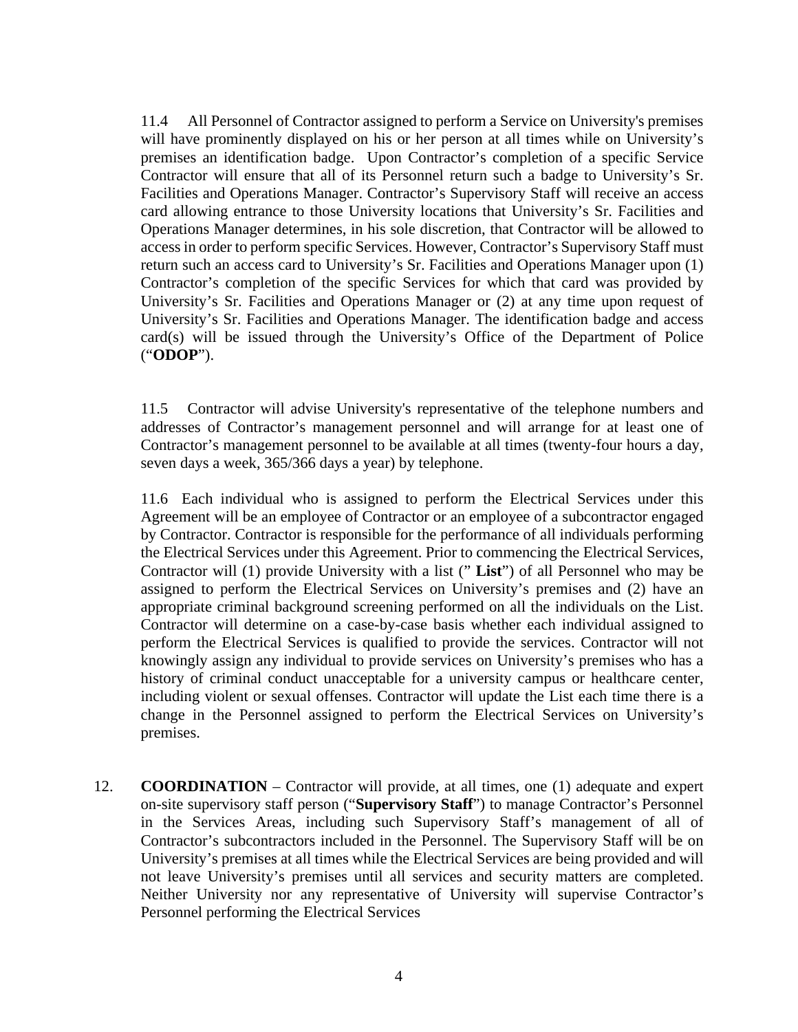11.4 All Personnel of Contractor assigned to perform a Service on University's premises will have prominently displayed on his or her person at all times while on University's premises an identification badge. Upon Contractor's completion of a specific Service Contractor will ensure that all of its Personnel return such a badge to University's Sr. Facilities and Operations Manager. Contractor's Supervisory Staff will receive an access card allowing entrance to those University locations that University's Sr. Facilities and Operations Manager determines, in his sole discretion, that Contractor will be allowed to access in order to perform specific Services. However, Contractor's Supervisory Staff must return such an access card to University's Sr. Facilities and Operations Manager upon (1) Contractor's completion of the specific Services for which that card was provided by University's Sr. Facilities and Operations Manager or (2) at any time upon request of University's Sr. Facilities and Operations Manager. The identification badge and access card(s) will be issued through the University's Office of the Department of Police ("**ODOP**").

11.5 Contractor will advise University's representative of the telephone numbers and addresses of Contractor's management personnel and will arrange for at least one of Contractor's management personnel to be available at all times (twenty-four hours a day, seven days a week, 365/366 days a year) by telephone.

11.6 Each individual who is assigned to perform the Electrical Services under this Agreement will be an employee of Contractor or an employee of a subcontractor engaged by Contractor. Contractor is responsible for the performance of all individuals performing the Electrical Services under this Agreement. Prior to commencing the Electrical Services, Contractor will (1) provide University with a list (" **List**") of all Personnel who may be assigned to perform the Electrical Services on University's premises and (2) have an appropriate criminal background screening performed on all the individuals on the List. Contractor will determine on a case-by-case basis whether each individual assigned to perform the Electrical Services is qualified to provide the services. Contractor will not knowingly assign any individual to provide services on University's premises who has a history of criminal conduct unacceptable for a university campus or healthcare center, including violent or sexual offenses. Contractor will update the List each time there is a change in the Personnel assigned to perform the Electrical Services on University's premises.

12. **COORDINATION** – Contractor will provide, at all times, one (1) adequate and expert on-site supervisory staff person ("**Supervisory Staff**") to manage Contractor's Personnel in the Services Areas, including such Supervisory Staff's management of all of Contractor's subcontractors included in the Personnel. The Supervisory Staff will be on University's premises at all times while the Electrical Services are being provided and will not leave University's premises until all services and security matters are completed. Neither University nor any representative of University will supervise Contractor's Personnel performing the Electrical Services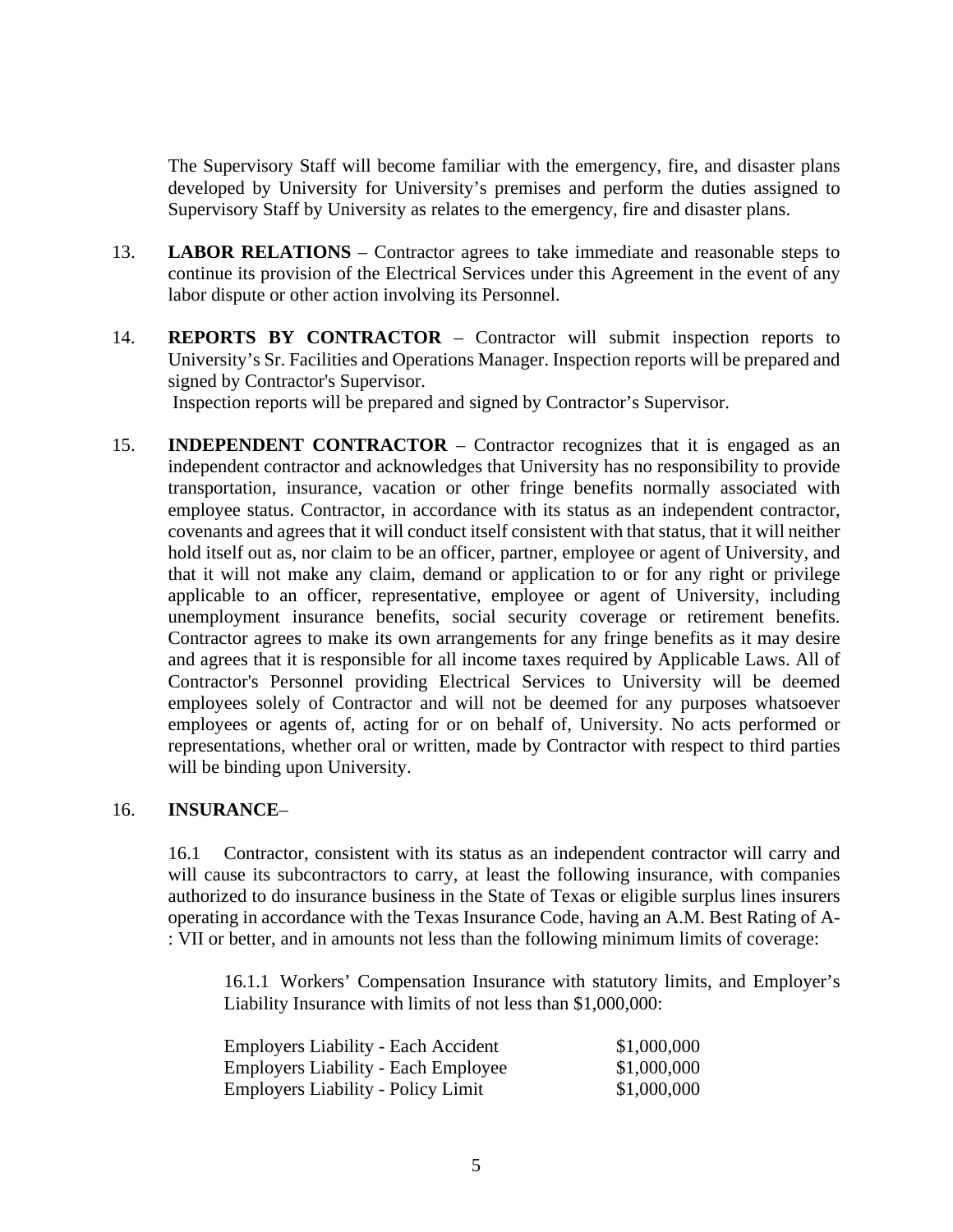The Supervisory Staff will become familiar with the emergency, fire, and disaster plans developed by University for University's premises and perform the duties assigned to Supervisory Staff by University as relates to the emergency, fire and disaster plans.

13. **LABOR RELATIONS** – Contractor agrees to take immediate and reasonable steps to continue its provision of the Electrical Services under this Agreement in the event of any labor dispute or other action involving its Personnel.

14. **REPORTS BY CONTRACTOR** – Contractor will submit inspection reports to University's Sr. Facilities and Operations Manager. Inspection reports will be prepared and signed by Contractor's Supervisor.
 Inspection reports will be prepared and signed by Contractor's Supervisor.

15. **INDEPENDENT CONTRACTOR** – Contractor recognizes that it is engaged as an independent contractor and acknowledges that University has no responsibility to provide transportation, insurance, vacation or other fringe benefits normally associated with employee status. Contractor, in accordance with its status as an independent contractor, covenants and agrees that it will conduct itself consistent with that status, that it will neither hold itself out as, nor claim to be an officer, partner, employee or agent of University, and that it will not make any claim, demand or application to or for any right or privilege applicable to an officer, representative, employee or agent of University, including unemployment insurance benefits, social security coverage or retirement benefits. Contractor agrees to make its own arrangements for any fringe benefits as it may desire and agrees that it is responsible for all income taxes required by Applicable Laws. All of Contractor's Personnel providing Electrical Services to University will be deemed employees solely of Contractor and will not be deemed for any purposes whatsoever employees or agents of, acting for or on behalf of, University. No acts performed or representations, whether oral or written, made by Contractor with respect to third parties will be binding upon University.

16. **INSURANCE**–

16.1 Contractor, consistent with its status as an independent contractor will carry and will cause its subcontractors to carry, at least the following insurance, with companies authorized to do insurance business in the State of Texas or eligible surplus lines insurers operating in accordance with the Texas Insurance Code, having an A.M. Best Rating of A-: VII or better, and in amounts not less than the following minimum limits of coverage:

16.1.1 Workers' Compensation Insurance with statutory limits, and Employer's Liability Insurance with limits of not less than $1,000,000:

| | |
|---|---|
| Employers Liability - Each Accident | $1,000,000 |
| Employers Liability - Each Employee | $1,000,000 |
| Employers Liability - Policy Limit | $1,000,000 |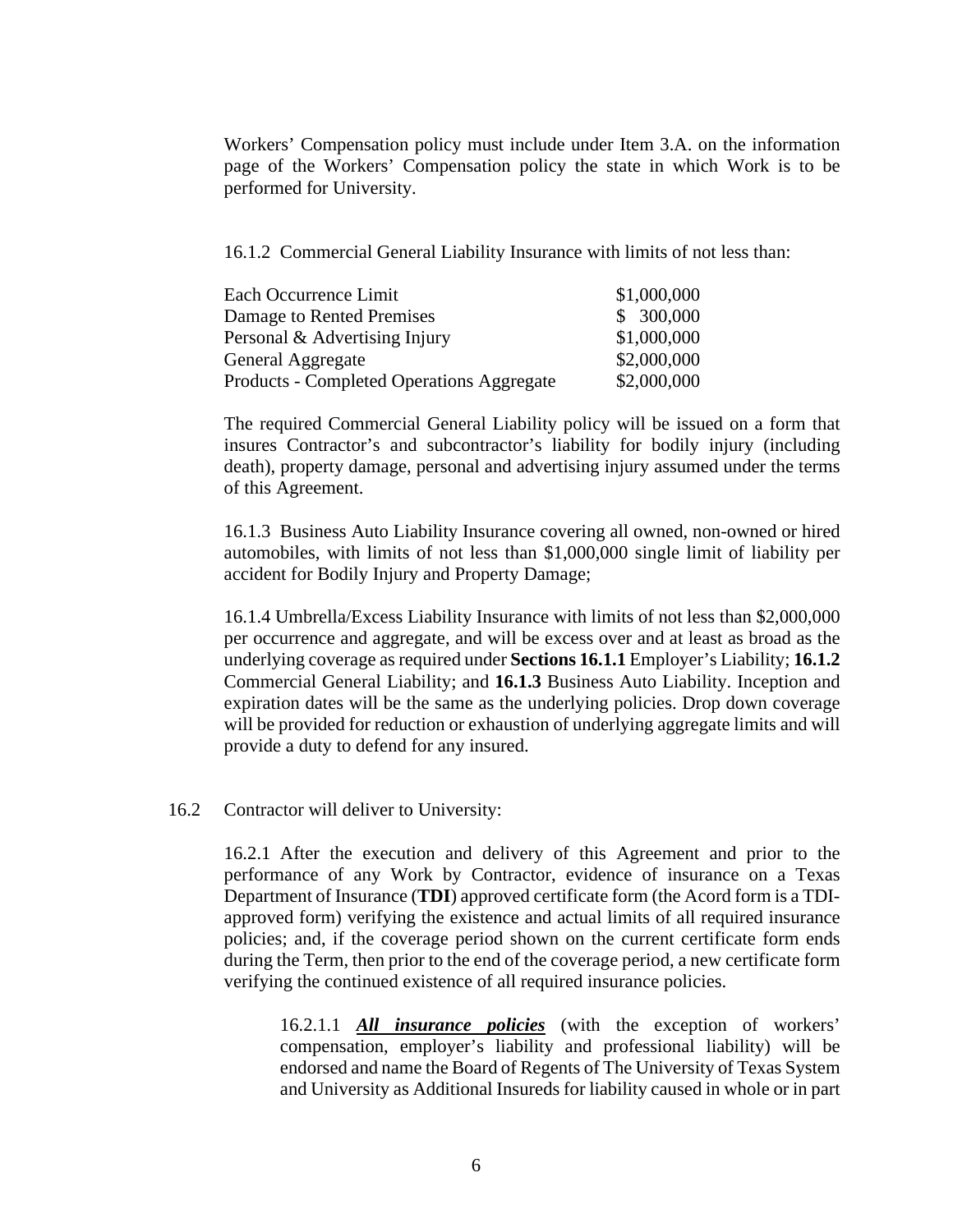Workers' Compensation policy must include under Item 3.A. on the information page of the Workers' Compensation policy the state in which Work is to be performed for University.

16.1.2 Commercial General Liability Insurance with limits of not less than:

| | |
|---|---|
| Each Occurrence Limit | $1,000,000 |
| Damage to Rented Premises | $ 300,000 |
| Personal & Advertising Injury | $1,000,000 |
| General Aggregate | $2,000,000 |
| Products - Completed Operations Aggregate | $2,000,000 |

The required Commercial General Liability policy will be issued on a form that insures Contractor's and subcontractor's liability for bodily injury (including death), property damage, personal and advertising injury assumed under the terms of this Agreement.

16.1.3 Business Auto Liability Insurance covering all owned, non-owned or hired automobiles, with limits of not less than $1,000,000 single limit of liability per accident for Bodily Injury and Property Damage;

16.1.4 Umbrella/Excess Liability Insurance with limits of not less than $2,000,000 per occurrence and aggregate, and will be excess over and at least as broad as the underlying coverage as required under **Sections 16.1.1** Employer's Liability; **16.1.2** Commercial General Liability; and **16.1.3** Business Auto Liability. Inception and expiration dates will be the same as the underlying policies. Drop down coverage will be provided for reduction or exhaustion of underlying aggregate limits and will provide a duty to defend for any insured.

16.2 Contractor will deliver to University:

16.2.1 After the execution and delivery of this Agreement and prior to the performance of any Work by Contractor, evidence of insurance on a Texas Department of Insurance (**TDI**) approved certificate form (the Acord form is a TDI-approved form) verifying the existence and actual limits of all required insurance policies; and, if the coverage period shown on the current certificate form ends during the Term, then prior to the end of the coverage period, a new certificate form verifying the continued existence of all required insurance policies.

16.2.1.1 ***<u>All insurance policies</u>*** (with the exception of workers' compensation, employer's liability and professional liability) will be endorsed and name the Board of Regents of The University of Texas System and University as Additional Insureds for liability caused in whole or in part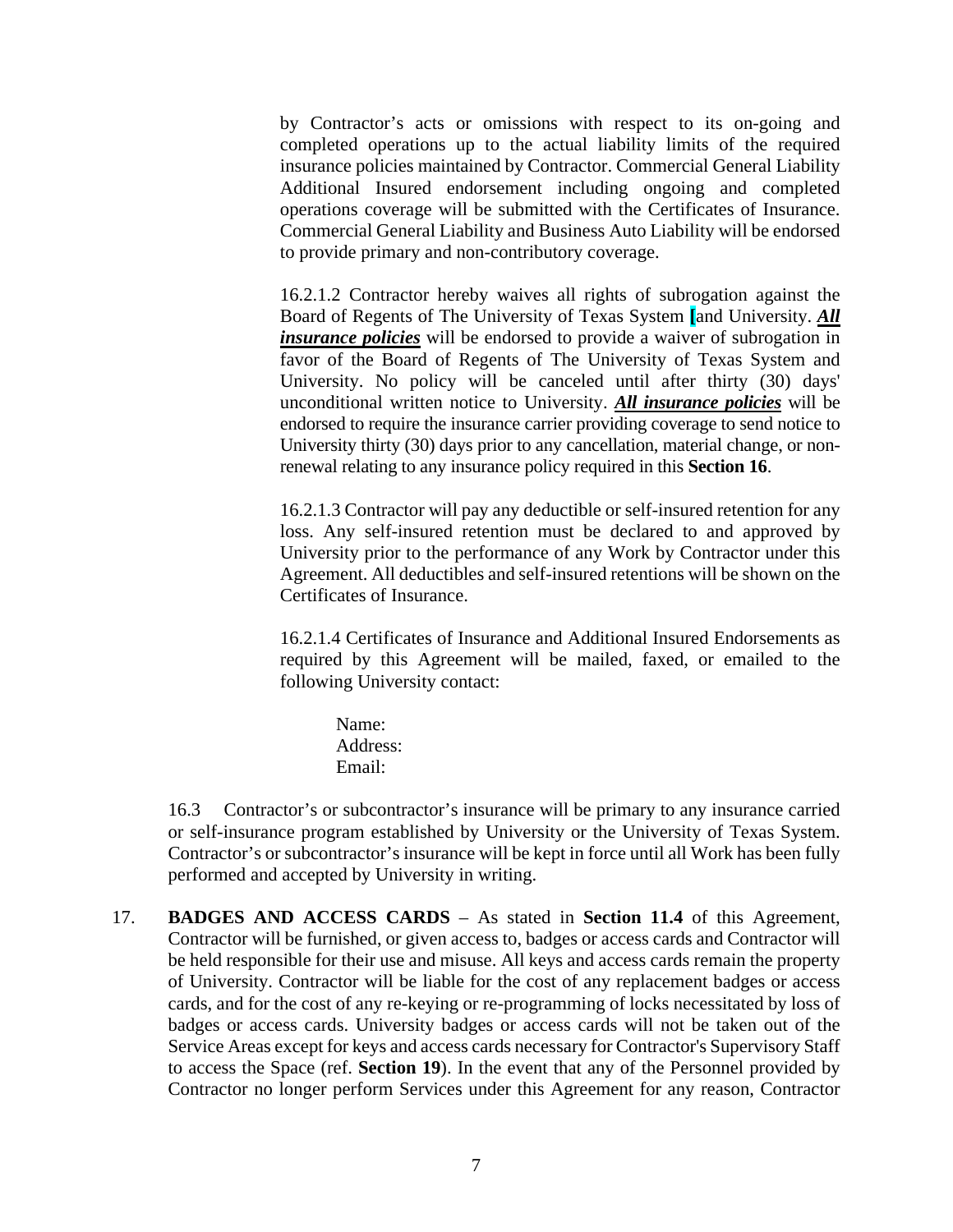by Contractor's acts or omissions with respect to its on-going and completed operations up to the actual liability limits of the required insurance policies maintained by Contractor. Commercial General Liability Additional Insured endorsement including ongoing and completed operations coverage will be submitted with the Certificates of Insurance. Commercial General Liability and Business Auto Liability will be endorsed to provide primary and non-contributory coverage.

16.2.1.2 Contractor hereby waives all rights of subrogation against the Board of Regents of The University of Texas System [and University. ***All insurance policies*** will be endorsed to provide a waiver of subrogation in favor of the Board of Regents of The University of Texas System and University. No policy will be canceled until after thirty (30) days' unconditional written notice to University. ***All insurance policies*** will be endorsed to require the insurance carrier providing coverage to send notice to University thirty (30) days prior to any cancellation, material change, or non-renewal relating to any insurance policy required in this **Section 16**.

16.2.1.3 Contractor will pay any deductible or self-insured retention for any loss. Any self-insured retention must be declared to and approved by University prior to the performance of any Work by Contractor under this Agreement. All deductibles and self-insured retentions will be shown on the Certificates of Insurance.

16.2.1.4 Certificates of Insurance and Additional Insured Endorsements as required by this Agreement will be mailed, faxed, or emailed to the following University contact:

Name:
Address:
Email:

16.3 Contractor's or subcontractor's insurance will be primary to any insurance carried or self-insurance program established by University or the University of Texas System. Contractor's or subcontractor's insurance will be kept in force until all Work has been fully performed and accepted by University in writing.

17. **BADGES AND ACCESS CARDS** – As stated in **Section 11.4** of this Agreement, Contractor will be furnished, or given access to, badges or access cards and Contractor will be held responsible for their use and misuse. All keys and access cards remain the property of University. Contractor will be liable for the cost of any replacement badges or access cards, and for the cost of any re-keying or re-programming of locks necessitated by loss of badges or access cards. University badges or access cards will not be taken out of the Service Areas except for keys and access cards necessary for Contractor's Supervisory Staff to access the Space (ref. **Section 19**). In the event that any of the Personnel provided by Contractor no longer perform Services under this Agreement for any reason, Contractor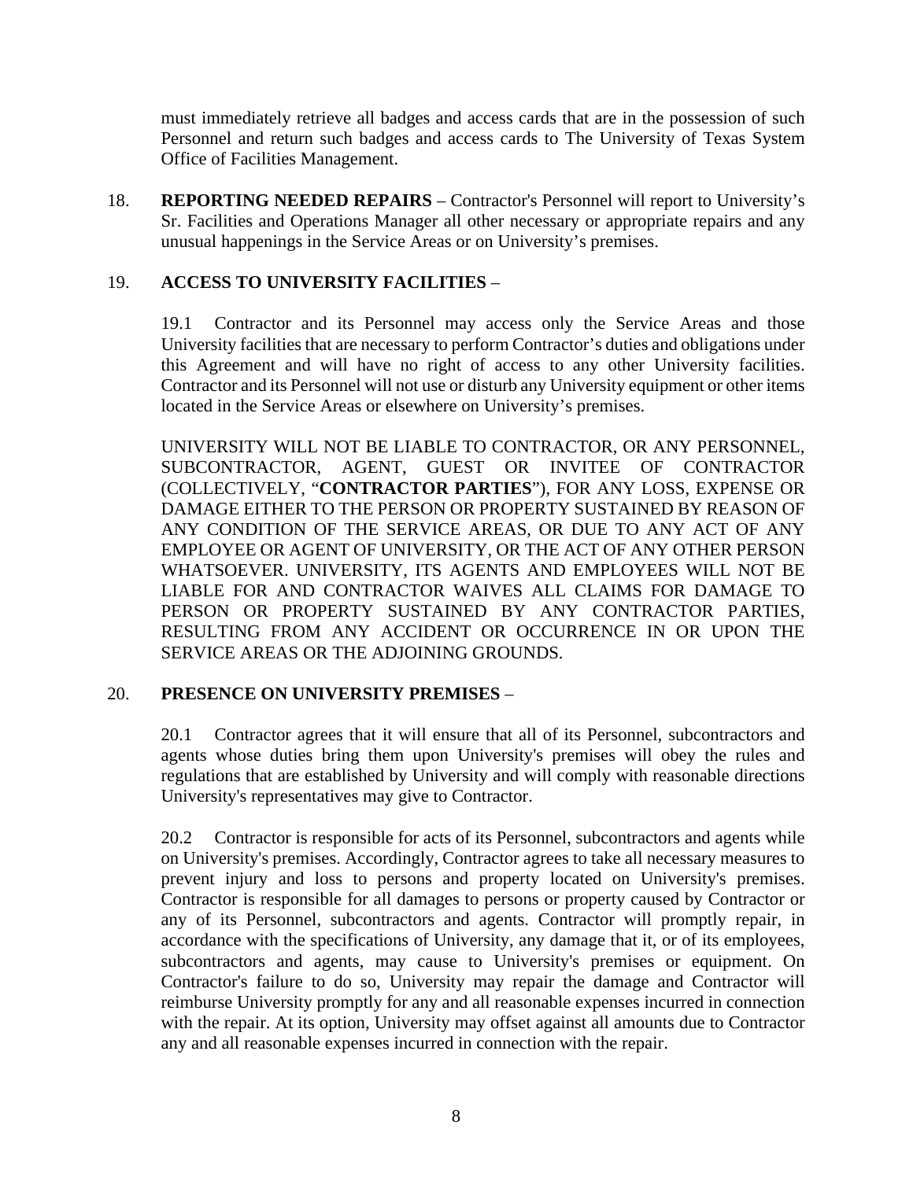must immediately retrieve all badges and access cards that are in the possession of such Personnel and return such badges and access cards to The University of Texas System Office of Facilities Management.

18. **REPORTING NEEDED REPAIRS** – Contractor's Personnel will report to University's Sr. Facilities and Operations Manager all other necessary or appropriate repairs and any unusual happenings in the Service Areas or on University's premises.

19. **ACCESS TO UNIVERSITY FACILITIES** –

19.1 Contractor and its Personnel may access only the Service Areas and those University facilities that are necessary to perform Contractor's duties and obligations under this Agreement and will have no right of access to any other University facilities. Contractor and its Personnel will not use or disturb any University equipment or other items located in the Service Areas or elsewhere on University's premises.

UNIVERSITY WILL NOT BE LIABLE TO CONTRACTOR, OR ANY PERSONNEL, SUBCONTRACTOR, AGENT, GUEST OR INVITEE OF CONTRACTOR (COLLECTIVELY, "**CONTRACTOR PARTIES**"), FOR ANY LOSS, EXPENSE OR DAMAGE EITHER TO THE PERSON OR PROPERTY SUSTAINED BY REASON OF ANY CONDITION OF THE SERVICE AREAS, OR DUE TO ANY ACT OF ANY EMPLOYEE OR AGENT OF UNIVERSITY, OR THE ACT OF ANY OTHER PERSON WHATSOEVER. UNIVERSITY, ITS AGENTS AND EMPLOYEES WILL NOT BE LIABLE FOR AND CONTRACTOR WAIVES ALL CLAIMS FOR DAMAGE TO PERSON OR PROPERTY SUSTAINED BY ANY CONTRACTOR PARTIES, RESULTING FROM ANY ACCIDENT OR OCCURRENCE IN OR UPON THE SERVICE AREAS OR THE ADJOINING GROUNDS.

20. **PRESENCE ON UNIVERSITY PREMISES** –

20.1 Contractor agrees that it will ensure that all of its Personnel, subcontractors and agents whose duties bring them upon University's premises will obey the rules and regulations that are established by University and will comply with reasonable directions University's representatives may give to Contractor.

20.2 Contractor is responsible for acts of its Personnel, subcontractors and agents while on University's premises. Accordingly, Contractor agrees to take all necessary measures to prevent injury and loss to persons and property located on University's premises. Contractor is responsible for all damages to persons or property caused by Contractor or any of its Personnel, subcontractors and agents. Contractor will promptly repair, in accordance with the specifications of University, any damage that it, or of its employees, subcontractors and agents, may cause to University's premises or equipment. On Contractor's failure to do so, University may repair the damage and Contractor will reimburse University promptly for any and all reasonable expenses incurred in connection with the repair. At its option, University may offset against all amounts due to Contractor any and all reasonable expenses incurred in connection with the repair.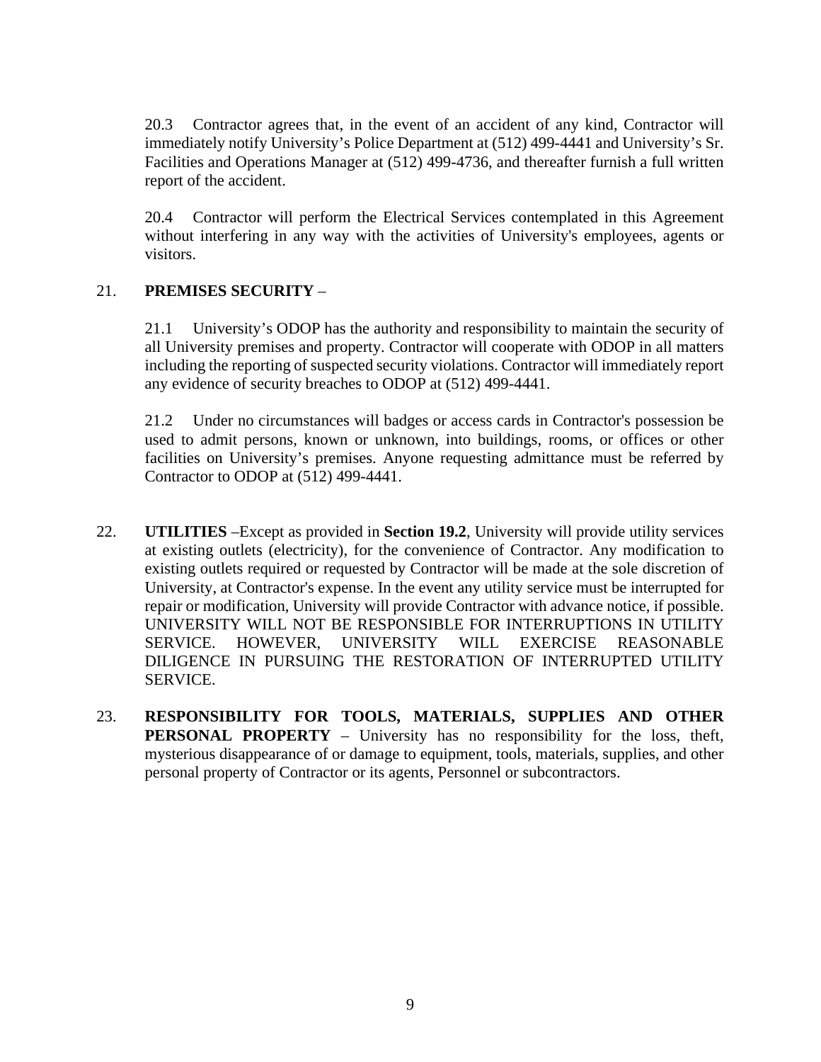20.3 Contractor agrees that, in the event of an accident of any kind, Contractor will immediately notify University's Police Department at (512) 499-4441 and University's Sr. Facilities and Operations Manager at (512) 499-4736, and thereafter furnish a full written report of the accident.

20.4 Contractor will perform the Electrical Services contemplated in this Agreement without interfering in any way with the activities of University's employees, agents or visitors.

21. **PREMISES SECURITY** –

21.1 University's ODOP has the authority and responsibility to maintain the security of all University premises and property. Contractor will cooperate with ODOP in all matters including the reporting of suspected security violations. Contractor will immediately report any evidence of security breaches to ODOP at (512) 499-4441.

21.2 Under no circumstances will badges or access cards in Contractor's possession be used to admit persons, known or unknown, into buildings, rooms, or offices or other facilities on University's premises. Anyone requesting admittance must be referred by Contractor to ODOP at (512) 499-4441.

22. **UTILITIES** –Except as provided in **Section 19.2**, University will provide utility services at existing outlets (electricity), for the convenience of Contractor. Any modification to existing outlets required or requested by Contractor will be made at the sole discretion of University, at Contractor's expense. In the event any utility service must be interrupted for repair or modification, University will provide Contractor with advance notice, if possible. UNIVERSITY WILL NOT BE RESPONSIBLE FOR INTERRUPTIONS IN UTILITY SERVICE. HOWEVER, UNIVERSITY WILL EXERCISE REASONABLE DILIGENCE IN PURSUING THE RESTORATION OF INTERRUPTED UTILITY SERVICE.

23. **RESPONSIBILITY FOR TOOLS, MATERIALS, SUPPLIES AND OTHER PERSONAL PROPERTY** – University has no responsibility for the loss, theft, mysterious disappearance of or damage to equipment, tools, materials, supplies, and other personal property of Contractor or its agents, Personnel or subcontractors.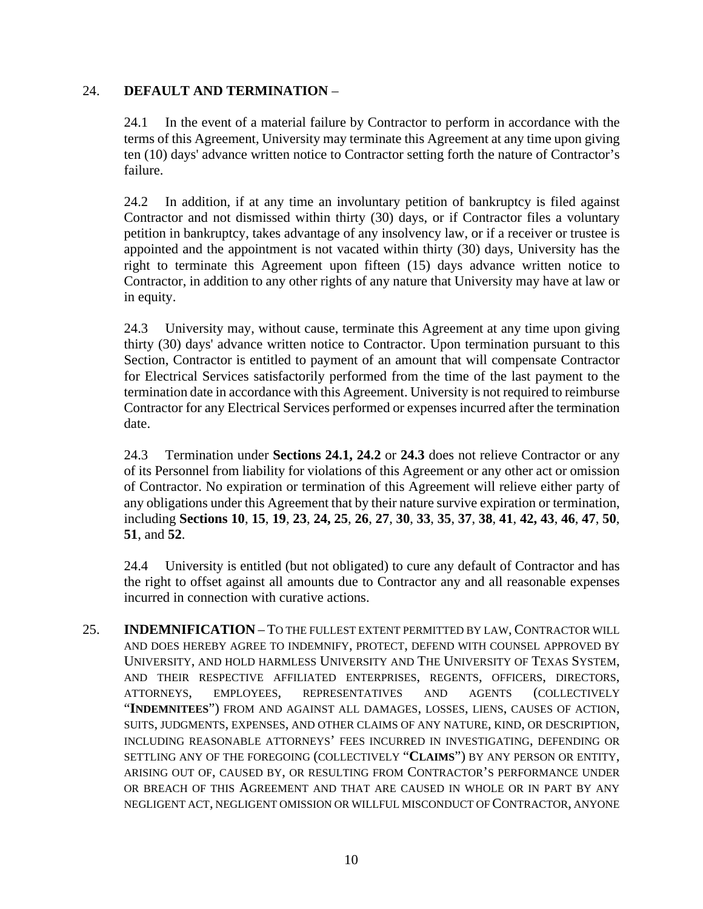24. **DEFAULT AND TERMINATION** –

24.1 In the event of a material failure by Contractor to perform in accordance with the terms of this Agreement, University may terminate this Agreement at any time upon giving ten (10) days' advance written notice to Contractor setting forth the nature of Contractor's failure.

24.2 In addition, if at any time an involuntary petition of bankruptcy is filed against Contractor and not dismissed within thirty (30) days, or if Contractor files a voluntary petition in bankruptcy, takes advantage of any insolvency law, or if a receiver or trustee is appointed and the appointment is not vacated within thirty (30) days, University has the right to terminate this Agreement upon fifteen (15) days advance written notice to Contractor, in addition to any other rights of any nature that University may have at law or in equity.

24.3 University may, without cause, terminate this Agreement at any time upon giving thirty (30) days' advance written notice to Contractor. Upon termination pursuant to this Section, Contractor is entitled to payment of an amount that will compensate Contractor for Electrical Services satisfactorily performed from the time of the last payment to the termination date in accordance with this Agreement. University is not required to reimburse Contractor for any Electrical Services performed or expenses incurred after the termination date.

24.3 Termination under **Sections 24.1, 24.2** or **24.3** does not relieve Contractor or any of its Personnel from liability for violations of this Agreement or any other act or omission of Contractor. No expiration or termination of this Agreement will relieve either party of any obligations under this Agreement that by their nature survive expiration or termination, including **Sections 10**, **15**, **19**, **23**, **24, 25**, **26**, **27**, **30**, **33**, **35**, **37**, **38**, **41**, **42, 43**, **46**, **47**, **50**, **51**, and **52**.

24.4 University is entitled (but not obligated) to cure any default of Contractor and has the right to offset against all amounts due to Contractor any and all reasonable expenses incurred in connection with curative actions.

25. **INDEMNIFICATION** – TO THE FULLEST EXTENT PERMITTED BY LAW, CONTRACTOR WILL AND DOES HEREBY AGREE TO INDEMNIFY, PROTECT, DEFEND WITH COUNSEL APPROVED BY UNIVERSITY, AND HOLD HARMLESS UNIVERSITY AND THE UNIVERSITY OF TEXAS SYSTEM, AND THEIR RESPECTIVE AFFILIATED ENTERPRISES, REGENTS, OFFICERS, DIRECTORS, ATTORNEYS, EMPLOYEES, REPRESENTATIVES AND AGENTS (COLLECTIVELY "**INDEMNITEES**") FROM AND AGAINST ALL DAMAGES, LOSSES, LIENS, CAUSES OF ACTION, SUITS, JUDGMENTS, EXPENSES, AND OTHER CLAIMS OF ANY NATURE, KIND, OR DESCRIPTION, INCLUDING REASONABLE ATTORNEYS' FEES INCURRED IN INVESTIGATING, DEFENDING OR SETTLING ANY OF THE FOREGOING (COLLECTIVELY "**CLAIMS**") BY ANY PERSON OR ENTITY, ARISING OUT OF, CAUSED BY, OR RESULTING FROM CONTRACTOR'S PERFORMANCE UNDER OR BREACH OF THIS AGREEMENT AND THAT ARE CAUSED IN WHOLE OR IN PART BY ANY NEGLIGENT ACT, NEGLIGENT OMISSION OR WILLFUL MISCONDUCT OF CONTRACTOR, ANYONE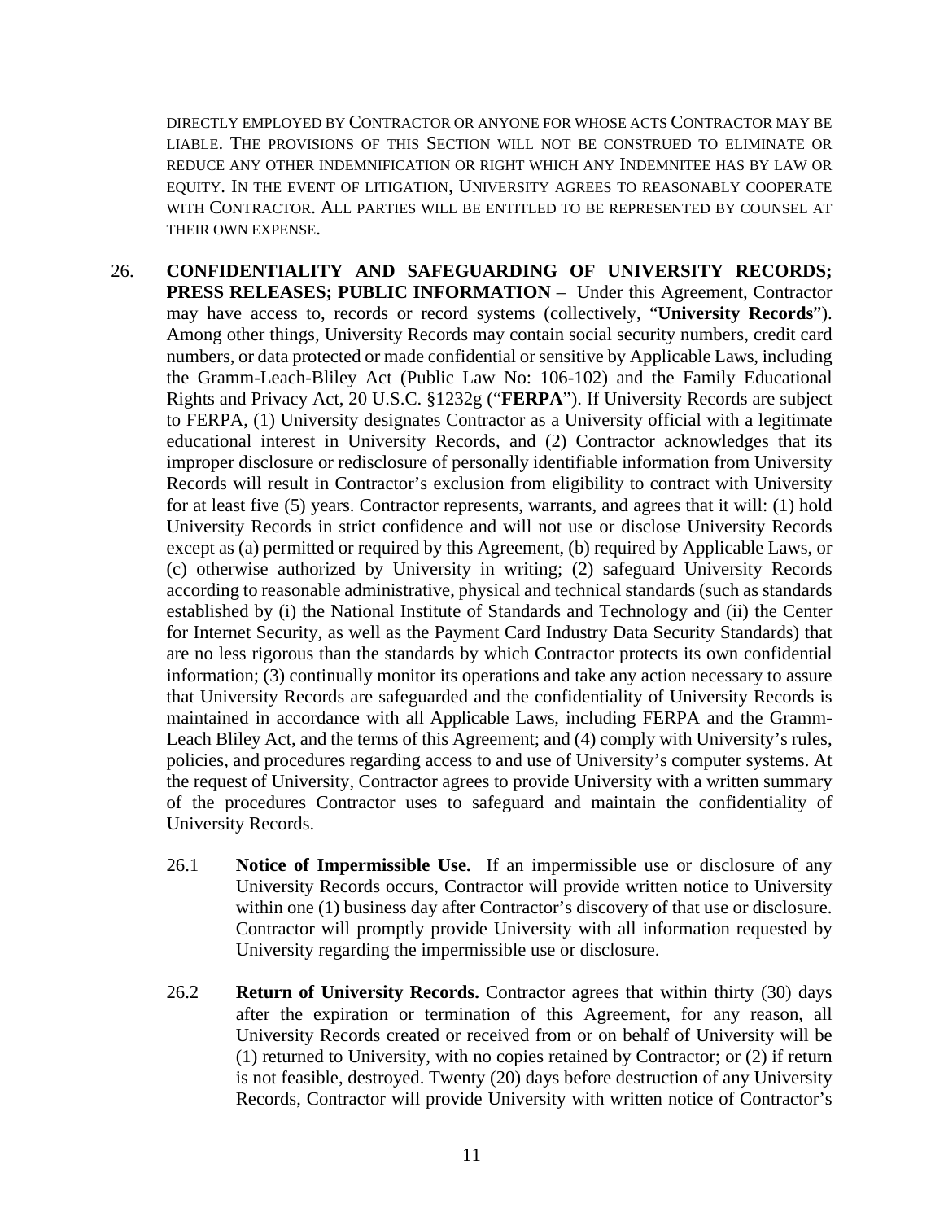DIRECTLY EMPLOYED BY CONTRACTOR OR ANYONE FOR WHOSE ACTS CONTRACTOR MAY BE LIABLE. THE PROVISIONS OF THIS SECTION WILL NOT BE CONSTRUED TO ELIMINATE OR REDUCE ANY OTHER INDEMNIFICATION OR RIGHT WHICH ANY INDEMNITEE HAS BY LAW OR EQUITY. IN THE EVENT OF LITIGATION, UNIVERSITY AGREES TO REASONABLY COOPERATE WITH CONTRACTOR. ALL PARTIES WILL BE ENTITLED TO BE REPRESENTED BY COUNSEL AT THEIR OWN EXPENSE.

26. **CONFIDENTIALITY AND SAFEGUARDING OF UNIVERSITY RECORDS; PRESS RELEASES; PUBLIC INFORMATION** – Under this Agreement, Contractor may have access to, records or record systems (collectively, "**University Records**"). Among other things, University Records may contain social security numbers, credit card numbers, or data protected or made confidential or sensitive by Applicable Laws, including the Gramm-Leach-Bliley Act (Public Law No: 106-102) and the Family Educational Rights and Privacy Act, 20 U.S.C. §1232g ("**FERPA**"). If University Records are subject to FERPA, (1) University designates Contractor as a University official with a legitimate educational interest in University Records, and (2) Contractor acknowledges that its improper disclosure or redisclosure of personally identifiable information from University Records will result in Contractor's exclusion from eligibility to contract with University for at least five (5) years. Contractor represents, warrants, and agrees that it will: (1) hold University Records in strict confidence and will not use or disclose University Records except as (a) permitted or required by this Agreement, (b) required by Applicable Laws, or (c) otherwise authorized by University in writing; (2) safeguard University Records according to reasonable administrative, physical and technical standards (such as standards established by (i) the National Institute of Standards and Technology and (ii) the Center for Internet Security, as well as the Payment Card Industry Data Security Standards) that are no less rigorous than the standards by which Contractor protects its own confidential information; (3) continually monitor its operations and take any action necessary to assure that University Records are safeguarded and the confidentiality of University Records is maintained in accordance with all Applicable Laws, including FERPA and the Gramm-Leach Bliley Act, and the terms of this Agreement; and (4) comply with University's rules, policies, and procedures regarding access to and use of University's computer systems. At the request of University, Contractor agrees to provide University with a written summary of the procedures Contractor uses to safeguard and maintain the confidentiality of University Records.

26.1 **Notice of Impermissible Use.** If an impermissible use or disclosure of any University Records occurs, Contractor will provide written notice to University within one (1) business day after Contractor's discovery of that use or disclosure. Contractor will promptly provide University with all information requested by University regarding the impermissible use or disclosure.

26.2 **Return of University Records.** Contractor agrees that within thirty (30) days after the expiration or termination of this Agreement, for any reason, all University Records created or received from or on behalf of University will be (1) returned to University, with no copies retained by Contractor; or (2) if return is not feasible, destroyed. Twenty (20) days before destruction of any University Records, Contractor will provide University with written notice of Contractor's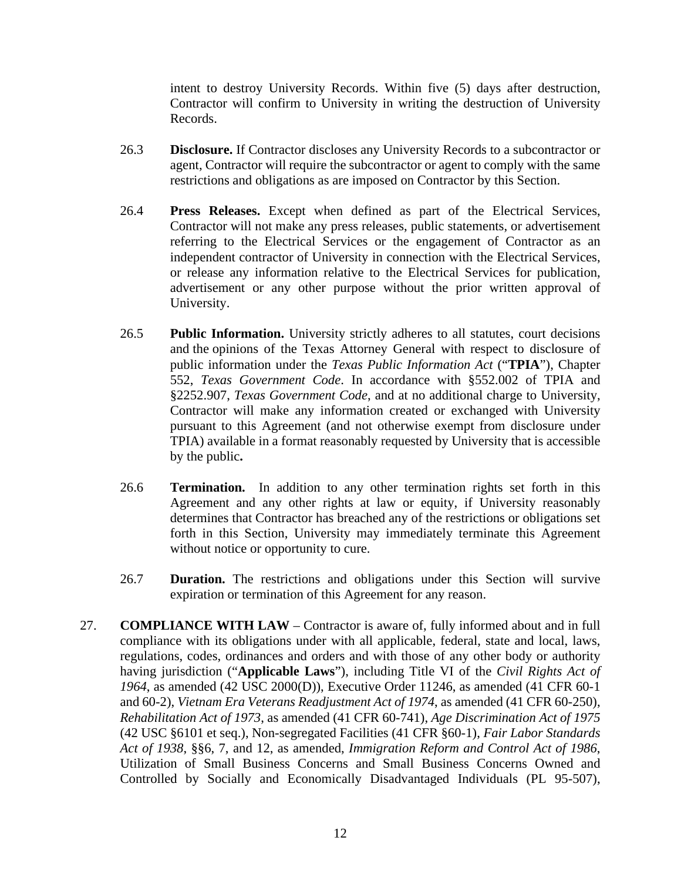intent to destroy University Records. Within five (5) days after destruction, Contractor will confirm to University in writing the destruction of University Records.

26.3 **Disclosure.** If Contractor discloses any University Records to a subcontractor or agent, Contractor will require the subcontractor or agent to comply with the same restrictions and obligations as are imposed on Contractor by this Section.

26.4 **Press Releases.** Except when defined as part of the Electrical Services, Contractor will not make any press releases, public statements, or advertisement referring to the Electrical Services or the engagement of Contractor as an independent contractor of University in connection with the Electrical Services, or release any information relative to the Electrical Services for publication, advertisement or any other purpose without the prior written approval of University.

26.5 **Public Information.** University strictly adheres to all statutes, court decisions and the opinions of the Texas Attorney General with respect to disclosure of public information under the *Texas Public Information Act* ("**TPIA**"), Chapter 552, *Texas Government Code*. In accordance with §552.002 of TPIA and §2252.907, *Texas Government Code*, and at no additional charge to University, Contractor will make any information created or exchanged with University pursuant to this Agreement (and not otherwise exempt from disclosure under TPIA) available in a format reasonably requested by University that is accessible by the public**.**

26.6 **Termination.** In addition to any other termination rights set forth in this Agreement and any other rights at law or equity, if University reasonably determines that Contractor has breached any of the restrictions or obligations set forth in this Section, University may immediately terminate this Agreement without notice or opportunity to cure.

26.7 **Duration.** The restrictions and obligations under this Section will survive expiration or termination of this Agreement for any reason.

27. **COMPLIANCE WITH LAW** – Contractor is aware of, fully informed about and in full compliance with its obligations under with all applicable, federal, state and local, laws, regulations, codes, ordinances and orders and with those of any other body or authority having jurisdiction ("**Applicable Laws**"), including Title VI of the *Civil Rights Act of 1964*, as amended (42 USC 2000(D)), Executive Order 11246, as amended (41 CFR 60-1 and 60-2), *Vietnam Era Veterans Readjustment Act of 1974*, as amended (41 CFR 60-250), *Rehabilitation Act of 1973*, as amended (41 CFR 60-741), *Age Discrimination Act of 1975* (42 USC §6101 et seq.), Non-segregated Facilities (41 CFR §60-1), *Fair Labor Standards Act of 1938*, §§6, 7, and 12, as amended, *Immigration Reform and Control Act of 1986*, Utilization of Small Business Concerns and Small Business Concerns Owned and Controlled by Socially and Economically Disadvantaged Individuals (PL 95-507),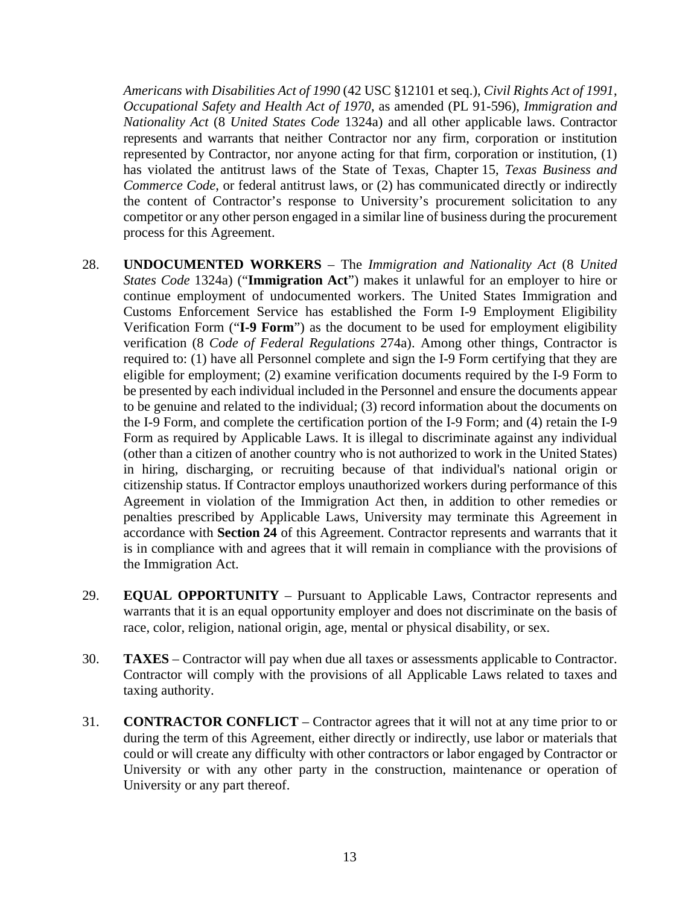*Americans with Disabilities Act of 1990* (42 USC §12101 et seq.), *Civil Rights Act of 1991*, *Occupational Safety and Health Act of 1970*, as amended (PL 91-596), *Immigration and Nationality Act* (8 *United States Code* 1324a) and all other applicable laws. Contractor represents and warrants that neither Contractor nor any firm, corporation or institution represented by Contractor, nor anyone acting for that firm, corporation or institution, (1) has violated the antitrust laws of the State of Texas, Chapter 15, *Texas Business and Commerce Code*, or federal antitrust laws, or (2) has communicated directly or indirectly the content of Contractor's response to University's procurement solicitation to any competitor or any other person engaged in a similar line of business during the procurement process for this Agreement.

28. **UNDOCUMENTED WORKERS** – The *Immigration and Nationality Act* (8 *United States Code* 1324a) ("**Immigration Act**") makes it unlawful for an employer to hire or continue employment of undocumented workers. The United States Immigration and Customs Enforcement Service has established the Form I-9 Employment Eligibility Verification Form ("**I-9 Form**") as the document to be used for employment eligibility verification (8 *Code of Federal Regulations* 274a). Among other things, Contractor is required to: (1) have all Personnel complete and sign the I-9 Form certifying that they are eligible for employment; (2) examine verification documents required by the I-9 Form to be presented by each individual included in the Personnel and ensure the documents appear to be genuine and related to the individual; (3) record information about the documents on the I-9 Form, and complete the certification portion of the I-9 Form; and (4) retain the I-9 Form as required by Applicable Laws. It is illegal to discriminate against any individual (other than a citizen of another country who is not authorized to work in the United States) in hiring, discharging, or recruiting because of that individual's national origin or citizenship status. If Contractor employs unauthorized workers during performance of this Agreement in violation of the Immigration Act then, in addition to other remedies or penalties prescribed by Applicable Laws, University may terminate this Agreement in accordance with **Section 24** of this Agreement. Contractor represents and warrants that it is in compliance with and agrees that it will remain in compliance with the provisions of the Immigration Act.

29. **EQUAL OPPORTUNITY** – Pursuant to Applicable Laws, Contractor represents and warrants that it is an equal opportunity employer and does not discriminate on the basis of race, color, religion, national origin, age, mental or physical disability, or sex.

30. **TAXES** – Contractor will pay when due all taxes or assessments applicable to Contractor. Contractor will comply with the provisions of all Applicable Laws related to taxes and taxing authority.

31. **CONTRACTOR CONFLICT** – Contractor agrees that it will not at any time prior to or during the term of this Agreement, either directly or indirectly, use labor or materials that could or will create any difficulty with other contractors or labor engaged by Contractor or University or with any other party in the construction, maintenance or operation of University or any part thereof.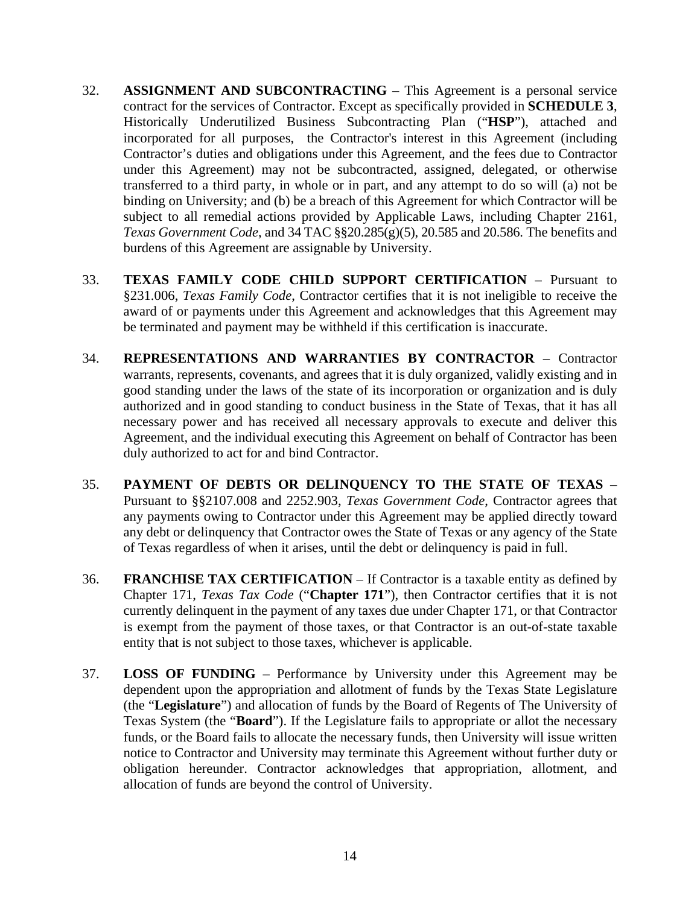32. **ASSIGNMENT AND SUBCONTRACTING** – This Agreement is a personal service contract for the services of Contractor. Except as specifically provided in **SCHEDULE 3**, Historically Underutilized Business Subcontracting Plan ("**HSP**"), attached and incorporated for all purposes, the Contractor's interest in this Agreement (including Contractor's duties and obligations under this Agreement, and the fees due to Contractor under this Agreement) may not be subcontracted, assigned, delegated, or otherwise transferred to a third party, in whole or in part, and any attempt to do so will (a) not be binding on University; and (b) be a breach of this Agreement for which Contractor will be subject to all remedial actions provided by Applicable Laws, including Chapter 2161, *Texas Government Code*, and 34 TAC §§20.285(g)(5), 20.585 and 20.586. The benefits and burdens of this Agreement are assignable by University.

33. **TEXAS FAMILY CODE CHILD SUPPORT CERTIFICATION** – Pursuant to §231.006, *Texas Family Code*, Contractor certifies that it is not ineligible to receive the award of or payments under this Agreement and acknowledges that this Agreement may be terminated and payment may be withheld if this certification is inaccurate.

34. **REPRESENTATIONS AND WARRANTIES BY CONTRACTOR** – Contractor warrants, represents, covenants, and agrees that it is duly organized, validly existing and in good standing under the laws of the state of its incorporation or organization and is duly authorized and in good standing to conduct business in the State of Texas, that it has all necessary power and has received all necessary approvals to execute and deliver this Agreement, and the individual executing this Agreement on behalf of Contractor has been duly authorized to act for and bind Contractor.

35. **PAYMENT OF DEBTS OR DELINQUENCY TO THE STATE OF TEXAS** – Pursuant to §§2107.008 and 2252.903, *Texas Government Code*, Contractor agrees that any payments owing to Contractor under this Agreement may be applied directly toward any debt or delinquency that Contractor owes the State of Texas or any agency of the State of Texas regardless of when it arises, until the debt or delinquency is paid in full.

36. **FRANCHISE TAX CERTIFICATION** – If Contractor is a taxable entity as defined by Chapter 171, *Texas Tax Code* ("**Chapter 171**"), then Contractor certifies that it is not currently delinquent in the payment of any taxes due under Chapter 171, or that Contractor is exempt from the payment of those taxes, or that Contractor is an out-of-state taxable entity that is not subject to those taxes, whichever is applicable.

37. **LOSS OF FUNDING** – Performance by University under this Agreement may be dependent upon the appropriation and allotment of funds by the Texas State Legislature (the "**Legislature**") and allocation of funds by the Board of Regents of The University of Texas System (the "**Board**"). If the Legislature fails to appropriate or allot the necessary funds, or the Board fails to allocate the necessary funds, then University will issue written notice to Contractor and University may terminate this Agreement without further duty or obligation hereunder. Contractor acknowledges that appropriation, allotment, and allocation of funds are beyond the control of University.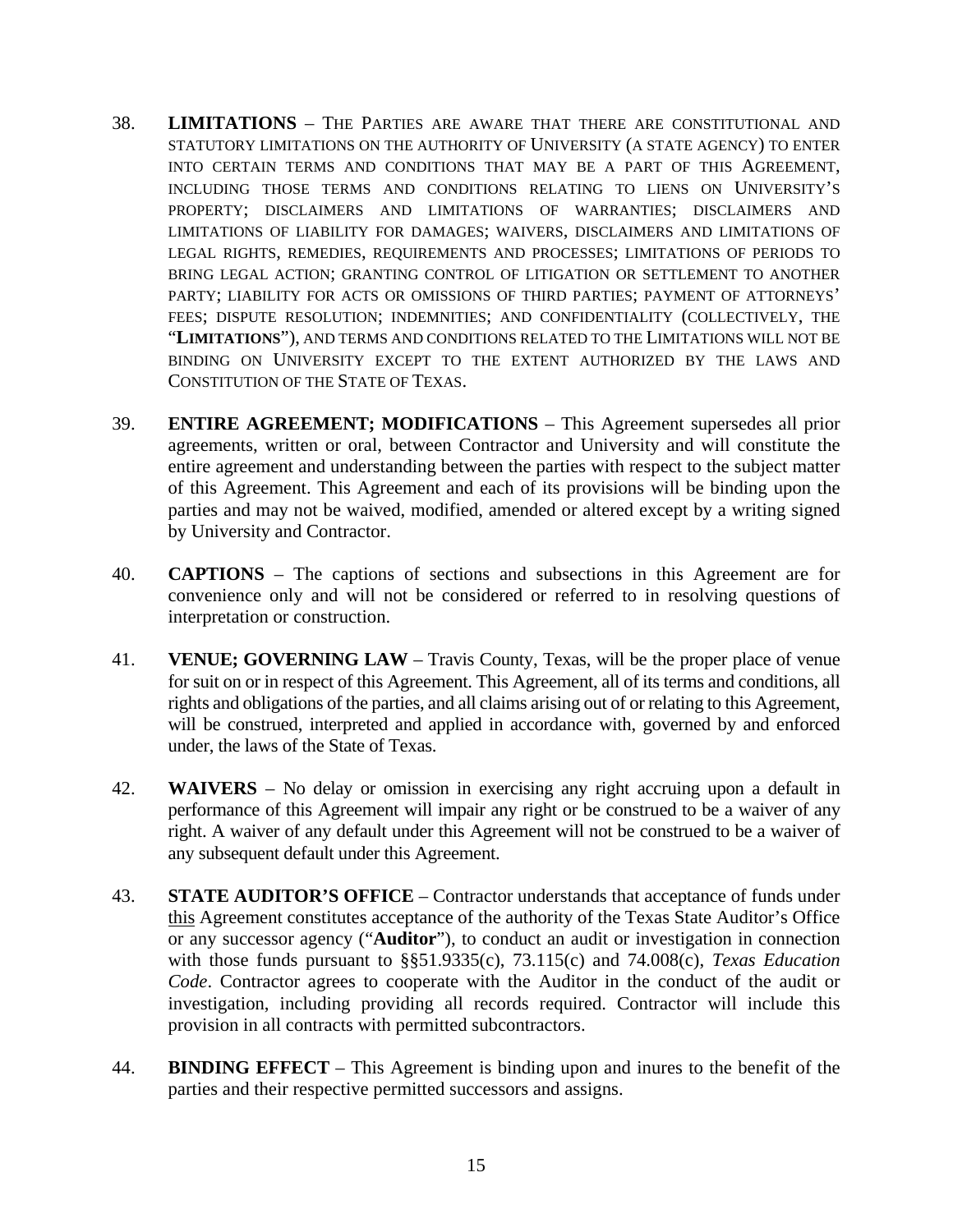38. **LIMITATIONS** – THE PARTIES ARE AWARE THAT THERE ARE CONSTITUTIONAL AND STATUTORY LIMITATIONS ON THE AUTHORITY OF UNIVERSITY (A STATE AGENCY) TO ENTER INTO CERTAIN TERMS AND CONDITIONS THAT MAY BE A PART OF THIS AGREEMENT, INCLUDING THOSE TERMS AND CONDITIONS RELATING TO LIENS ON UNIVERSITY'S PROPERTY; DISCLAIMERS AND LIMITATIONS OF WARRANTIES; DISCLAIMERS AND LIMITATIONS OF LIABILITY FOR DAMAGES; WAIVERS, DISCLAIMERS AND LIMITATIONS OF LEGAL RIGHTS, REMEDIES, REQUIREMENTS AND PROCESSES; LIMITATIONS OF PERIODS TO BRING LEGAL ACTION; GRANTING CONTROL OF LITIGATION OR SETTLEMENT TO ANOTHER PARTY; LIABILITY FOR ACTS OR OMISSIONS OF THIRD PARTIES; PAYMENT OF ATTORNEYS' FEES; DISPUTE RESOLUTION; INDEMNITIES; AND CONFIDENTIALITY (COLLECTIVELY, THE "**LIMITATIONS**"), AND TERMS AND CONDITIONS RELATED TO THE LIMITATIONS WILL NOT BE BINDING ON UNIVERSITY EXCEPT TO THE EXTENT AUTHORIZED BY THE LAWS AND CONSTITUTION OF THE STATE OF TEXAS.

39. **ENTIRE AGREEMENT; MODIFICATIONS** – This Agreement supersedes all prior agreements, written or oral, between Contractor and University and will constitute the entire agreement and understanding between the parties with respect to the subject matter of this Agreement. This Agreement and each of its provisions will be binding upon the parties and may not be waived, modified, amended or altered except by a writing signed by University and Contractor.

40. **CAPTIONS** – The captions of sections and subsections in this Agreement are for convenience only and will not be considered or referred to in resolving questions of interpretation or construction.

41. **VENUE; GOVERNING LAW** – Travis County, Texas, will be the proper place of venue for suit on or in respect of this Agreement. This Agreement, all of its terms and conditions, all rights and obligations of the parties, and all claims arising out of or relating to this Agreement, will be construed, interpreted and applied in accordance with, governed by and enforced under, the laws of the State of Texas.

42. **WAIVERS** – No delay or omission in exercising any right accruing upon a default in performance of this Agreement will impair any right or be construed to be a waiver of any right. A waiver of any default under this Agreement will not be construed to be a waiver of any subsequent default under this Agreement.

43. **STATE AUDITOR'S OFFICE** – Contractor understands that acceptance of funds under this Agreement constitutes acceptance of the authority of the Texas State Auditor's Office or any successor agency ("**Auditor**"), to conduct an audit or investigation in connection with those funds pursuant to §§51.9335(c), 73.115(c) and 74.008(c), *Texas Education Code*. Contractor agrees to cooperate with the Auditor in the conduct of the audit or investigation, including providing all records required. Contractor will include this provision in all contracts with permitted subcontractors.

44. **BINDING EFFECT** – This Agreement is binding upon and inures to the benefit of the parties and their respective permitted successors and assigns.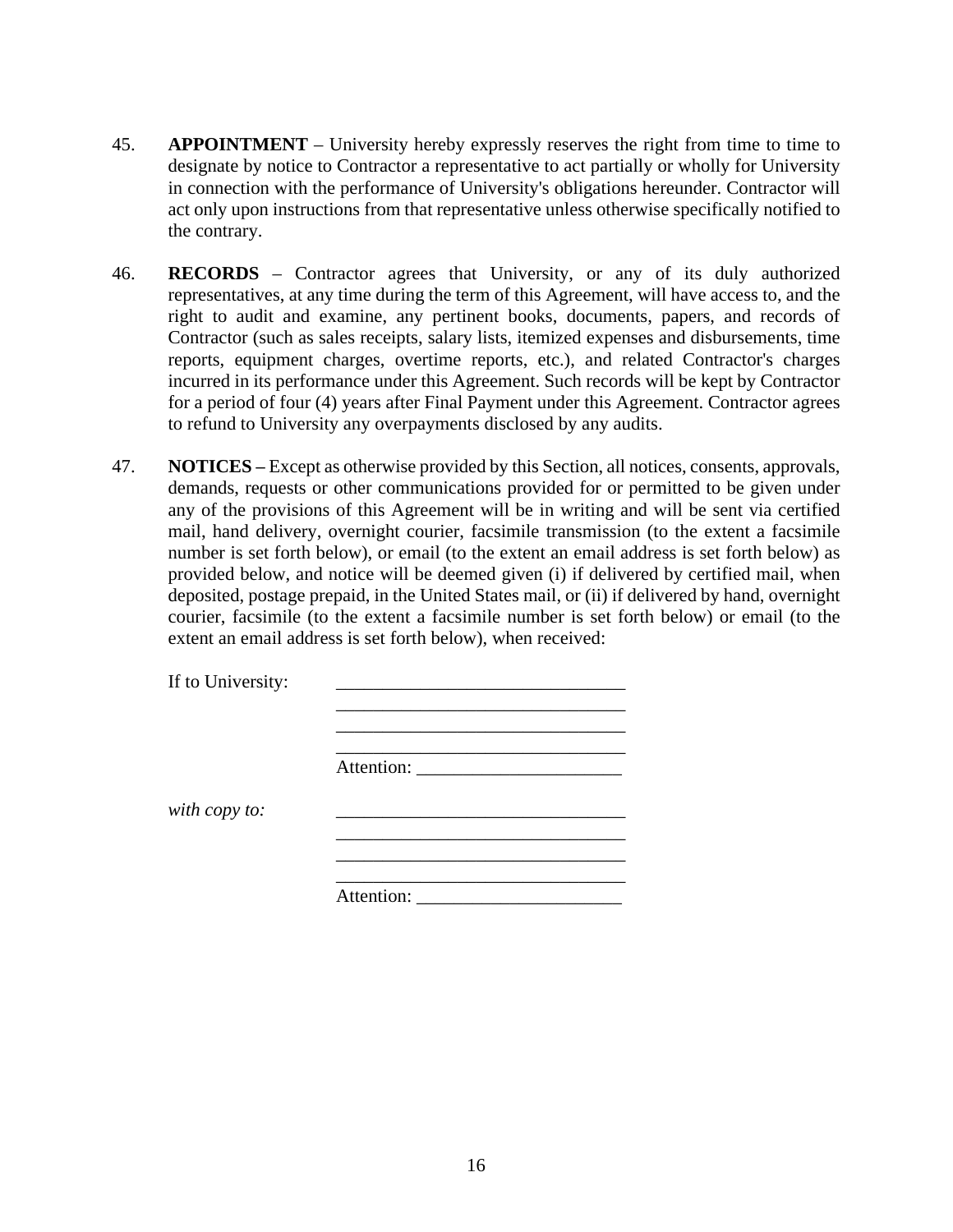45. **APPOINTMENT** – University hereby expressly reserves the right from time to time to designate by notice to Contractor a representative to act partially or wholly for University in connection with the performance of University's obligations hereunder. Contractor will act only upon instructions from that representative unless otherwise specifically notified to the contrary.

46. **RECORDS** – Contractor agrees that University, or any of its duly authorized representatives, at any time during the term of this Agreement, will have access to, and the right to audit and examine, any pertinent books, documents, papers, and records of Contractor (such as sales receipts, salary lists, itemized expenses and disbursements, time reports, equipment charges, overtime reports, etc.), and related Contractor's charges incurred in its performance under this Agreement. Such records will be kept by Contractor for a period of four (4) years after Final Payment under this Agreement. Contractor agrees to refund to University any overpayments disclosed by any audits.

47. **NOTICES –** Except as otherwise provided by this Section, all notices, consents, approvals, demands, requests or other communications provided for or permitted to be given under any of the provisions of this Agreement will be in writing and will be sent via certified mail, hand delivery, overnight courier, facsimile transmission (to the extent a facsimile number is set forth below), or email (to the extent an email address is set forth below) as provided below, and notice will be deemed given (i) if delivered by certified mail, when deposited, postage prepaid, in the United States mail, or (ii) if delivered by hand, overnight courier, facsimile (to the extent a facsimile number is set forth below) or email (to the extent an email address is set forth below), when received:

If to University: _______________________________
_______________________________
_______________________________
_______________________________
Attention: ______________________

*with copy to:* _______________________________
_______________________________
_______________________________
_______________________________
Attention: ______________________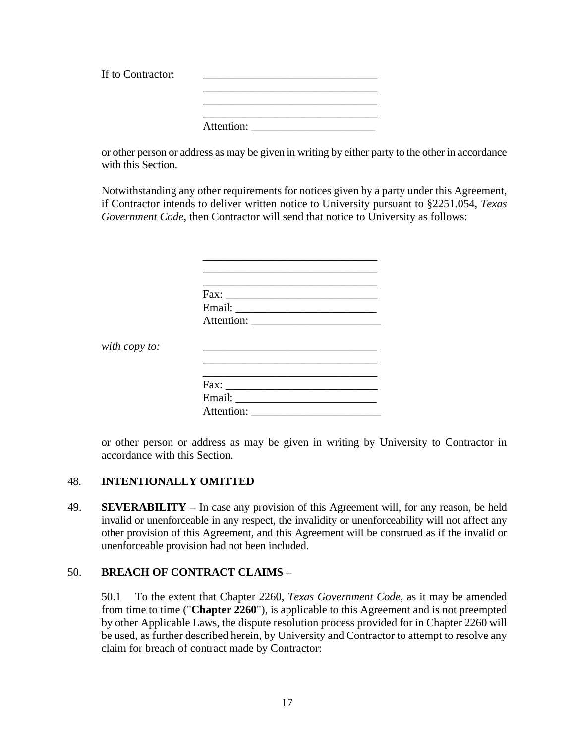If to Contractor: _______________________________
_______________________________
_______________________________
_______________________________
Attention: ______________________

or other person or address as may be given in writing by either party to the other in accordance with this Section.

Notwithstanding any other requirements for notices given by a party under this Agreement, if Contractor intends to deliver written notice to University pursuant to §2251.054, *Texas Government Code*, then Contractor will send that notice to University as follows:

_______________________________
_______________________________
_______________________________
Fax: ___________________________
Email: _________________________
Attention: _______________________

*with copy to:* _______________________________
_______________________________
_______________________________
Fax: ___________________________
Email: _________________________
Attention: _______________________

or other person or address as may be given in writing by University to Contractor in accordance with this Section.

48. **INTENTIONALLY OMITTED**

49. **SEVERABILITY** – In case any provision of this Agreement will, for any reason, be held invalid or unenforceable in any respect, the invalidity or unenforceability will not affect any other provision of this Agreement, and this Agreement will be construed as if the invalid or unenforceable provision had not been included.

50. **BREACH OF CONTRACT CLAIMS** –

50.1 To the extent that Chapter 2260, *Texas Government Code*, as it may be amended from time to time ("**Chapter 2260**"), is applicable to this Agreement and is not preempted by other Applicable Laws, the dispute resolution process provided for in Chapter 2260 will be used, as further described herein, by University and Contractor to attempt to resolve any claim for breach of contract made by Contractor: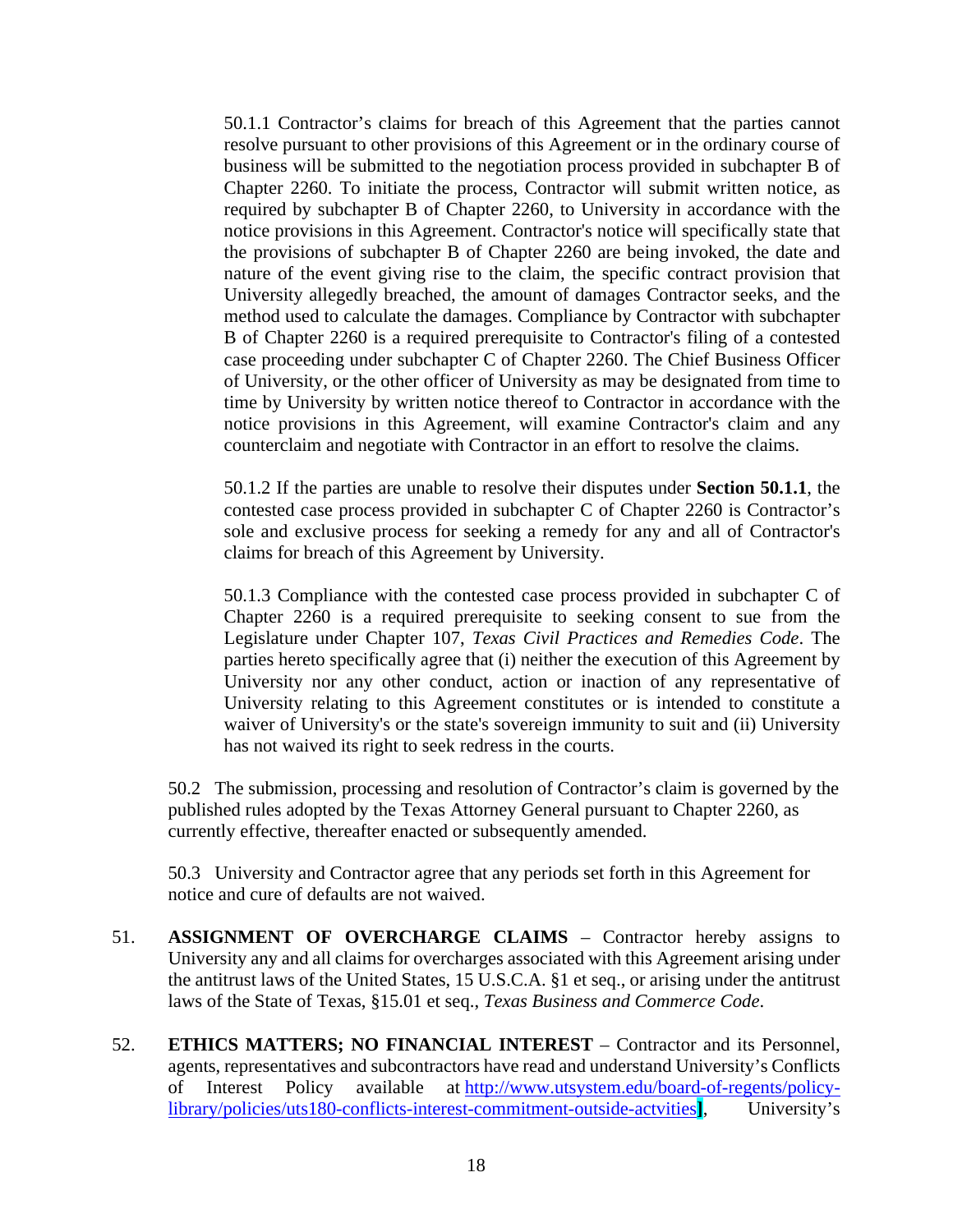50.1.1 Contractor's claims for breach of this Agreement that the parties cannot resolve pursuant to other provisions of this Agreement or in the ordinary course of business will be submitted to the negotiation process provided in subchapter B of Chapter 2260. To initiate the process, Contractor will submit written notice, as required by subchapter B of Chapter 2260, to University in accordance with the notice provisions in this Agreement. Contractor's notice will specifically state that the provisions of subchapter B of Chapter 2260 are being invoked, the date and nature of the event giving rise to the claim, the specific contract provision that University allegedly breached, the amount of damages Contractor seeks, and the method used to calculate the damages. Compliance by Contractor with subchapter B of Chapter 2260 is a required prerequisite to Contractor's filing of a contested case proceeding under subchapter C of Chapter 2260. The Chief Business Officer of University, or the other officer of University as may be designated from time to time by University by written notice thereof to Contractor in accordance with the notice provisions in this Agreement, will examine Contractor's claim and any counterclaim and negotiate with Contractor in an effort to resolve the claims.

50.1.2 If the parties are unable to resolve their disputes under **Section 50.1.1**, the contested case process provided in subchapter C of Chapter 2260 is Contractor's sole and exclusive process for seeking a remedy for any and all of Contractor's claims for breach of this Agreement by University.

50.1.3 Compliance with the contested case process provided in subchapter C of Chapter 2260 is a required prerequisite to seeking consent to sue from the Legislature under Chapter 107, *Texas Civil Practices and Remedies Code*. The parties hereto specifically agree that (i) neither the execution of this Agreement by University nor any other conduct, action or inaction of any representative of University relating to this Agreement constitutes or is intended to constitute a waiver of University's or the state's sovereign immunity to suit and (ii) University has not waived its right to seek redress in the courts.

50.2 The submission, processing and resolution of Contractor's claim is governed by the published rules adopted by the Texas Attorney General pursuant to Chapter 2260, as currently effective, thereafter enacted or subsequently amended.

50.3 University and Contractor agree that any periods set forth in this Agreement for notice and cure of defaults are not waived.

51. **ASSIGNMENT OF OVERCHARGE CLAIMS** – Contractor hereby assigns to University any and all claims for overcharges associated with this Agreement arising under the antitrust laws of the United States, 15 U.S.C.A. §1 et seq., or arising under the antitrust laws of the State of Texas, §15.01 et seq., *Texas Business and Commerce Code.*

52. **ETHICS MATTERS; NO FINANCIAL INTEREST** – Contractor and its Personnel, agents, representatives and subcontractors have read and understand University's Conflicts of Interest Policy available at http://www.utsystem.edu/board-of-regents/policy-library/policies/uts180-conflicts-interest-commitment-outside-actvities], University's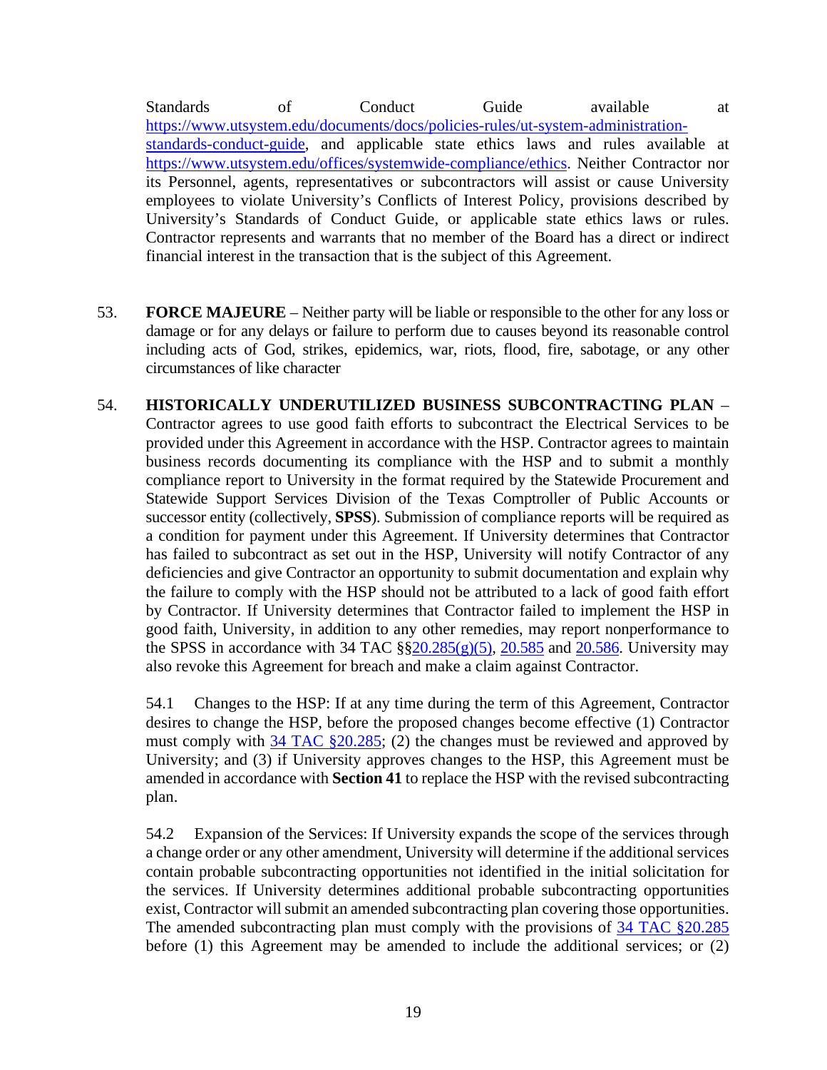Standards of Conduct Guide available at https://www.utsystem.edu/documents/docs/policies-rules/ut-system-administration-standards-conduct-guide, and applicable state ethics laws and rules available at https://www.utsystem.edu/offices/systemwide-compliance/ethics. Neither Contractor nor its Personnel, agents, representatives or subcontractors will assist or cause University employees to violate University's Conflicts of Interest Policy, provisions described by University's Standards of Conduct Guide, or applicable state ethics laws or rules. Contractor represents and warrants that no member of the Board has a direct or indirect financial interest in the transaction that is the subject of this Agreement.

53. **FORCE MAJEURE** – Neither party will be liable or responsible to the other for any loss or damage or for any delays or failure to perform due to causes beyond its reasonable control including acts of God, strikes, epidemics, war, riots, flood, fire, sabotage, or any other circumstances of like character

54. **HISTORICALLY UNDERUTILIZED BUSINESS SUBCONTRACTING PLAN** – Contractor agrees to use good faith efforts to subcontract the Electrical Services to be provided under this Agreement in accordance with the HSP. Contractor agrees to maintain business records documenting its compliance with the HSP and to submit a monthly compliance report to University in the format required by the Statewide Procurement and Statewide Support Services Division of the Texas Comptroller of Public Accounts or successor entity (collectively, **SPSS**). Submission of compliance reports will be required as a condition for payment under this Agreement. If University determines that Contractor has failed to subcontract as set out in the HSP, University will notify Contractor of any deficiencies and give Contractor an opportunity to submit documentation and explain why the failure to comply with the HSP should not be attributed to a lack of good faith effort by Contractor. If University determines that Contractor failed to implement the HSP in good faith, University, in addition to any other remedies, may report nonperformance to the SPSS in accordance with 34 TAC §§20.285(g)(5), 20.585 and 20.586. University may also revoke this Agreement for breach and make a claim against Contractor.

    54.1 Changes to the HSP: If at any time during the term of this Agreement, Contractor desires to change the HSP, before the proposed changes become effective (1) Contractor must comply with 34 TAC §20.285; (2) the changes must be reviewed and approved by University; and (3) if University approves changes to the HSP, this Agreement must be amended in accordance with **Section 41** to replace the HSP with the revised subcontracting plan.

    54.2 Expansion of the Services: If University expands the scope of the services through a change order or any other amendment, University will determine if the additional services contain probable subcontracting opportunities not identified in the initial solicitation for the services. If University determines additional probable subcontracting opportunities exist, Contractor will submit an amended subcontracting plan covering those opportunities. The amended subcontracting plan must comply with the provisions of 34 TAC §20.285 before (1) this Agreement may be amended to include the additional services; or (2)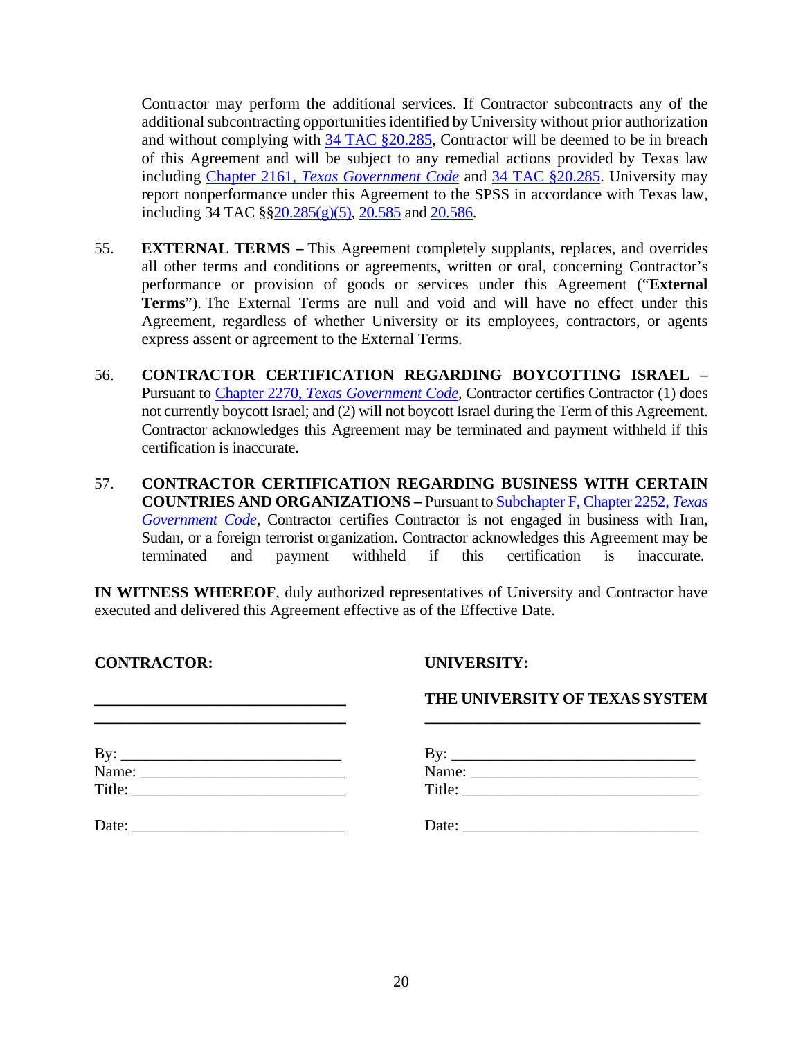Contractor may perform the additional services. If Contractor subcontracts any of the additional subcontracting opportunities identified by University without prior authorization and without complying with 34 TAC §20.285, Contractor will be deemed to be in breach of this Agreement and will be subject to any remedial actions provided by Texas law including Chapter 2161, *Texas Government Code* and 34 TAC §20.285. University may report nonperformance under this Agreement to the SPSS in accordance with Texas law, including 34 TAC §§20.285(g)(5), 20.585 and 20.586.

55. **EXTERNAL TERMS –** This Agreement completely supplants, replaces, and overrides all other terms and conditions or agreements, written or oral, concerning Contractor's performance or provision of goods or services under this Agreement ("**External Terms**"). The External Terms are null and void and will have no effect under this Agreement, regardless of whether University or its employees, contractors, or agents express assent or agreement to the External Terms.

56. **CONTRACTOR CERTIFICATION REGARDING BOYCOTTING ISRAEL –** Pursuant to Chapter 2270, *Texas Government Code*, Contractor certifies Contractor (1) does not currently boycott Israel; and (2) will not boycott Israel during the Term of this Agreement. Contractor acknowledges this Agreement may be terminated and payment withheld if this certification is inaccurate.

57. **CONTRACTOR CERTIFICATION REGARDING BUSINESS WITH CERTAIN COUNTRIES AND ORGANIZATIONS –** Pursuant to Subchapter F, Chapter 2252, *Texas Government Code*, Contractor certifies Contractor is not engaged in business with Iran, Sudan, or a foreign terrorist organization. Contractor acknowledges this Agreement may be terminated and payment withheld if this certification is inaccurate.

**IN WITNESS WHEREOF**, duly authorized representatives of University and Contractor have executed and delivered this Agreement effective as of the Effective Date.

| **CONTRACTOR:** | **UNIVERSITY:** |
|---|---|
| ______________________________ | **THE UNIVERSITY OF TEXAS SYSTEM** |
| ______________________________ | ______________________________ |
| By: ___________________________ | By: ___________________________ |
| Name: _________________________ | Name: _________________________ |
| Title: __________________________ | Title: __________________________ |
| Date: __________________________ | Date: __________________________ |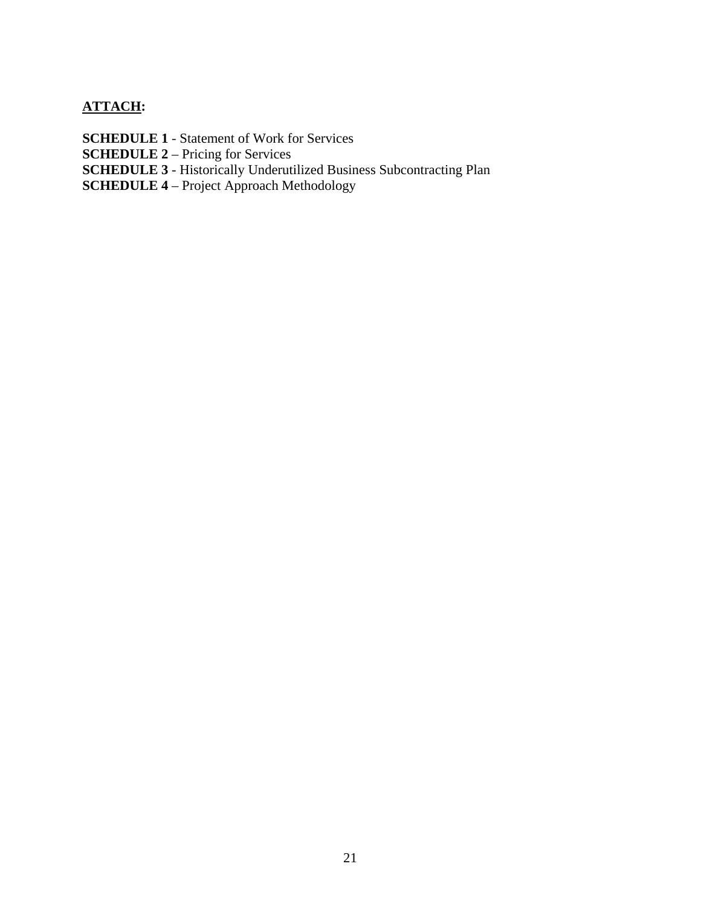**ATTACH:**

**SCHEDULE 1** - Statement of Work for Services
**SCHEDULE 2** – Pricing for Services
**SCHEDULE 3** - Historically Underutilized Business Subcontracting Plan
**SCHEDULE 4** – Project Approach Methodology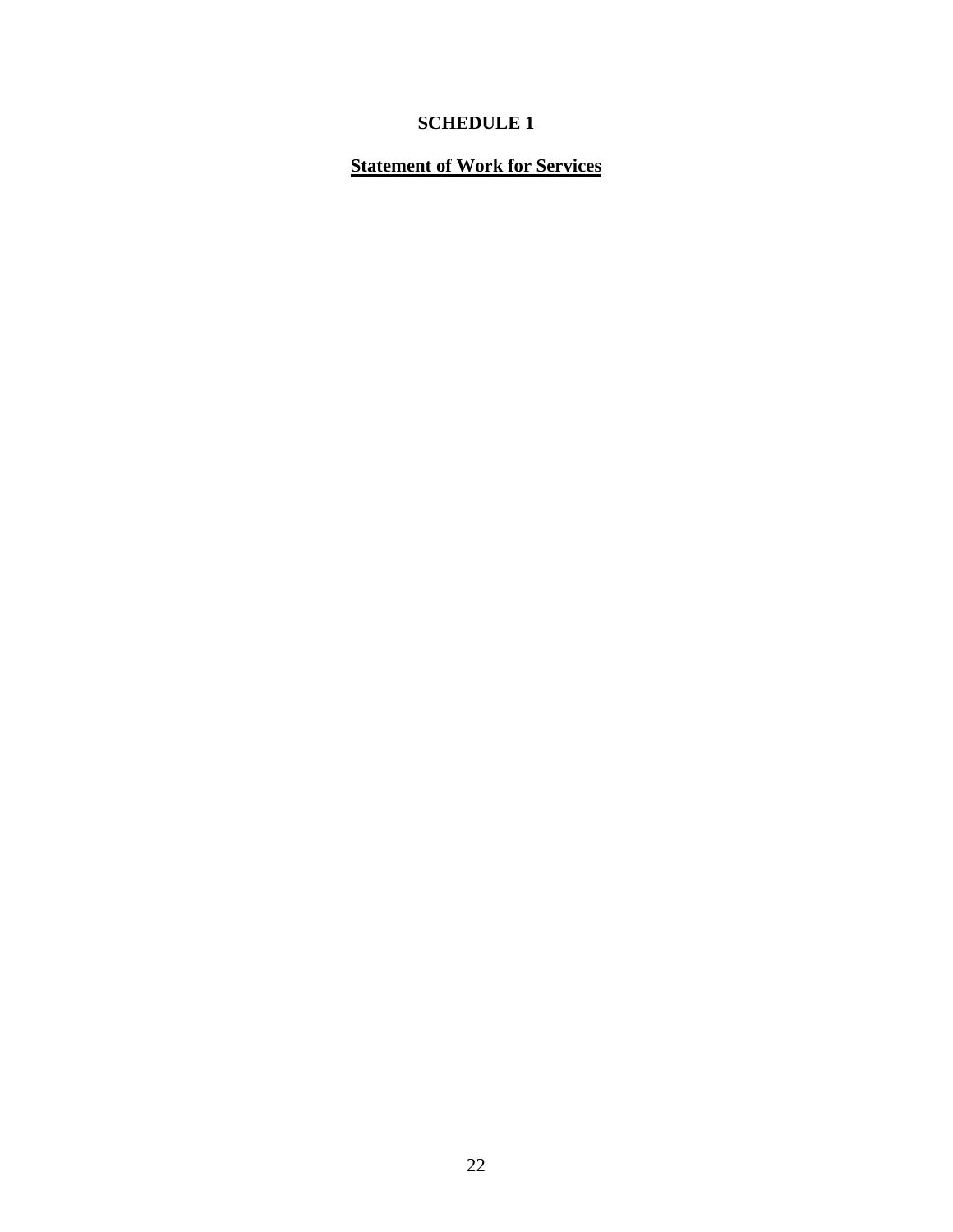# SCHEDULE 1

## Statement of Work for Services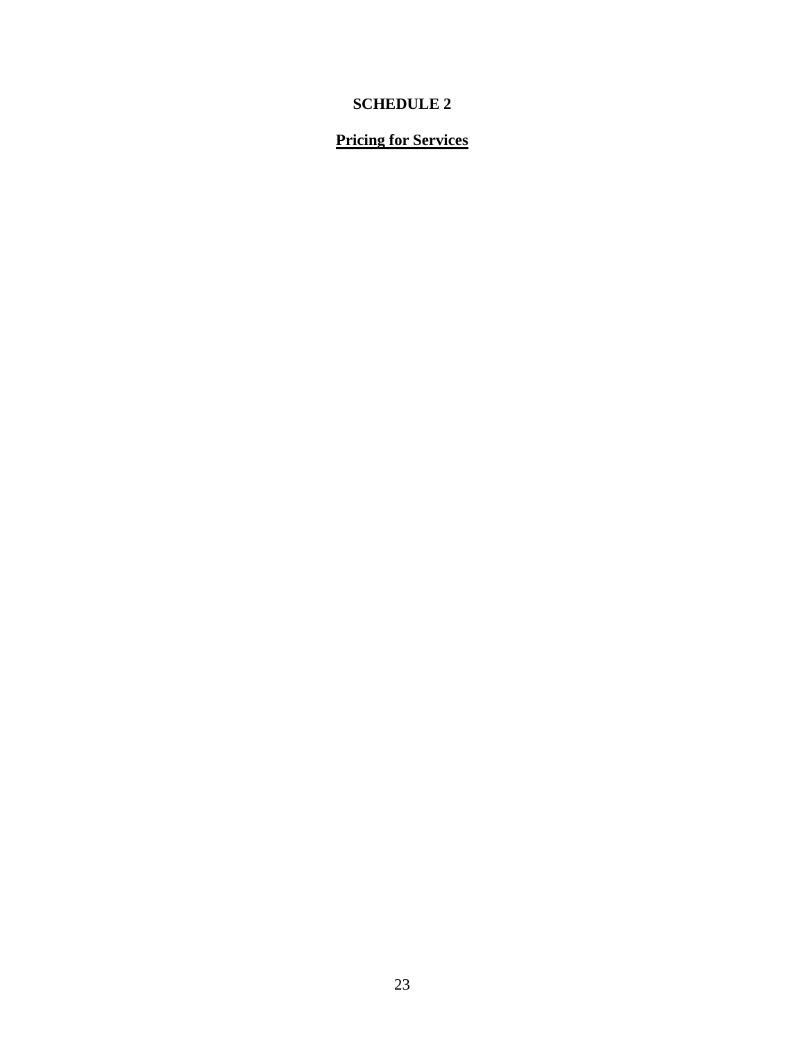# SCHEDULE 2

## **Pricing for Services**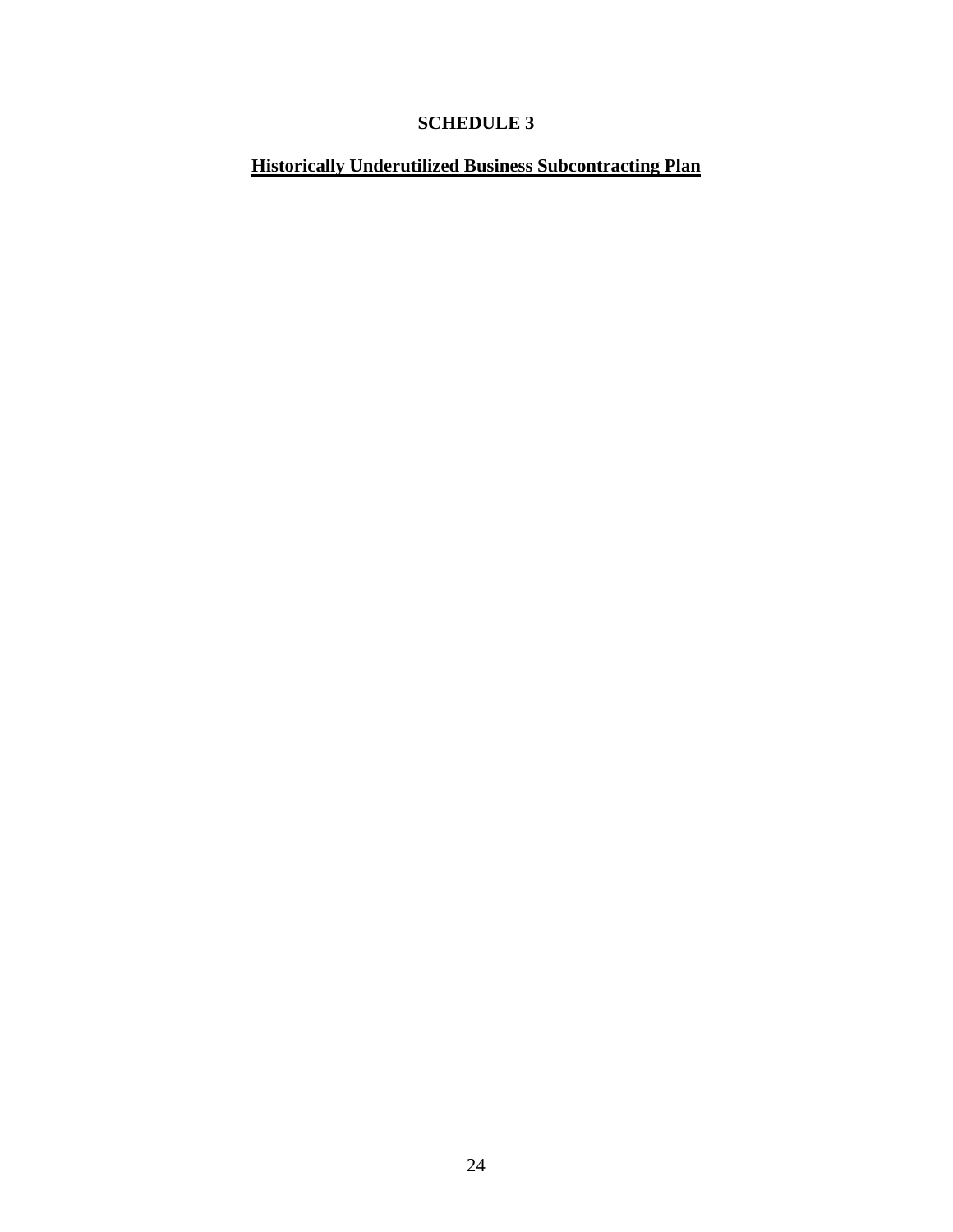**SCHEDULE 3**

**Historically Underutilized Business Subcontracting Plan**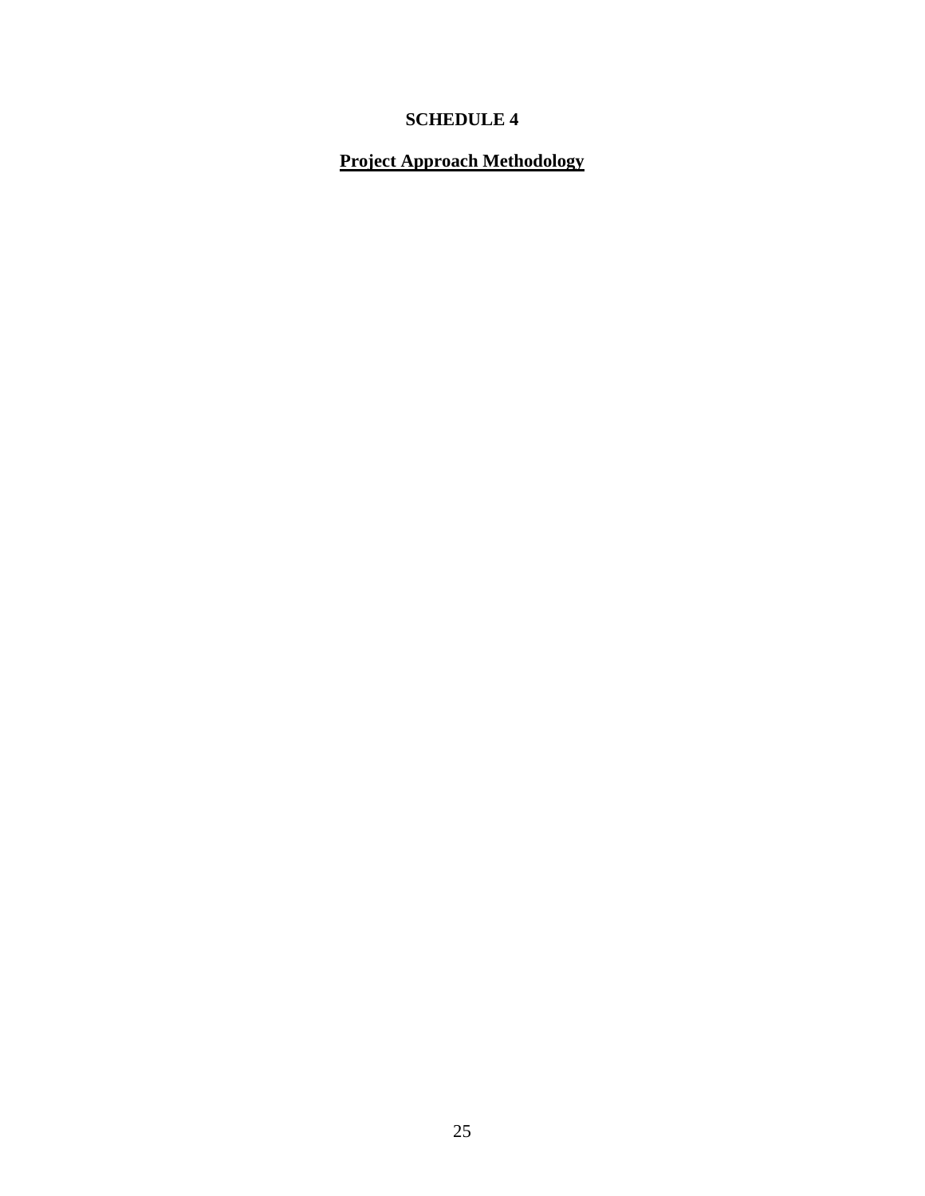**SCHEDULE 4**

**Project Approach Methodology**